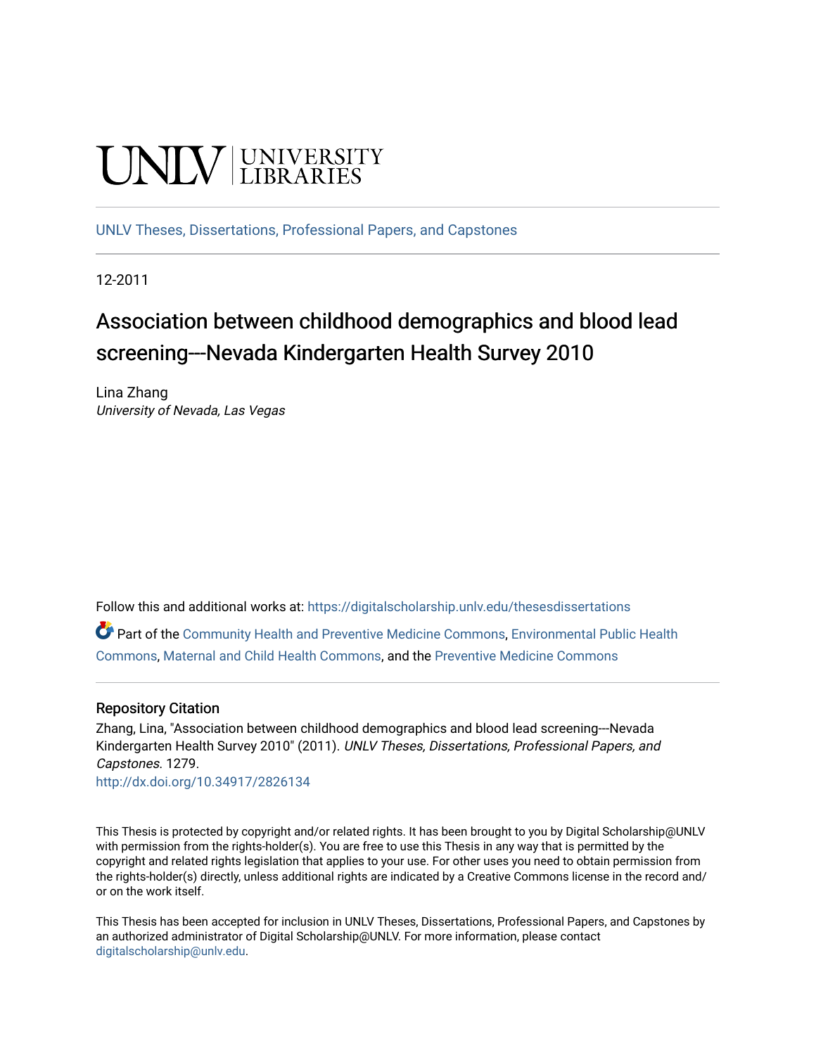UNLV | UNIVERSITY LIBRARIES

UNLV Theses, Dissertations, Professional Papers, and Capstones

12-2011

# Association between childhood demographics and blood lead screening---Nevada Kindergarten Health Survey 2010

Lina Zhang
*University of Nevada, Las Vegas*

Follow this and additional works at: https://digitalscholarship.unlv.edu/thesesdissertations

Part of the Community Health and Preventive Medicine Commons, Environmental Public Health Commons, Maternal and Child Health Commons, and the Preventive Medicine Commons

## Repository Citation

Zhang, Lina, "Association between childhood demographics and blood lead screening---Nevada Kindergarten Health Survey 2010" (2011). *UNLV Theses, Dissertations, Professional Papers, and Capstones*. 1279.
http://dx.doi.org/10.34917/2826134

This Thesis is protected by copyright and/or related rights. It has been brought to you by Digital Scholarship@UNLV with permission from the rights-holder(s). You are free to use this Thesis in any way that is permitted by the copyright and related rights legislation that applies to your use. For other uses you need to obtain permission from the rights-holder(s) directly, unless additional rights are indicated by a Creative Commons license in the record and/or on the work itself.

This Thesis has been accepted for inclusion in UNLV Theses, Dissertations, Professional Papers, and Capstones by an authorized administrator of Digital Scholarship@UNLV. For more information, please contact digitalscholarship@unlv.edu.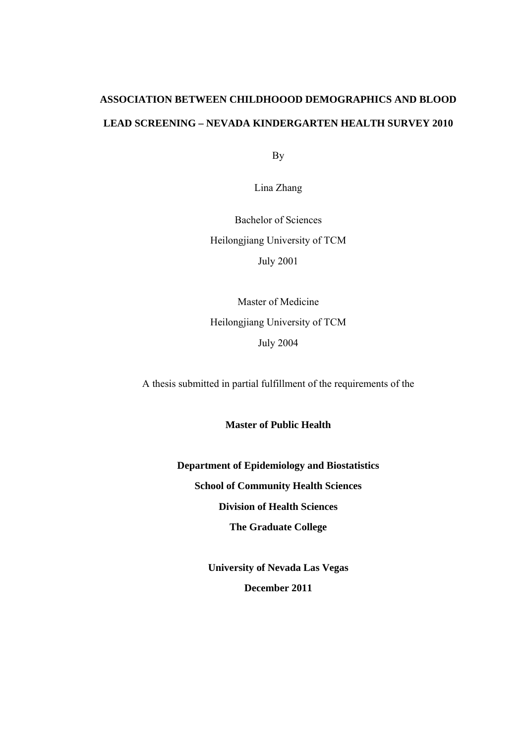**ASSOCIATION BETWEEN CHILDHOOOD DEMOGRAPHICS AND BLOOD LEAD SCREENING – NEVADA KINDERGARTEN HEALTH SURVEY 2010**

By

Lina Zhang

Bachelor of Sciences
Heilongjiang University of TCM
July 2001

Master of Medicine
Heilongjiang University of TCM
July 2004

A thesis submitted in partial fulfillment of the requirements of the

**Master of Public Health**

**Department of Epidemiology and Biostatistics**
**School of Community Health Sciences**
**Division of Health Sciences**
**The Graduate College**

**University of Nevada Las Vegas**
**December 2011**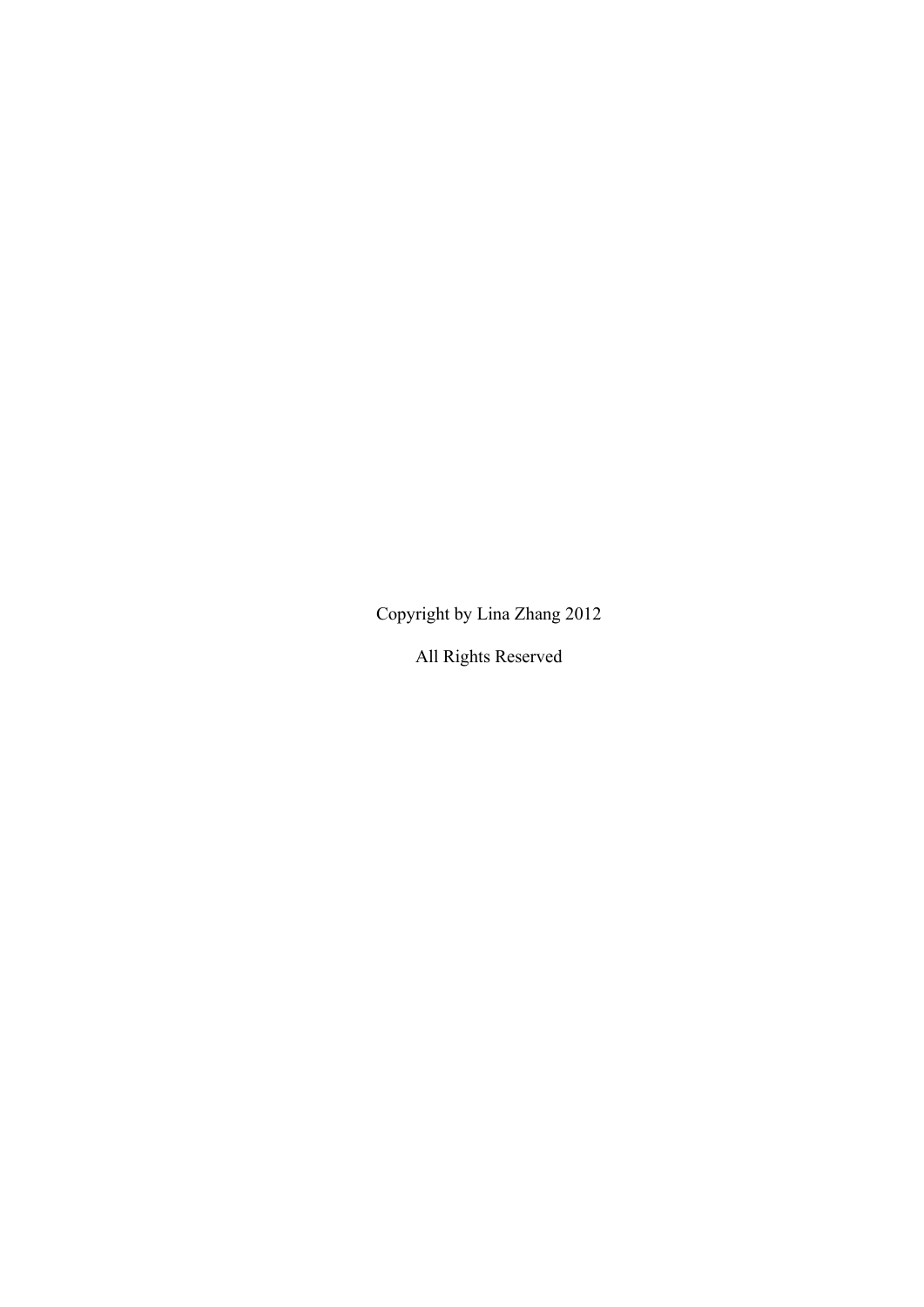Copyright by Lina Zhang 2012

All Rights Reserved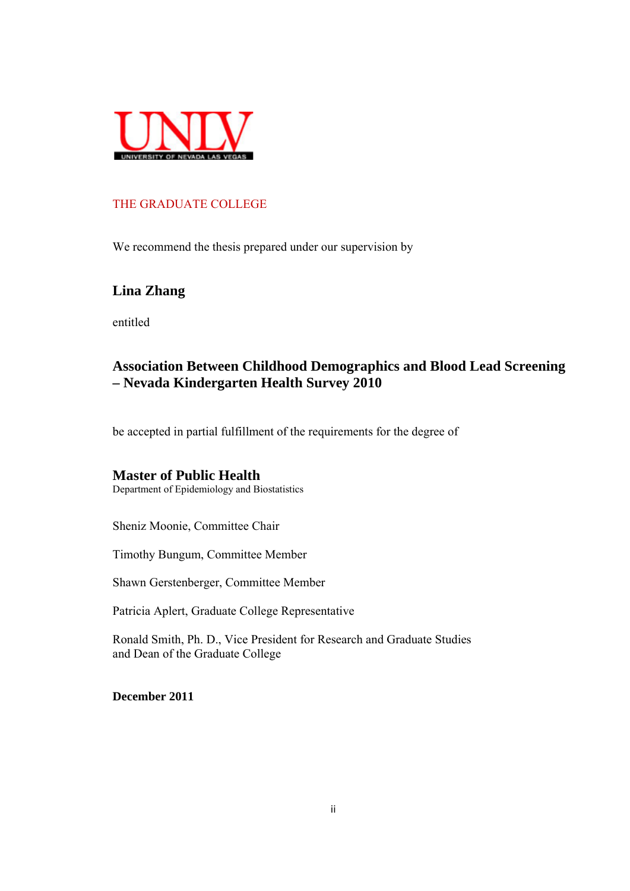UNLV
UNIVERSITY OF NEVADA LAS VEGAS

THE GRADUATE COLLEGE

We recommend the thesis prepared under our supervision by

**Lina Zhang**

entitled

**Association Between Childhood Demographics and Blood Lead Screening – Nevada Kindergarten Health Survey 2010**

be accepted in partial fulfillment of the requirements for the degree of

**Master of Public Health**
Department of Epidemiology and Biostatistics

Sheniz Moonie, Committee Chair

Timothy Bungum, Committee Member

Shawn Gerstenberger, Committee Member

Patricia Aplert, Graduate College Representative

Ronald Smith, Ph. D., Vice President for Research and Graduate Studies
and Dean of the Graduate College

**December 2011**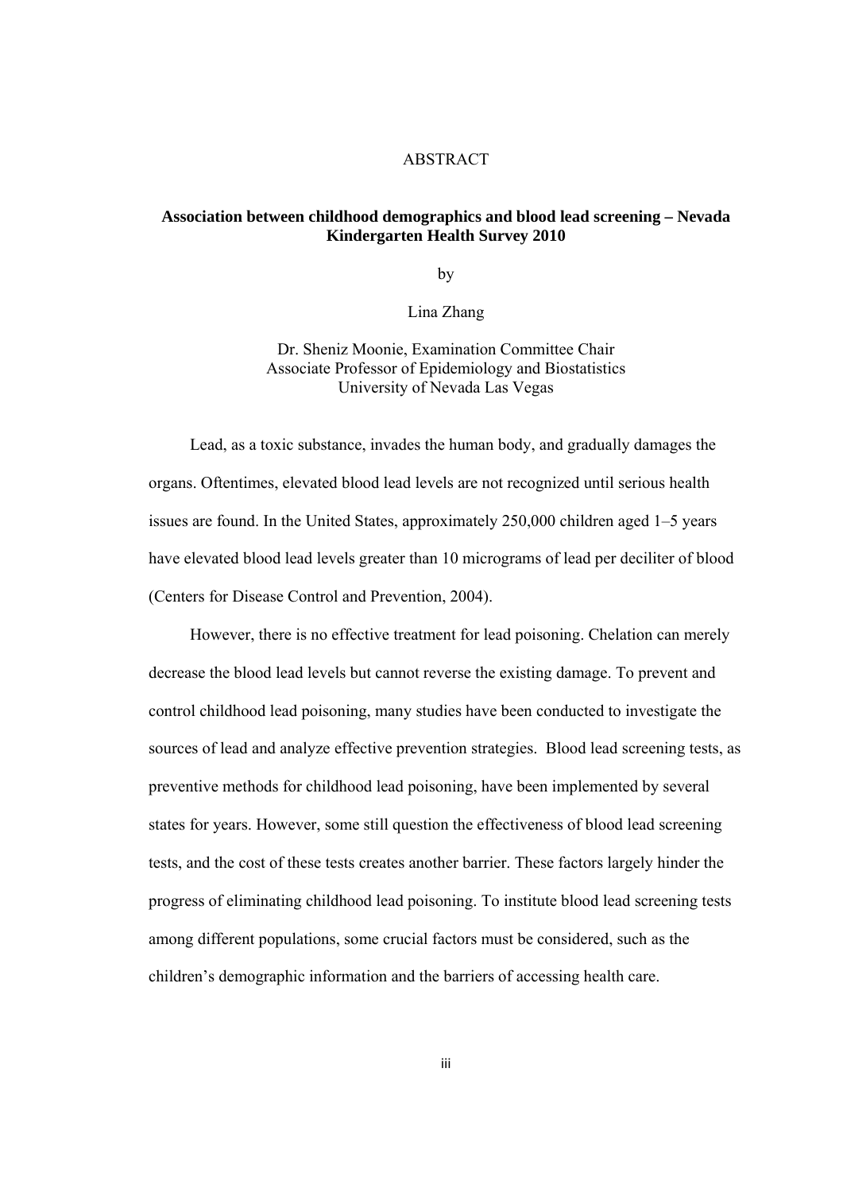# ABSTRACT

## Association between childhood demographics and blood lead screening – Nevada Kindergarten Health Survey 2010

by

Lina Zhang

Dr. Sheniz Moonie, Examination Committee Chair
Associate Professor of Epidemiology and Biostatistics
University of Nevada Las Vegas

Lead, as a toxic substance, invades the human body, and gradually damages the organs. Oftentimes, elevated blood lead levels are not recognized until serious health issues are found. In the United States, approximately 250,000 children aged 1–5 years have elevated blood lead levels greater than 10 micrograms of lead per deciliter of blood (Centers for Disease Control and Prevention, 2004).

However, there is no effective treatment for lead poisoning. Chelation can merely decrease the blood lead levels but cannot reverse the existing damage. To prevent and control childhood lead poisoning, many studies have been conducted to investigate the sources of lead and analyze effective prevention strategies. Blood lead screening tests, as preventive methods for childhood lead poisoning, have been implemented by several states for years. However, some still question the effectiveness of blood lead screening tests, and the cost of these tests creates another barrier. These factors largely hinder the progress of eliminating childhood lead poisoning. To institute blood lead screening tests among different populations, some crucial factors must be considered, such as the children's demographic information and the barriers of accessing health care.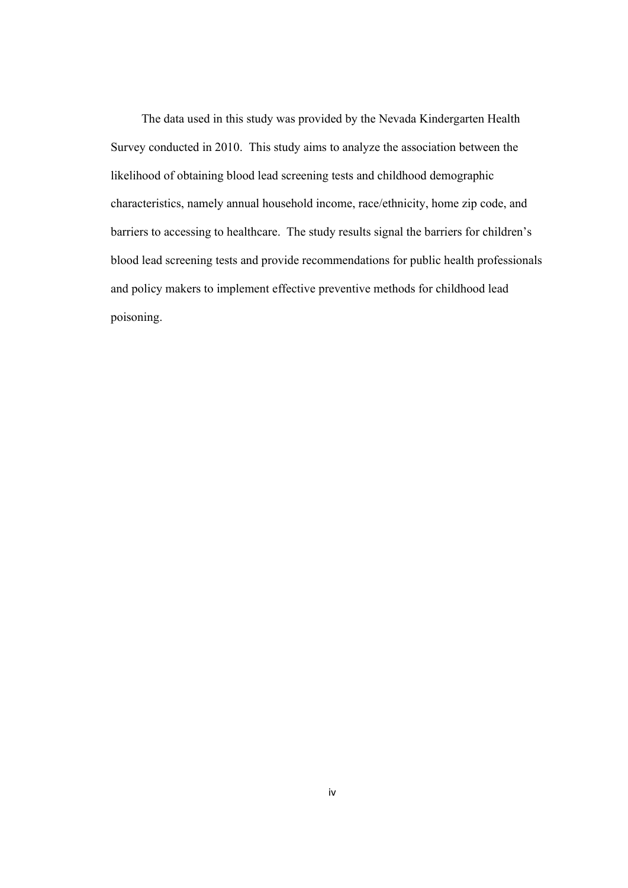The data used in this study was provided by the Nevada Kindergarten Health Survey conducted in 2010. This study aims to analyze the association between the likelihood of obtaining blood lead screening tests and childhood demographic characteristics, namely annual household income, race/ethnicity, home zip code, and barriers to accessing to healthcare. The study results signal the barriers for children's blood lead screening tests and provide recommendations for public health professionals and policy makers to implement effective preventive methods for childhood lead poisoning.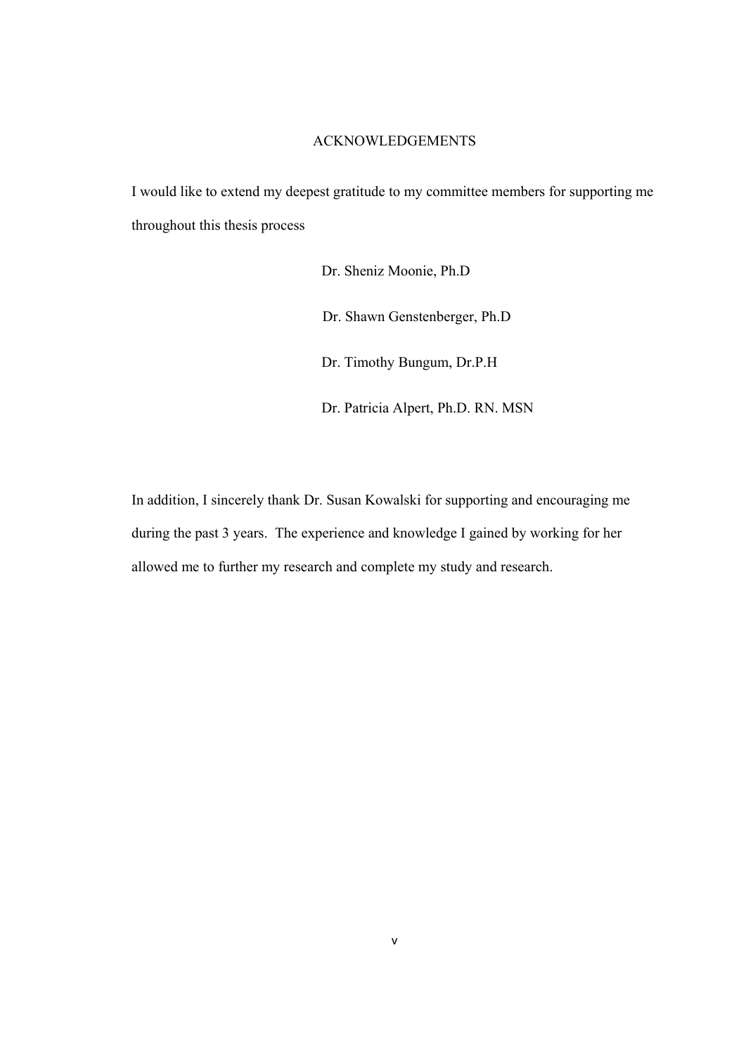# ACKNOWLEDGEMENTS

I would like to extend my deepest gratitude to my committee members for supporting me throughout this thesis process

Dr. Sheniz Moonie, Ph.D

Dr. Shawn Genstenberger, Ph.D

Dr. Timothy Bungum, Dr.P.H

Dr. Patricia Alpert, Ph.D. RN. MSN

In addition, I sincerely thank Dr. Susan Kowalski for supporting and encouraging me during the past 3 years. The experience and knowledge I gained by working for her allowed me to further my research and complete my study and research.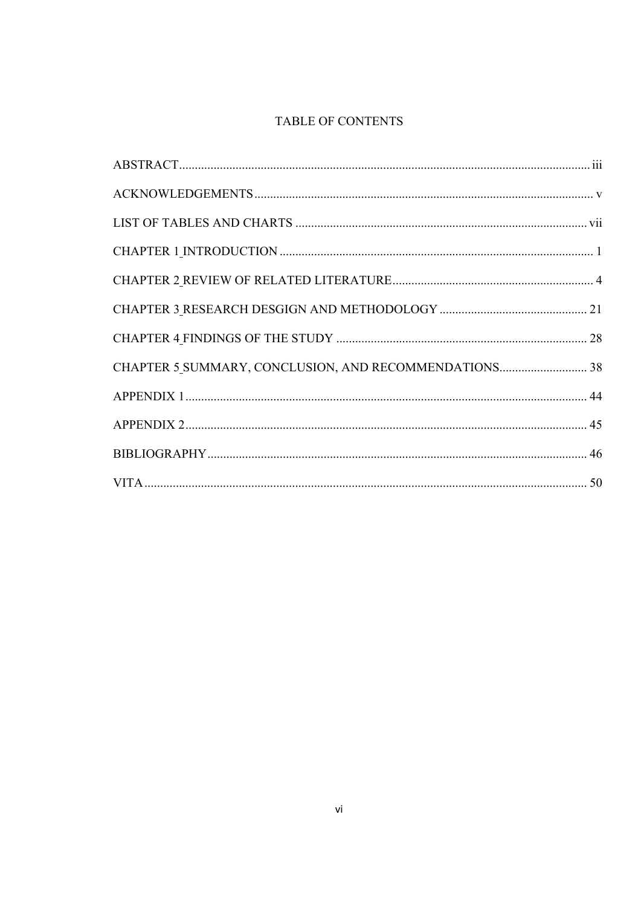# TABLE OF CONTENTS

ABSTRACT .......... iii

ACKNOWLEDGEMENTS .......... v

LIST OF TABLES AND CHARTS .......... vii

CHAPTER 1 INTRODUCTION .......... 1

CHAPTER 2 REVIEW OF RELATED LITERATURE .......... 4

CHAPTER 3 RESEARCH DESGIGN AND METHODOLOGY .......... 21

CHAPTER 4 FINDINGS OF THE STUDY .......... 28

CHAPTER 5 SUMMARY, CONCLUSION, AND RECOMMENDATIONS .......... 38

APPENDIX 1 .......... 44

APPENDIX 2 .......... 45

BIBLIOGRAPHY .......... 46

VITA .......... 50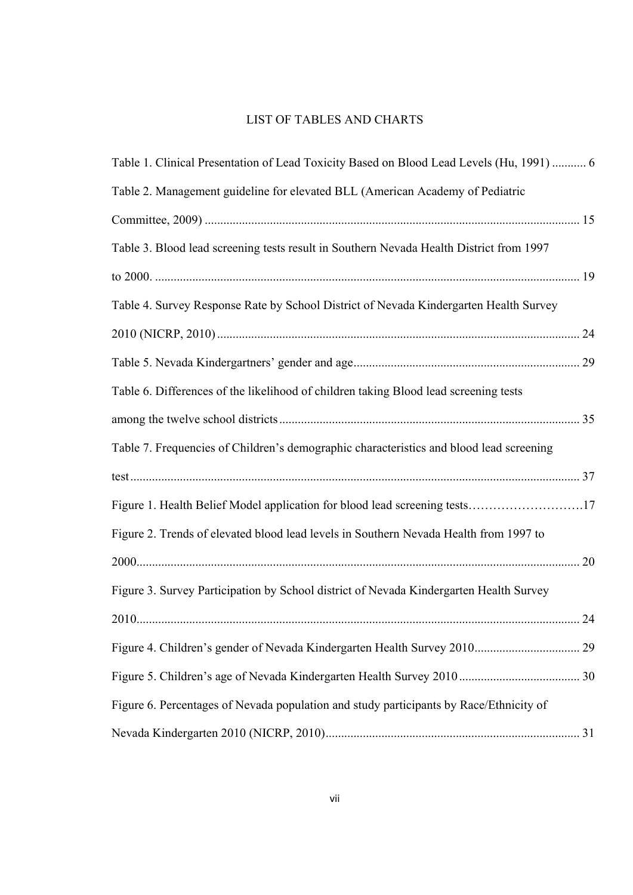# LIST OF TABLES AND CHARTS

Table 1. Clinical Presentation of Lead Toxicity Based on Blood Lead Levels (Hu, 1991) ........... 6

Table 2. Management guideline for elevated BLL (American Academy of Pediatric Committee, 2009) ........................................................................................................................ 15

Table 3. Blood lead screening tests result in Southern Nevada Health District from 1997 to 2000. ........................................................................................................................................ 19

Table 4. Survey Response Rate by School District of Nevada Kindergarten Health Survey 2010 (NICRP, 2010) .................................................................................................................... 24

Table 5. Nevada Kindergartners' gender and age......................................................................... 29

Table 6. Differences of the likelihood of children taking Blood lead screening tests among the twelve school districts................................................................................................ 35

Table 7. Frequencies of Children's demographic characteristics and blood lead screening test................................................................................................................................................ 37

Figure 1. Health Belief Model application for blood lead screening tests……………………….17

Figure 2. Trends of elevated blood lead levels in Southern Nevada Health from 1997 to 2000............................................................................................................................................. 20

Figure 3. Survey Participation by School district of Nevada Kindergarten Health Survey 2010............................................................................................................................................. 24

Figure 4. Children's gender of Nevada Kindergarten Health Survey 2010................................. 29

Figure 5. Children's age of Nevada Kindergarten Health Survey 2010....................................... 30

Figure 6. Percentages of Nevada population and study participants by Race/Ethnicity of Nevada Kindergarten 2010 (NICRP, 2010)................................................................................. 31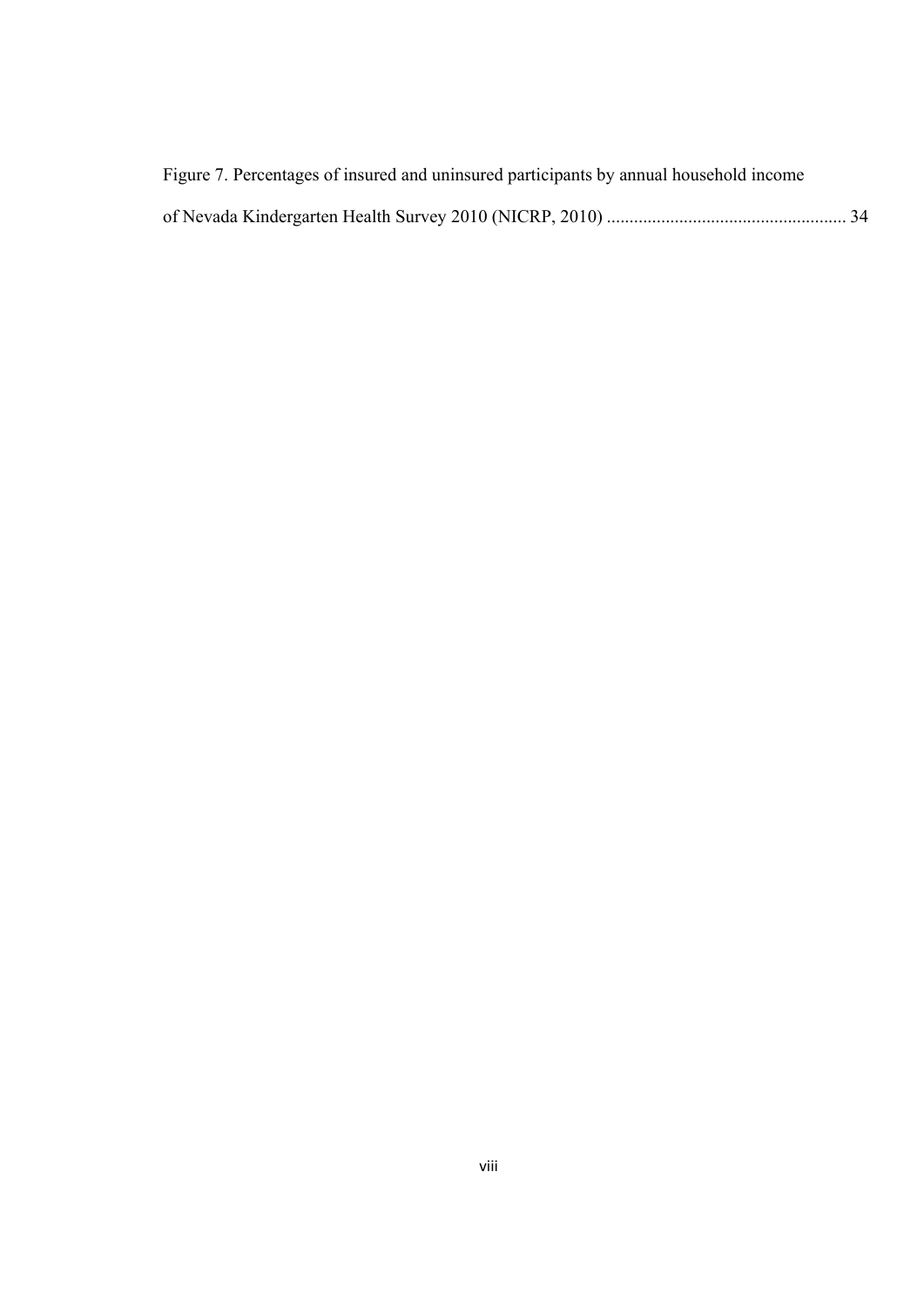Figure 7. Percentages of insured and uninsured participants by annual household income of Nevada Kindergarten Health Survey 2010 (NICRP, 2010) .................................................... 34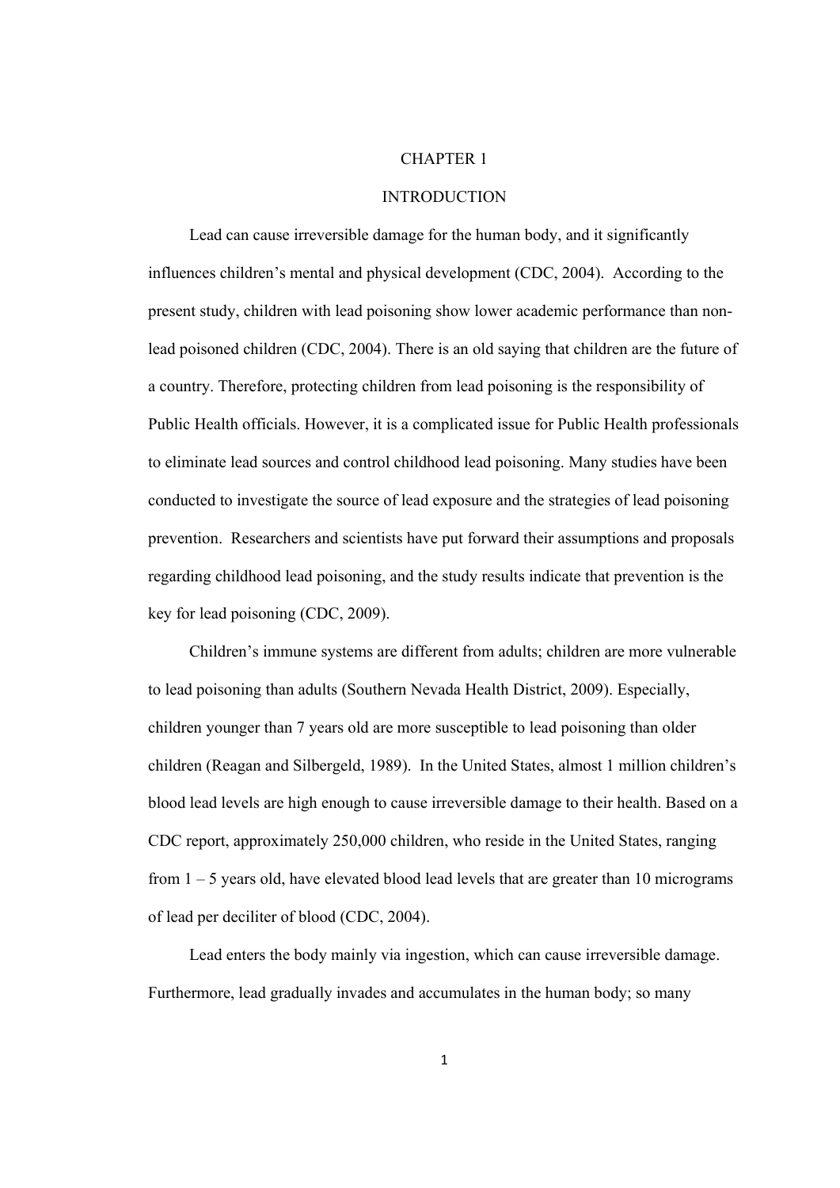# CHAPTER 1

# INTRODUCTION

Lead can cause irreversible damage for the human body, and it significantly influences children's mental and physical development (CDC, 2004). According to the present study, children with lead poisoning show lower academic performance than non-lead poisoned children (CDC, 2004). There is an old saying that children are the future of a country. Therefore, protecting children from lead poisoning is the responsibility of Public Health officials. However, it is a complicated issue for Public Health professionals to eliminate lead sources and control childhood lead poisoning. Many studies have been conducted to investigate the source of lead exposure and the strategies of lead poisoning prevention. Researchers and scientists have put forward their assumptions and proposals regarding childhood lead poisoning, and the study results indicate that prevention is the key for lead poisoning (CDC, 2009).

Children's immune systems are different from adults; children are more vulnerable to lead poisoning than adults (Southern Nevada Health District, 2009). Especially, children younger than 7 years old are more susceptible to lead poisoning than older children (Reagan and Silbergeld, 1989). In the United States, almost 1 million children's blood lead levels are high enough to cause irreversible damage to their health. Based on a CDC report, approximately 250,000 children, who reside in the United States, ranging from 1 – 5 years old, have elevated blood lead levels that are greater than 10 micrograms of lead per deciliter of blood (CDC, 2004).

Lead enters the body mainly via ingestion, which can cause irreversible damage. Furthermore, lead gradually invades and accumulates in the human body; so many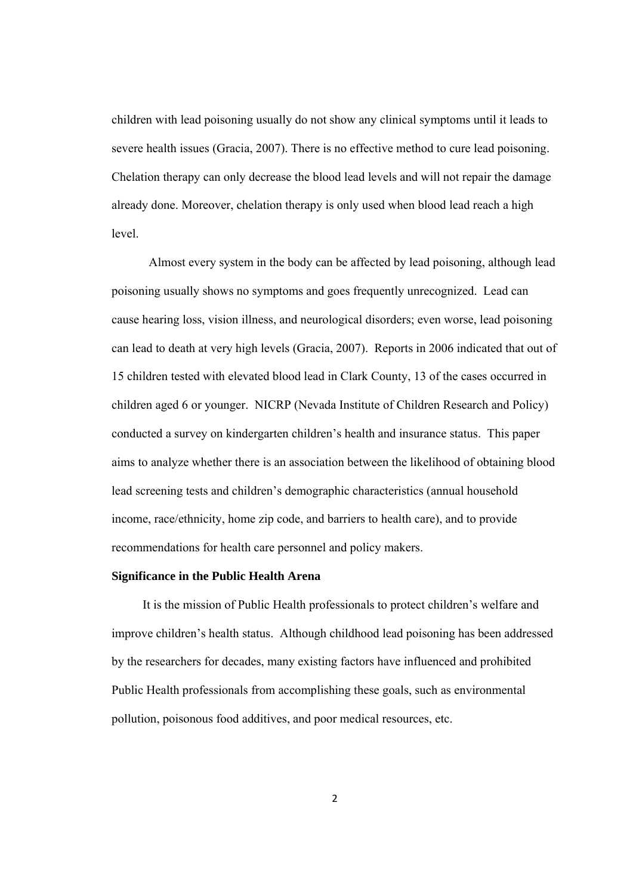children with lead poisoning usually do not show any clinical symptoms until it leads to severe health issues (Gracia, 2007). There is no effective method to cure lead poisoning. Chelation therapy can only decrease the blood lead levels and will not repair the damage already done. Moreover, chelation therapy is only used when blood lead reach a high level.

Almost every system in the body can be affected by lead poisoning, although lead poisoning usually shows no symptoms and goes frequently unrecognized. Lead can cause hearing loss, vision illness, and neurological disorders; even worse, lead poisoning can lead to death at very high levels (Gracia, 2007). Reports in 2006 indicated that out of 15 children tested with elevated blood lead in Clark County, 13 of the cases occurred in children aged 6 or younger. NICRP (Nevada Institute of Children Research and Policy) conducted a survey on kindergarten children's health and insurance status. This paper aims to analyze whether there is an association between the likelihood of obtaining blood lead screening tests and children's demographic characteristics (annual household income, race/ethnicity, home zip code, and barriers to health care), and to provide recommendations for health care personnel and policy makers.

**Significance in the Public Health Arena**

It is the mission of Public Health professionals to protect children's welfare and improve children's health status. Although childhood lead poisoning has been addressed by the researchers for decades, many existing factors have influenced and prohibited Public Health professionals from accomplishing these goals, such as environmental pollution, poisonous food additives, and poor medical resources, etc.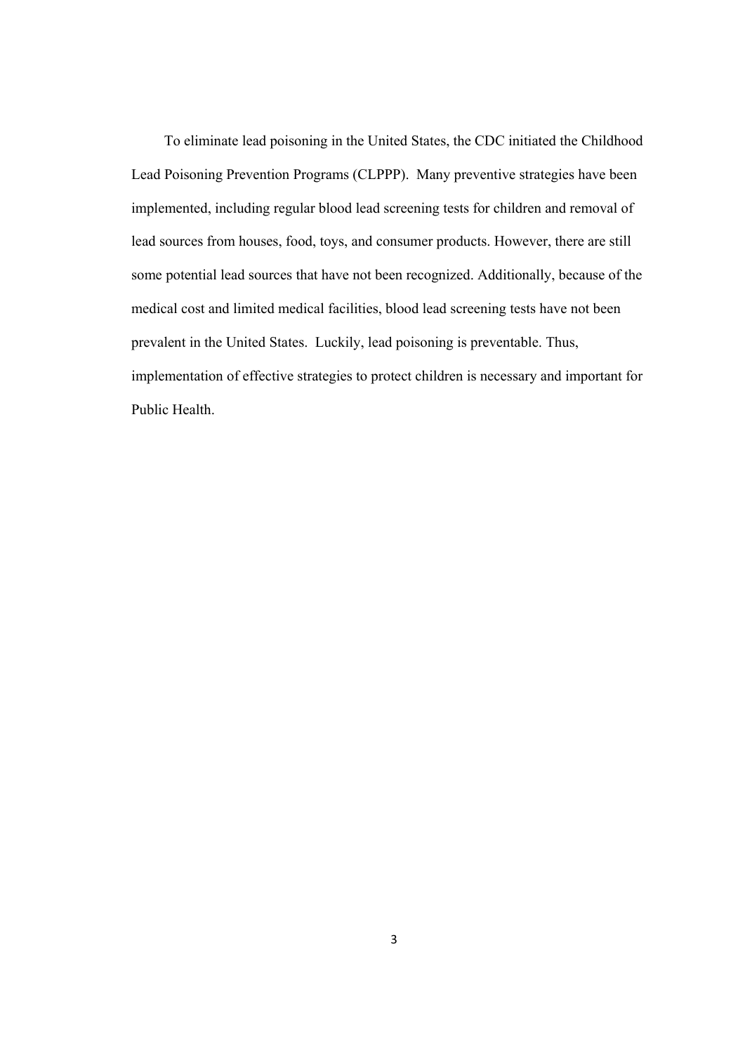To eliminate lead poisoning in the United States, the CDC initiated the Childhood Lead Poisoning Prevention Programs (CLPPP). Many preventive strategies have been implemented, including regular blood lead screening tests for children and removal of lead sources from houses, food, toys, and consumer products. However, there are still some potential lead sources that have not been recognized. Additionally, because of the medical cost and limited medical facilities, blood lead screening tests have not been prevalent in the United States. Luckily, lead poisoning is preventable. Thus, implementation of effective strategies to protect children is necessary and important for Public Health.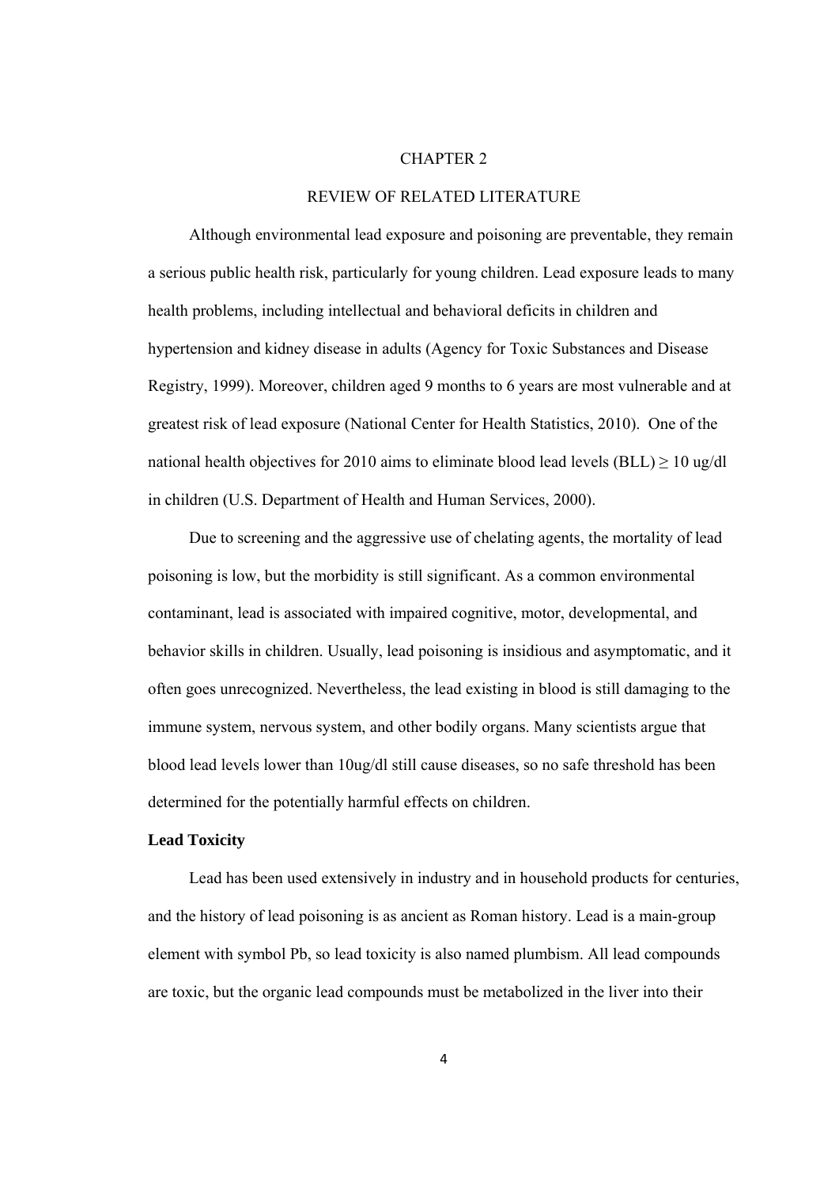# CHAPTER 2

# REVIEW OF RELATED LITERATURE

Although environmental lead exposure and poisoning are preventable, they remain a serious public health risk, particularly for young children. Lead exposure leads to many health problems, including intellectual and behavioral deficits in children and hypertension and kidney disease in adults (Agency for Toxic Substances and Disease Registry, 1999). Moreover, children aged 9 months to 6 years are most vulnerable and at greatest risk of lead exposure (National Center for Health Statistics, 2010). One of the national health objectives for 2010 aims to eliminate blood lead levels (BLL) $\geq$ 10 ug/dl in children (U.S. Department of Health and Human Services, 2000).

Due to screening and the aggressive use of chelating agents, the mortality of lead poisoning is low, but the morbidity is still significant. As a common environmental contaminant, lead is associated with impaired cognitive, motor, developmental, and behavior skills in children. Usually, lead poisoning is insidious and asymptomatic, and it often goes unrecognized. Nevertheless, the lead existing in blood is still damaging to the immune system, nervous system, and other bodily organs. Many scientists argue that blood lead levels lower than 10ug/dl still cause diseases, so no safe threshold has been determined for the potentially harmful effects on children.

**Lead Toxicity**

Lead has been used extensively in industry and in household products for centuries, and the history of lead poisoning is as ancient as Roman history. Lead is a main-group element with symbol Pb, so lead toxicity is also named plumbism. All lead compounds are toxic, but the organic lead compounds must be metabolized in the liver into their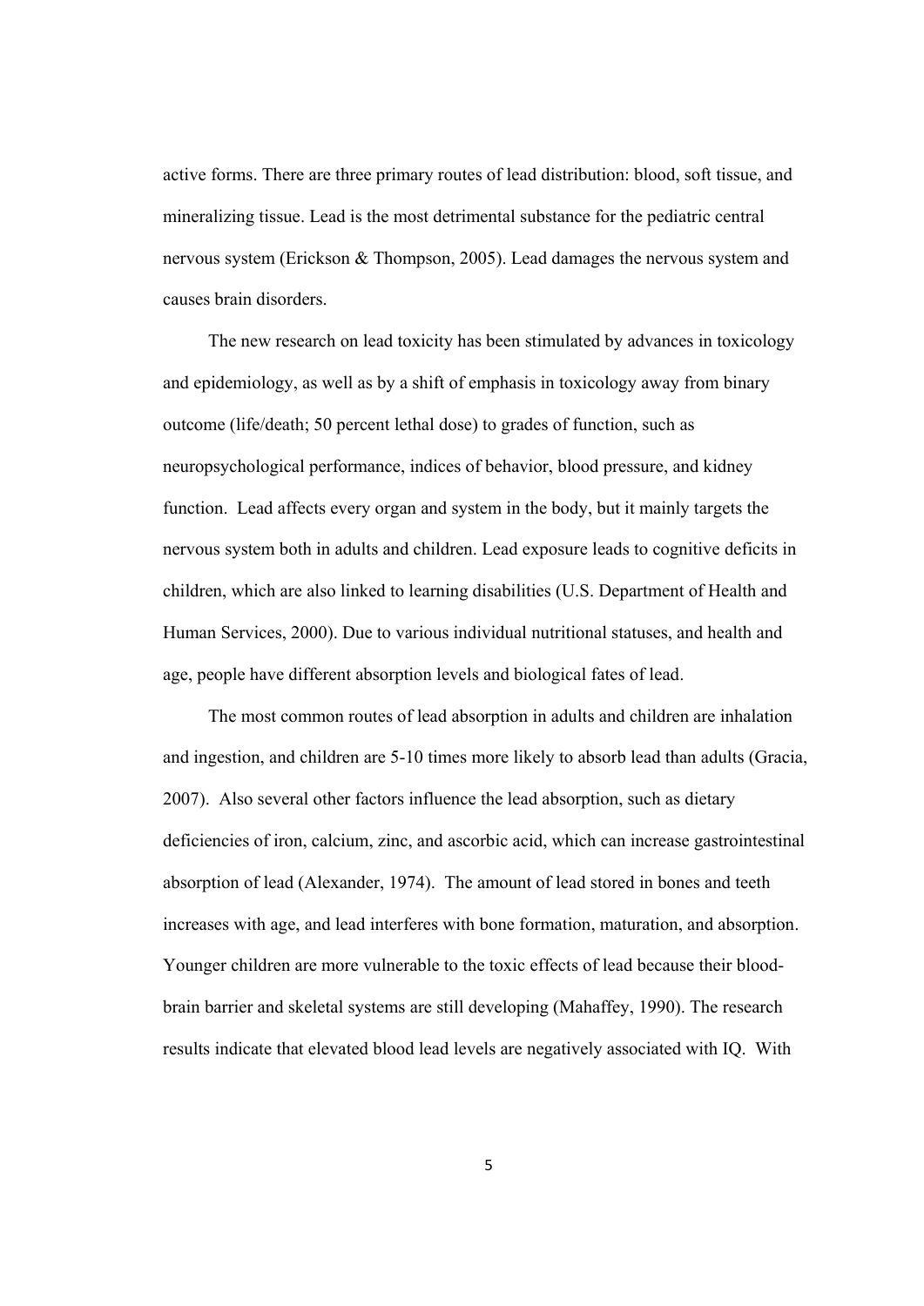active forms. There are three primary routes of lead distribution: blood, soft tissue, and mineralizing tissue. Lead is the most detrimental substance for the pediatric central nervous system (Erickson & Thompson, 2005). Lead damages the nervous system and causes brain disorders.

The new research on lead toxicity has been stimulated by advances in toxicology and epidemiology, as well as by a shift of emphasis in toxicology away from binary outcome (life/death; 50 percent lethal dose) to grades of function, such as neuropsychological performance, indices of behavior, blood pressure, and kidney function. Lead affects every organ and system in the body, but it mainly targets the nervous system both in adults and children. Lead exposure leads to cognitive deficits in children, which are also linked to learning disabilities (U.S. Department of Health and Human Services, 2000). Due to various individual nutritional statuses, and health and age, people have different absorption levels and biological fates of lead.

The most common routes of lead absorption in adults and children are inhalation and ingestion, and children are 5-10 times more likely to absorb lead than adults (Gracia, 2007). Also several other factors influence the lead absorption, such as dietary deficiencies of iron, calcium, zinc, and ascorbic acid, which can increase gastrointestinal absorption of lead (Alexander, 1974). The amount of lead stored in bones and teeth increases with age, and lead interferes with bone formation, maturation, and absorption. Younger children are more vulnerable to the toxic effects of lead because their blood-brain barrier and skeletal systems are still developing (Mahaffey, 1990). The research results indicate that elevated blood lead levels are negatively associated with IQ. With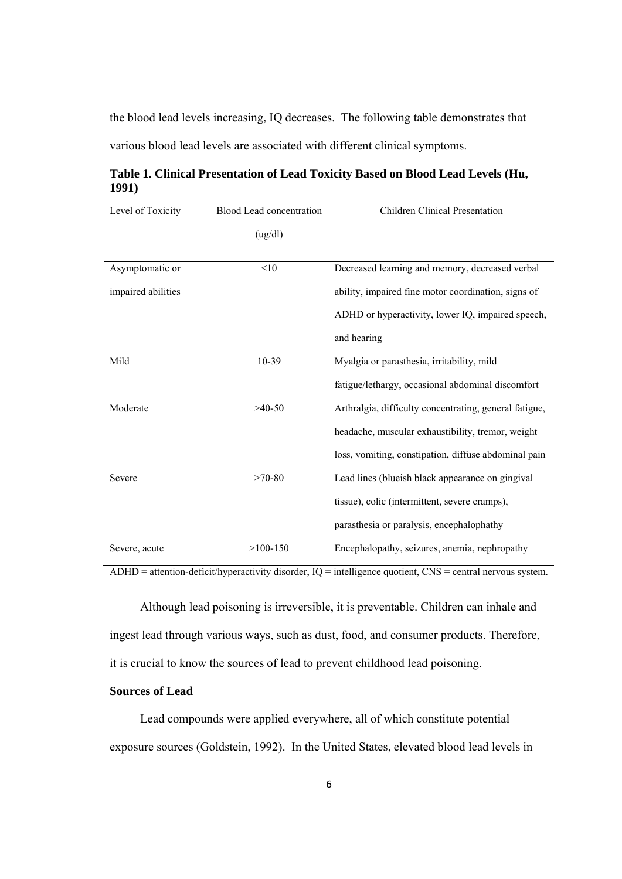the blood lead levels increasing, IQ decreases. The following table demonstrates that various blood lead levels are associated with different clinical symptoms.

**Table 1. Clinical Presentation of Lead Toxicity Based on Blood Lead Levels (Hu, 1991)**

| Level of Toxicity | Blood Lead concentration (ug/dl) | Children Clinical Presentation |
|---|---|---|
| Asymptomatic or impaired abilities | <10 | Decreased learning and memory, decreased verbal ability, impaired fine motor coordination, signs of ADHD or hyperactivity, lower IQ, impaired speech, and hearing |
| Mild | 10-39 | Myalgia or parasthesia, irritability, mild fatigue/lethargy, occasional abdominal discomfort |
| Moderate | >40-50 | Arthralgia, difficulty concentrating, general fatigue, headache, muscular exhaustibility, tremor, weight loss, vomiting, constipation, diffuse abdominal pain |
| Severe | >70-80 | Lead lines (blueish black appearance on gingival tissue), colic (intermittent, severe cramps), parasthesia or paralysis, encephalophathy |
| Severe, acute | >100-150 | Encephalopathy, seizures, anemia, nephropathy |

ADHD = attention-deficit/hyperactivity disorder, IQ = intelligence quotient, CNS = central nervous system.

Although lead poisoning is irreversible, it is preventable. Children can inhale and ingest lead through various ways, such as dust, food, and consumer products. Therefore, it is crucial to know the sources of lead to prevent childhood lead poisoning.

**Sources of Lead**

Lead compounds were applied everywhere, all of which constitute potential exposure sources (Goldstein, 1992). In the United States, elevated blood lead levels in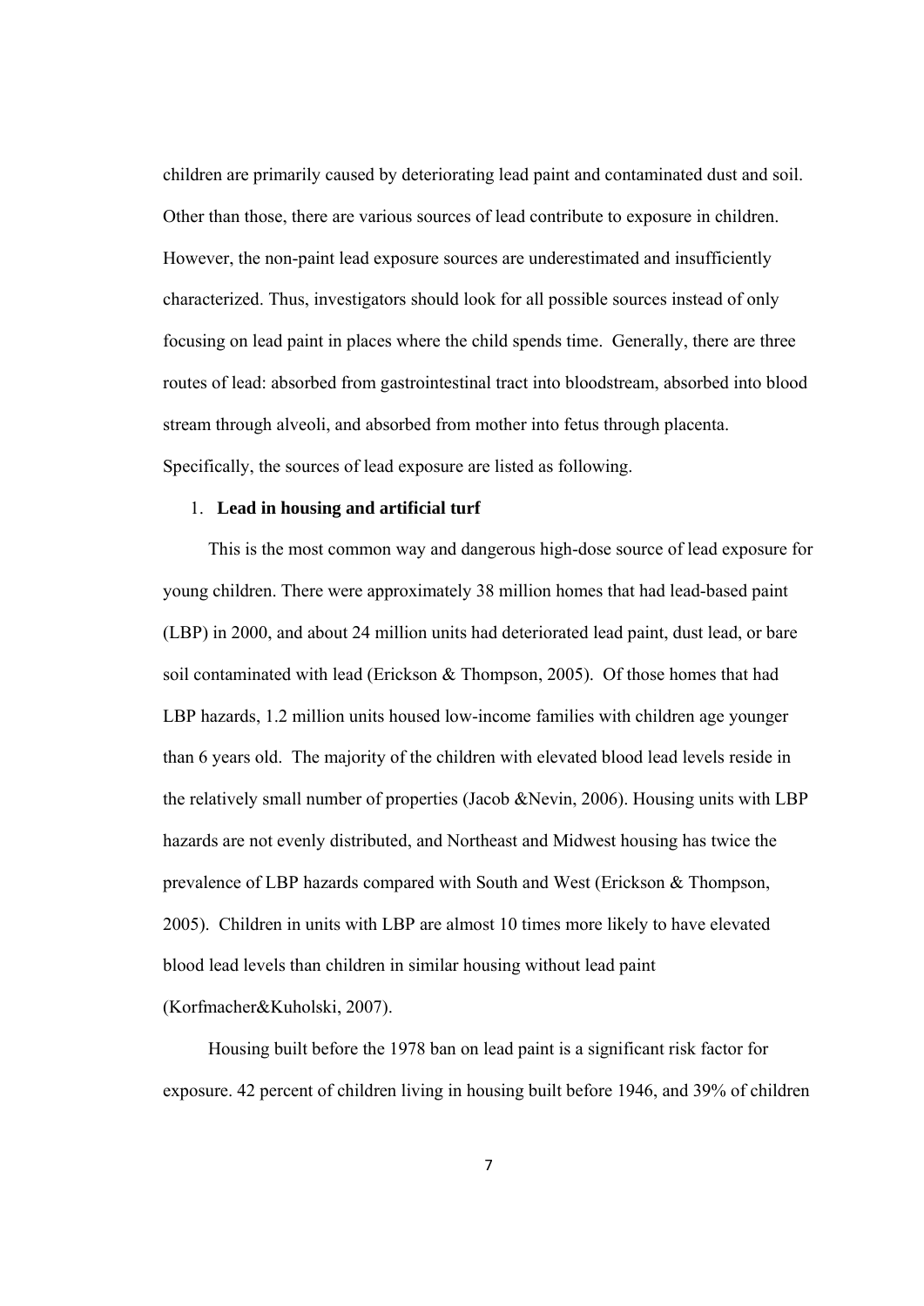children are primarily caused by deteriorating lead paint and contaminated dust and soil. Other than those, there are various sources of lead contribute to exposure in children. However, the non-paint lead exposure sources are underestimated and insufficiently characterized. Thus, investigators should look for all possible sources instead of only focusing on lead paint in places where the child spends time. Generally, there are three routes of lead: absorbed from gastrointestinal tract into bloodstream, absorbed into blood stream through alveoli, and absorbed from mother into fetus through placenta. Specifically, the sources of lead exposure are listed as following.

1. **Lead in housing and artificial turf**

This is the most common way and dangerous high-dose source of lead exposure for young children. There were approximately 38 million homes that had lead-based paint (LBP) in 2000, and about 24 million units had deteriorated lead paint, dust lead, or bare soil contaminated with lead (Erickson & Thompson, 2005). Of those homes that had LBP hazards, 1.2 million units housed low-income families with children age younger than 6 years old. The majority of the children with elevated blood lead levels reside in the relatively small number of properties (Jacob &Nevin, 2006). Housing units with LBP hazards are not evenly distributed, and Northeast and Midwest housing has twice the prevalence of LBP hazards compared with South and West (Erickson & Thompson, 2005). Children in units with LBP are almost 10 times more likely to have elevated blood lead levels than children in similar housing without lead paint (Korfmacher&Kuholski, 2007).

Housing built before the 1978 ban on lead paint is a significant risk factor for exposure. 42 percent of children living in housing built before 1946, and 39% of children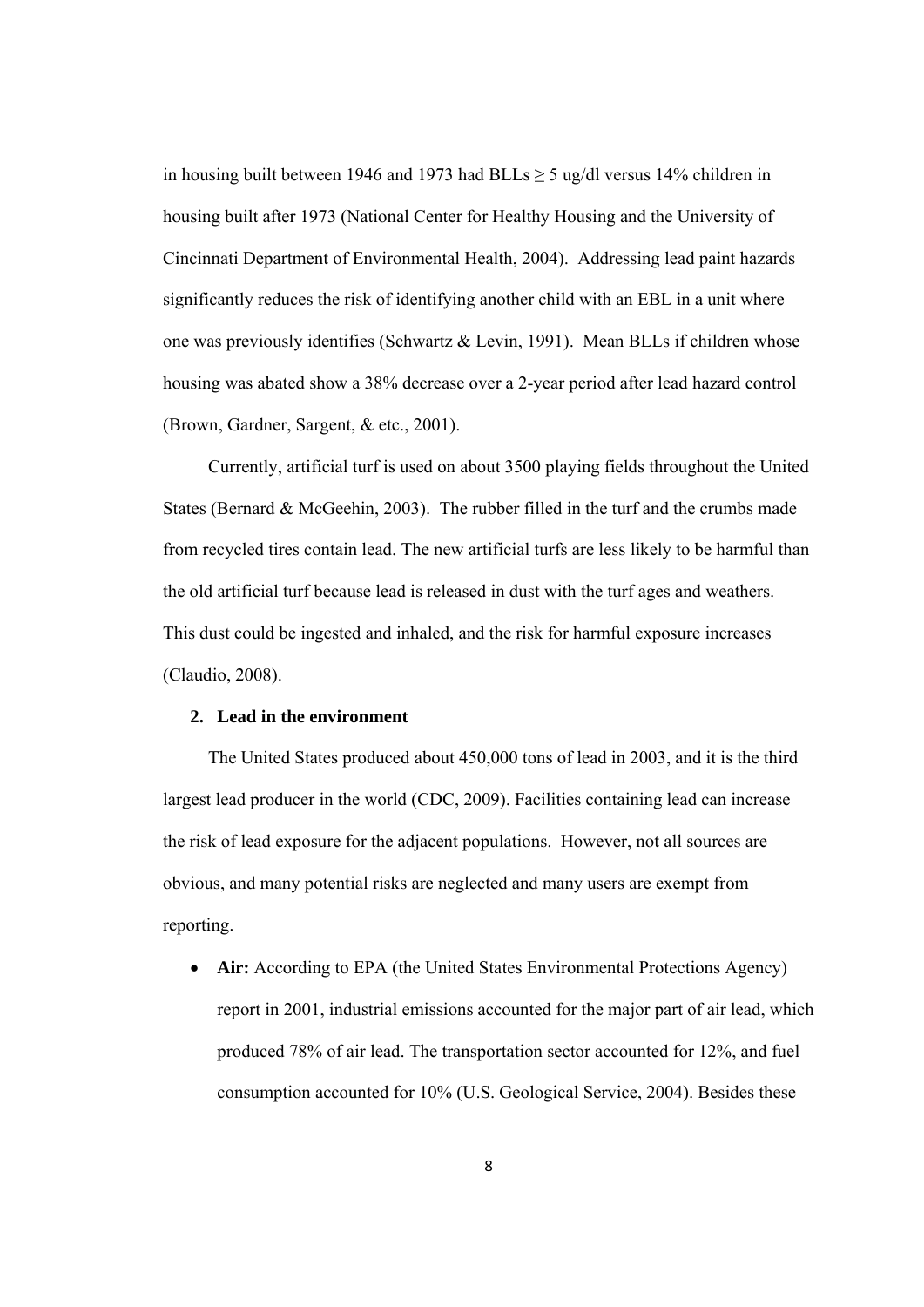in housing built between 1946 and 1973 had BLLs ≥ 5 ug/dl versus 14% children in housing built after 1973 (National Center for Healthy Housing and the University of Cincinnati Department of Environmental Health, 2004). Addressing lead paint hazards significantly reduces the risk of identifying another child with an EBL in a unit where one was previously identifies (Schwartz & Levin, 1991). Mean BLLs if children whose housing was abated show a 38% decrease over a 2-year period after lead hazard control (Brown, Gardner, Sargent, & etc., 2001).

Currently, artificial turf is used on about 3500 playing fields throughout the United States (Bernard & McGeehin, 2003). The rubber filled in the turf and the crumbs made from recycled tires contain lead. The new artificial turfs are less likely to be harmful than the old artificial turf because lead is released in dust with the turf ages and weathers. This dust could be ingested and inhaled, and the risk for harmful exposure increases (Claudio, 2008).

## 2. Lead in the environment

The United States produced about 450,000 tons of lead in 2003, and it is the third largest lead producer in the world (CDC, 2009). Facilities containing lead can increase the risk of lead exposure for the adjacent populations. However, not all sources are obvious, and many potential risks are neglected and many users are exempt from reporting.

- **Air:** According to EPA (the United States Environmental Protections Agency) report in 2001, industrial emissions accounted for the major part of air lead, which produced 78% of air lead. The transportation sector accounted for 12%, and fuel consumption accounted for 10% (U.S. Geological Service, 2004). Besides these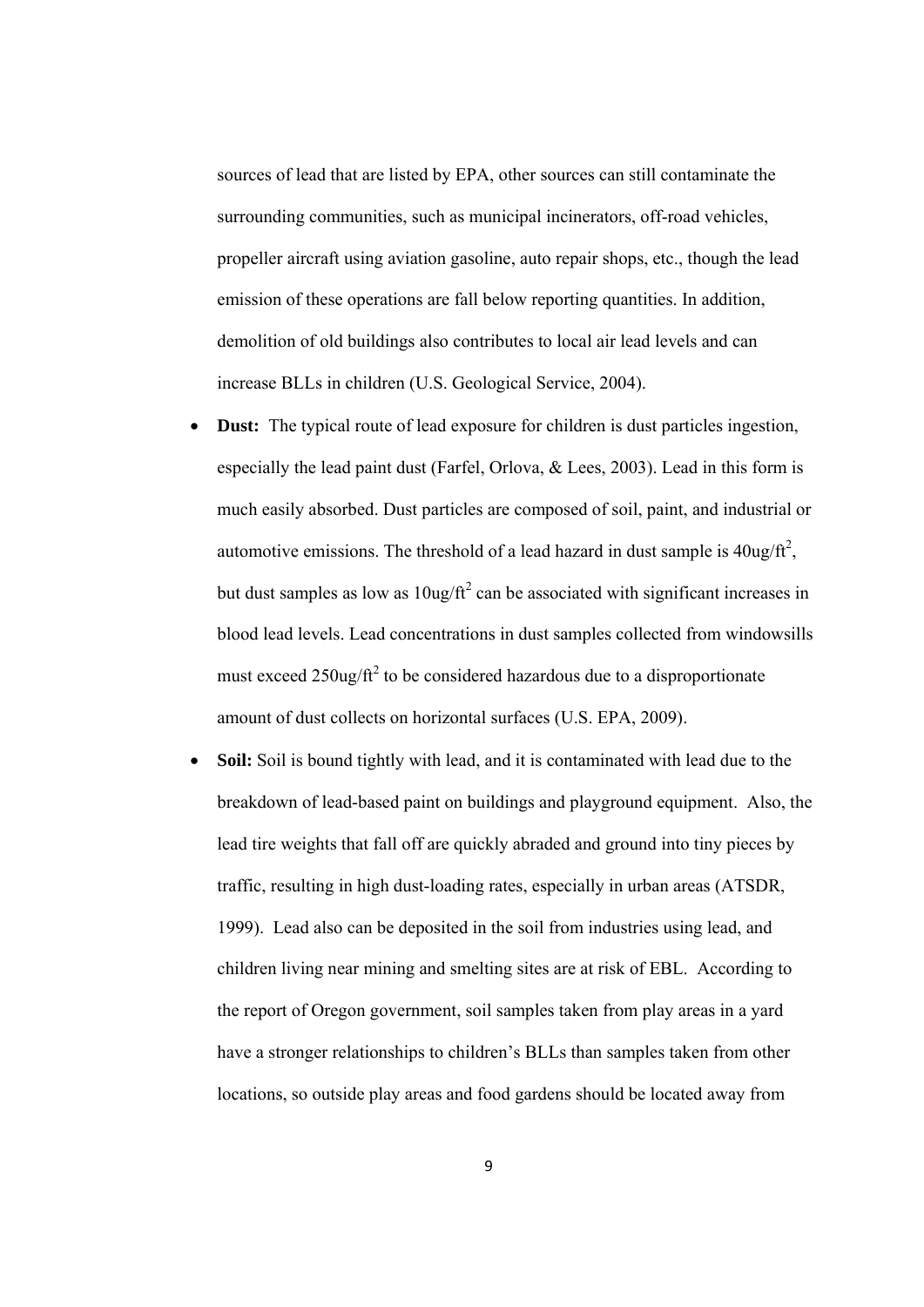sources of lead that are listed by EPA, other sources can still contaminate the surrounding communities, such as municipal incinerators, off-road vehicles, propeller aircraft using aviation gasoline, auto repair shops, etc., though the lead emission of these operations are fall below reporting quantities. In addition, demolition of old buildings also contributes to local air lead levels and can increase BLLs in children (U.S. Geological Service, 2004).

- **Dust:** The typical route of lead exposure for children is dust particles ingestion, especially the lead paint dust (Farfel, Orlova, & Lees, 2003). Lead in this form is much easily absorbed. Dust particles are composed of soil, paint, and industrial or automotive emissions. The threshold of a lead hazard in dust sample is $40ug/ft^2$, but dust samples as low as $10ug/ft^2$ can be associated with significant increases in blood lead levels. Lead concentrations in dust samples collected from windowsills must exceed $250ug/ft^2$ to be considered hazardous due to a disproportionate amount of dust collects on horizontal surfaces (U.S. EPA, 2009).
- **Soil:** Soil is bound tightly with lead, and it is contaminated with lead due to the breakdown of lead-based paint on buildings and playground equipment. Also, the lead tire weights that fall off are quickly abraded and ground into tiny pieces by traffic, resulting in high dust-loading rates, especially in urban areas (ATSDR, 1999). Lead also can be deposited in the soil from industries using lead, and children living near mining and smelting sites are at risk of EBL. According to the report of Oregon government, soil samples taken from play areas in a yard have a stronger relationships to children's BLLs than samples taken from other locations, so outside play areas and food gardens should be located away from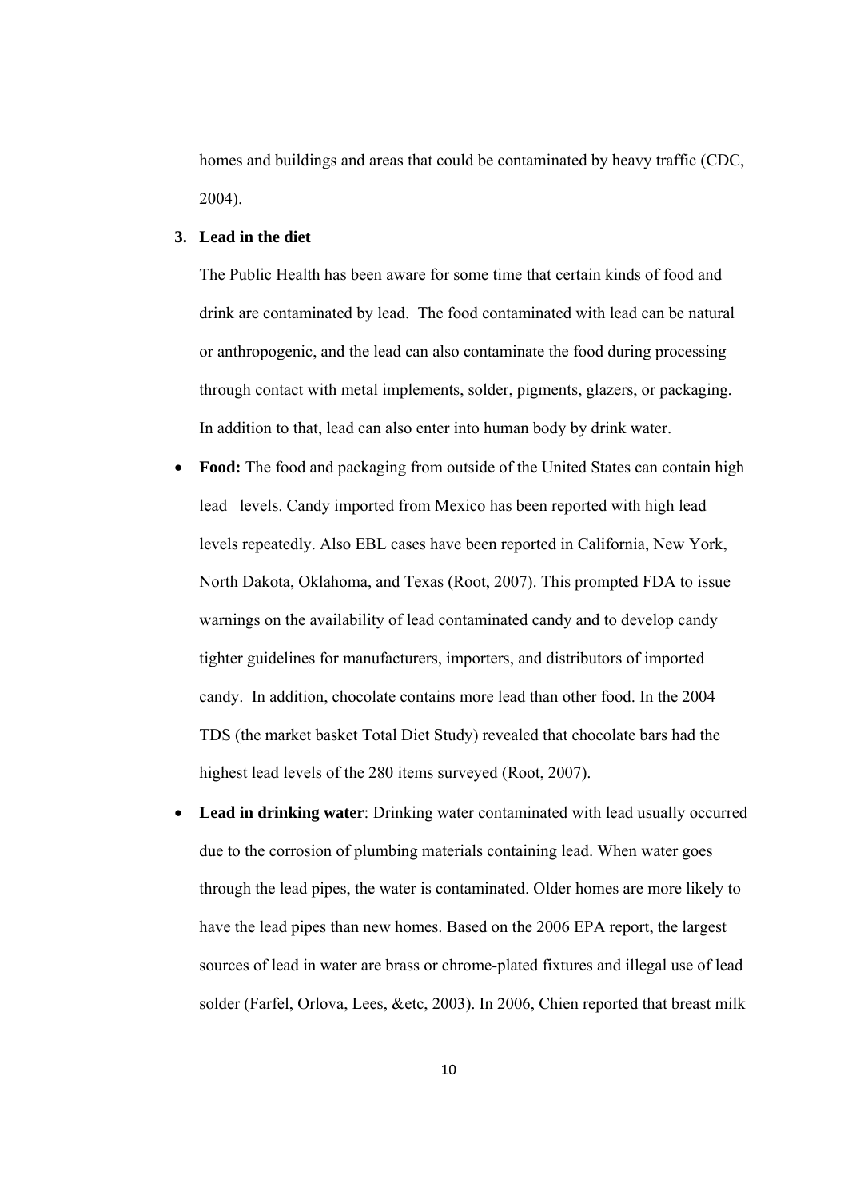homes and buildings and areas that could be contaminated by heavy traffic (CDC, 2004).

3. **Lead in the diet**

The Public Health has been aware for some time that certain kinds of food and drink are contaminated by lead. The food contaminated with lead can be natural or anthropogenic, and the lead can also contaminate the food during processing through contact with metal implements, solder, pigments, glazers, or packaging. In addition to that, lead can also enter into human body by drink water.

- **Food:** The food and packaging from outside of the United States can contain high lead levels. Candy imported from Mexico has been reported with high lead levels repeatedly. Also EBL cases have been reported in California, New York, North Dakota, Oklahoma, and Texas (Root, 2007). This prompted FDA to issue warnings on the availability of lead contaminated candy and to develop candy tighter guidelines for manufacturers, importers, and distributors of imported candy. In addition, chocolate contains more lead than other food. In the 2004 TDS (the market basket Total Diet Study) revealed that chocolate bars had the highest lead levels of the 280 items surveyed (Root, 2007).
- **Lead in drinking water**: Drinking water contaminated with lead usually occurred due to the corrosion of plumbing materials containing lead. When water goes through the lead pipes, the water is contaminated. Older homes are more likely to have the lead pipes than new homes. Based on the 2006 EPA report, the largest sources of lead in water are brass or chrome-plated fixtures and illegal use of lead solder (Farfel, Orlova, Lees, &etc, 2003). In 2006, Chien reported that breast milk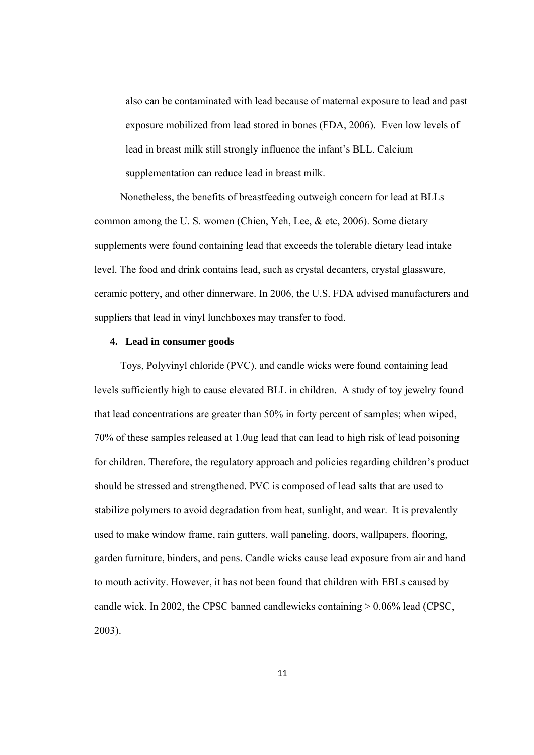also can be contaminated with lead because of maternal exposure to lead and past exposure mobilized from lead stored in bones (FDA, 2006). Even low levels of lead in breast milk still strongly influence the infant's BLL. Calcium supplementation can reduce lead in breast milk.

Nonetheless, the benefits of breastfeeding outweigh concern for lead at BLLs common among the U. S. women (Chien, Yeh, Lee, & etc, 2006). Some dietary supplements were found containing lead that exceeds the tolerable dietary lead intake level. The food and drink contains lead, such as crystal decanters, crystal glassware, ceramic pottery, and other dinnerware. In 2006, the U.S. FDA advised manufacturers and suppliers that lead in vinyl lunchboxes may transfer to food.

**4. Lead in consumer goods**

Toys, Polyvinyl chloride (PVC), and candle wicks were found containing lead levels sufficiently high to cause elevated BLL in children. A study of toy jewelry found that lead concentrations are greater than 50% in forty percent of samples; when wiped, 70% of these samples released at 1.0ug lead that can lead to high risk of lead poisoning for children. Therefore, the regulatory approach and policies regarding children's product should be stressed and strengthened. PVC is composed of lead salts that are used to stabilize polymers to avoid degradation from heat, sunlight, and wear. It is prevalently used to make window frame, rain gutters, wall paneling, doors, wallpapers, flooring, garden furniture, binders, and pens. Candle wicks cause lead exposure from air and hand to mouth activity. However, it has not been found that children with EBLs caused by candle wick. In 2002, the CPSC banned candlewicks containing > 0.06% lead (CPSC, 2003).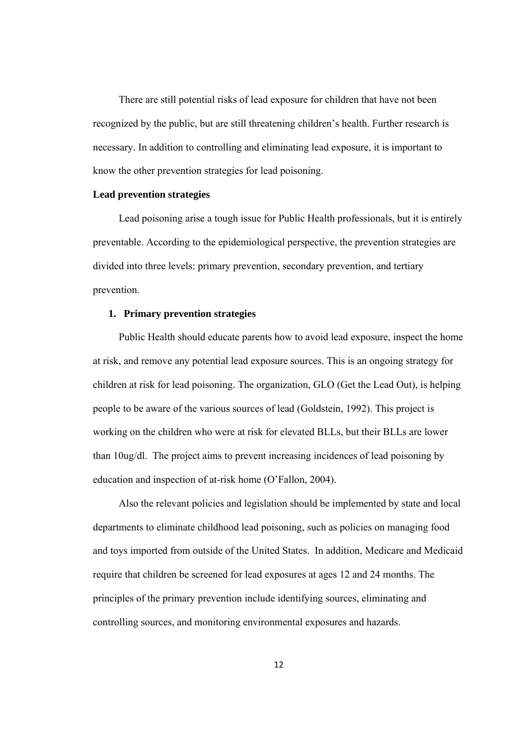There are still potential risks of lead exposure for children that have not been recognized by the public, but are still threatening children's health. Further research is necessary. In addition to controlling and eliminating lead exposure, it is important to know the other prevention strategies for lead poisoning.

**Lead prevention strategies**

Lead poisoning arise a tough issue for Public Health professionals, but it is entirely preventable. According to the epidemiological perspective, the prevention strategies are divided into three levels: primary prevention, secondary prevention, and tertiary prevention.

1. **Primary prevention strategies**

Public Health should educate parents how to avoid lead exposure, inspect the home at risk, and remove any potential lead exposure sources. This is an ongoing strategy for children at risk for lead poisoning. The organization, GLO (Get the Lead Out), is helping people to be aware of the various sources of lead (Goldstein, 1992). This project is working on the children who were at risk for elevated BLLs, but their BLLs are lower than 10ug/dl. The project aims to prevent increasing incidences of lead poisoning by education and inspection of at-risk home (O'Fallon, 2004).

Also the relevant policies and legislation should be implemented by state and local departments to eliminate childhood lead poisoning, such as policies on managing food and toys imported from outside of the United States. In addition, Medicare and Medicaid require that children be screened for lead exposures at ages 12 and 24 months. The principles of the primary prevention include identifying sources, eliminating and controlling sources, and monitoring environmental exposures and hazards.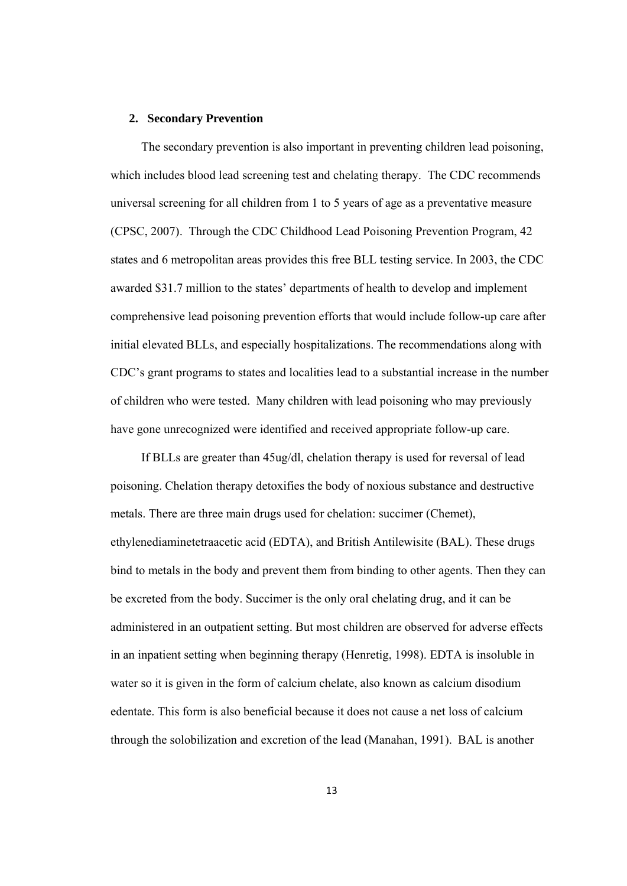## 2. Secondary Prevention

The secondary prevention is also important in preventing children lead poisoning, which includes blood lead screening test and chelating therapy. The CDC recommends universal screening for all children from 1 to 5 years of age as a preventative measure (CPSC, 2007). Through the CDC Childhood Lead Poisoning Prevention Program, 42 states and 6 metropolitan areas provides this free BLL testing service. In 2003, the CDC awarded $31.7 million to the states' departments of health to develop and implement comprehensive lead poisoning prevention efforts that would include follow-up care after initial elevated BLLs, and especially hospitalizations. The recommendations along with CDC's grant programs to states and localities lead to a substantial increase in the number of children who were tested. Many children with lead poisoning who may previously have gone unrecognized were identified and received appropriate follow-up care.

If BLLs are greater than 45ug/dl, chelation therapy is used for reversal of lead poisoning. Chelation therapy detoxifies the body of noxious substance and destructive metals. There are three main drugs used for chelation: succimer (Chemet), ethylenediaminetetraacetic acid (EDTA), and British Antilewisite (BAL). These drugs bind to metals in the body and prevent them from binding to other agents. Then they can be excreted from the body. Succimer is the only oral chelating drug, and it can be administered in an outpatient setting. But most children are observed for adverse effects in an inpatient setting when beginning therapy (Henretig, 1998). EDTA is insoluble in water so it is given in the form of calcium chelate, also known as calcium disodium edentate. This form is also beneficial because it does not cause a net loss of calcium through the solobilization and excretion of the lead (Manahan, 1991). BAL is another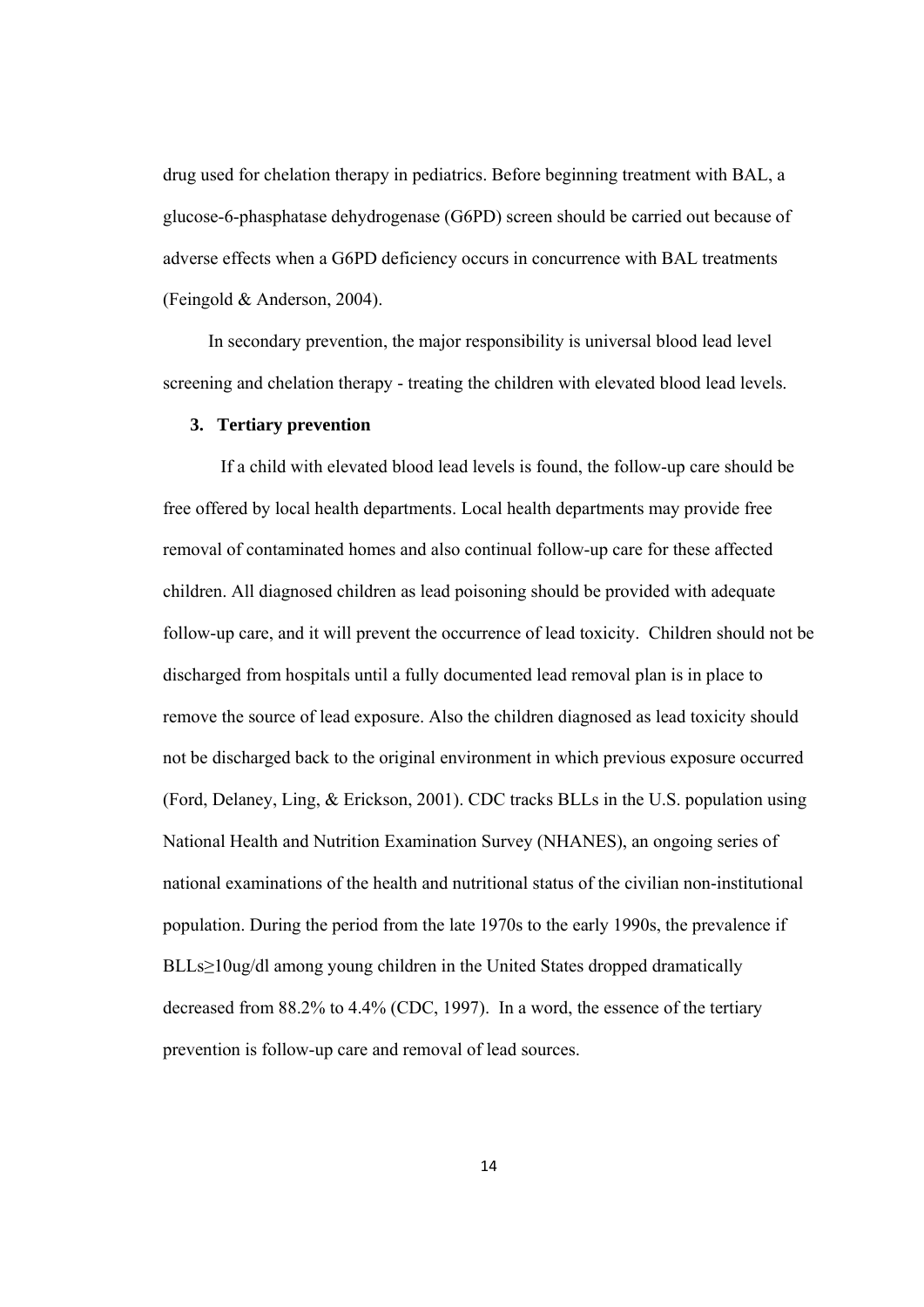drug used for chelation therapy in pediatrics. Before beginning treatment with BAL, a glucose-6-phasphatase dehydrogenase (G6PD) screen should be carried out because of adverse effects when a G6PD deficiency occurs in concurrence with BAL treatments (Feingold & Anderson, 2004).

In secondary prevention, the major responsibility is universal blood lead level screening and chelation therapy - treating the children with elevated blood lead levels.

### 3. Tertiary prevention

If a child with elevated blood lead levels is found, the follow-up care should be free offered by local health departments. Local health departments may provide free removal of contaminated homes and also continual follow-up care for these affected children. All diagnosed children as lead poisoning should be provided with adequate follow-up care, and it will prevent the occurrence of lead toxicity. Children should not be discharged from hospitals until a fully documented lead removal plan is in place to remove the source of lead exposure. Also the children diagnosed as lead toxicity should not be discharged back to the original environment in which previous exposure occurred (Ford, Delaney, Ling, & Erickson, 2001). CDC tracks BLLs in the U.S. population using National Health and Nutrition Examination Survey (NHANES), an ongoing series of national examinations of the health and nutritional status of the civilian non-institutional population. During the period from the late 1970s to the early 1990s, the prevalence if BLLs≥10ug/dl among young children in the United States dropped dramatically decreased from 88.2% to 4.4% (CDC, 1997). In a word, the essence of the tertiary prevention is follow-up care and removal of lead sources.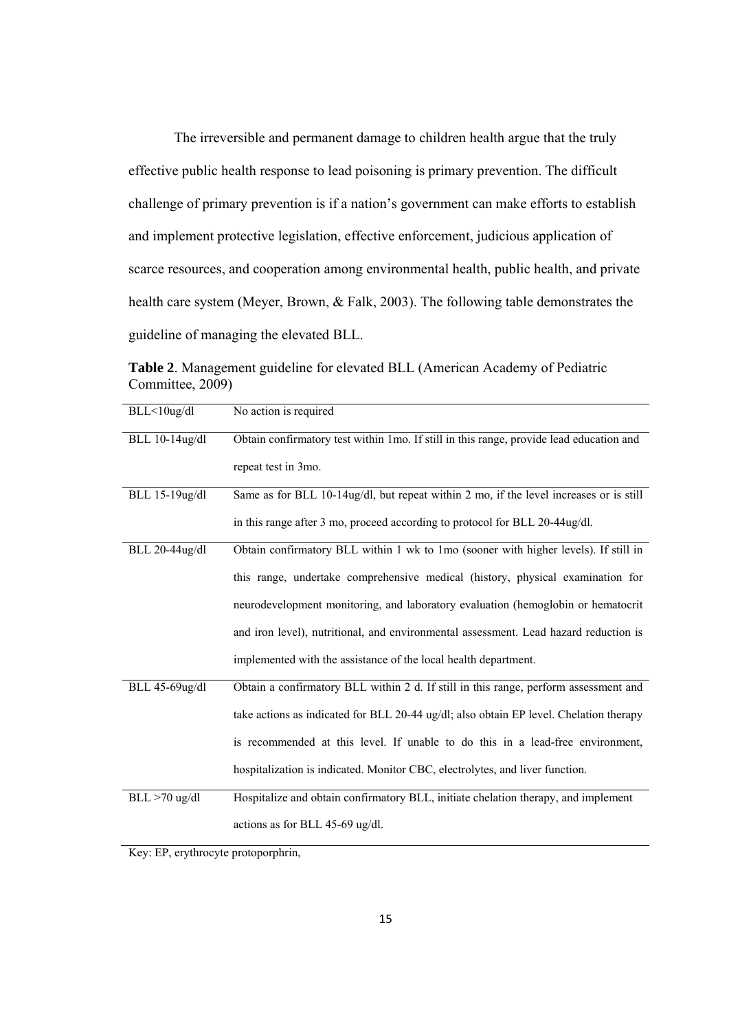The irreversible and permanent damage to children health argue that the truly effective public health response to lead poisoning is primary prevention. The difficult challenge of primary prevention is if a nation's government can make efforts to establish and implement protective legislation, effective enforcement, judicious application of scarce resources, and cooperation among environmental health, public health, and private health care system (Meyer, Brown, & Falk, 2003). The following table demonstrates the guideline of managing the elevated BLL.

**Table 2**. Management guideline for elevated BLL (American Academy of Pediatric Committee, 2009)

| | |
|---|---|
| BLL<10ug/dl | No action is required |
| BLL 10-14ug/dl | Obtain confirmatory test within 1mo. If still in this range, provide lead education and repeat test in 3mo. |
| BLL 15-19ug/dl | Same as for BLL 10-14ug/dl, but repeat within 2 mo, if the level increases or is still in this range after 3 mo, proceed according to protocol for BLL 20-44ug/dl. |
| BLL 20-44ug/dl | Obtain confirmatory BLL within 1 wk to 1mo (sooner with higher levels). If still in this range, undertake comprehensive medical (history, physical examination for neurodevelopment monitoring, and laboratory evaluation (hemoglobin or hematocrit and iron level), nutritional, and environmental assessment. Lead hazard reduction is implemented with the assistance of the local health department. |
| BLL 45-69ug/dl | Obtain a confirmatory BLL within 2 d. If still in this range, perform assessment and take actions as indicated for BLL 20-44 ug/dl; also obtain EP level. Chelation therapy is recommended at this level. If unable to do this in a lead-free environment, hospitalization is indicated. Monitor CBC, electrolytes, and liver function. |
| BLL >70 ug/dl | Hospitalize and obtain confirmatory BLL, initiate chelation therapy, and implement actions as for BLL 45-69 ug/dl. |

Key: EP, erythrocyte protoporphrin,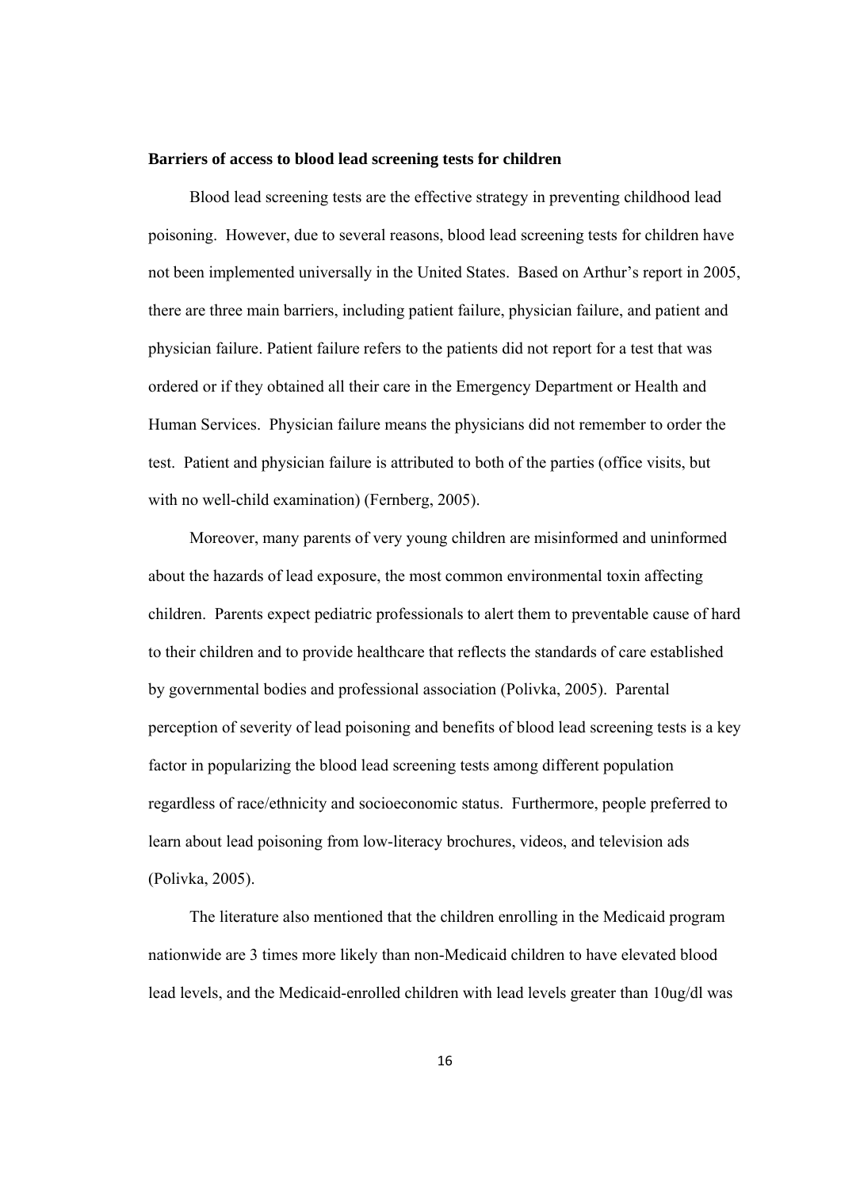**Barriers of access to blood lead screening tests for children**

Blood lead screening tests are the effective strategy in preventing childhood lead poisoning. However, due to several reasons, blood lead screening tests for children have not been implemented universally in the United States. Based on Arthur's report in 2005, there are three main barriers, including patient failure, physician failure, and patient and physician failure. Patient failure refers to the patients did not report for a test that was ordered or if they obtained all their care in the Emergency Department or Health and Human Services. Physician failure means the physicians did not remember to order the test. Patient and physician failure is attributed to both of the parties (office visits, but with no well-child examination) (Fernberg, 2005).

Moreover, many parents of very young children are misinformed and uninformed about the hazards of lead exposure, the most common environmental toxin affecting children. Parents expect pediatric professionals to alert them to preventable cause of hard to their children and to provide healthcare that reflects the standards of care established by governmental bodies and professional association (Polivka, 2005). Parental perception of severity of lead poisoning and benefits of blood lead screening tests is a key factor in popularizing the blood lead screening tests among different population regardless of race/ethnicity and socioeconomic status. Furthermore, people preferred to learn about lead poisoning from low-literacy brochures, videos, and television ads (Polivka, 2005).

The literature also mentioned that the children enrolling in the Medicaid program nationwide are 3 times more likely than non-Medicaid children to have elevated blood lead levels, and the Medicaid-enrolled children with lead levels greater than 10ug/dl was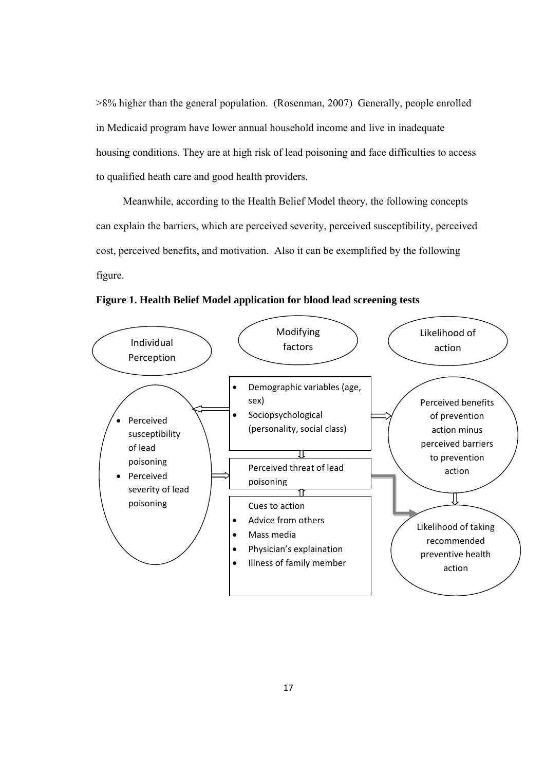>8% higher than the general population. (Rosenman, 2007) Generally, people enrolled in Medicaid program have lower annual household income and live in inadequate housing conditions. They are at high risk of lead poisoning and face difficulties to access to qualified heath care and good health providers.

Meanwhile, according to the Health Belief Model theory, the following concepts can explain the barriers, which are perceived severity, perceived susceptibility, perceived cost, perceived benefits, and motivation. Also it can be exemplified by the following figure.

**Figure 1. Health Belief Model application for blood lead screening tests**

Individual Perception

- Perceived susceptibility of lead poisoning
- Perceived severity of lead poisoning

Modifying factors

- Demographic variables (age, sex)
- Sociopsychological (personality, social class)

Perceived threat of lead poisoning

Cues to action

- Advice from others
- Mass media
- Physician's explaination
- Illness of family member

Likelihood of action

Perceived benefits of prevention action minus perceived barriers to prevention action

Likelihood of taking recommended preventive health action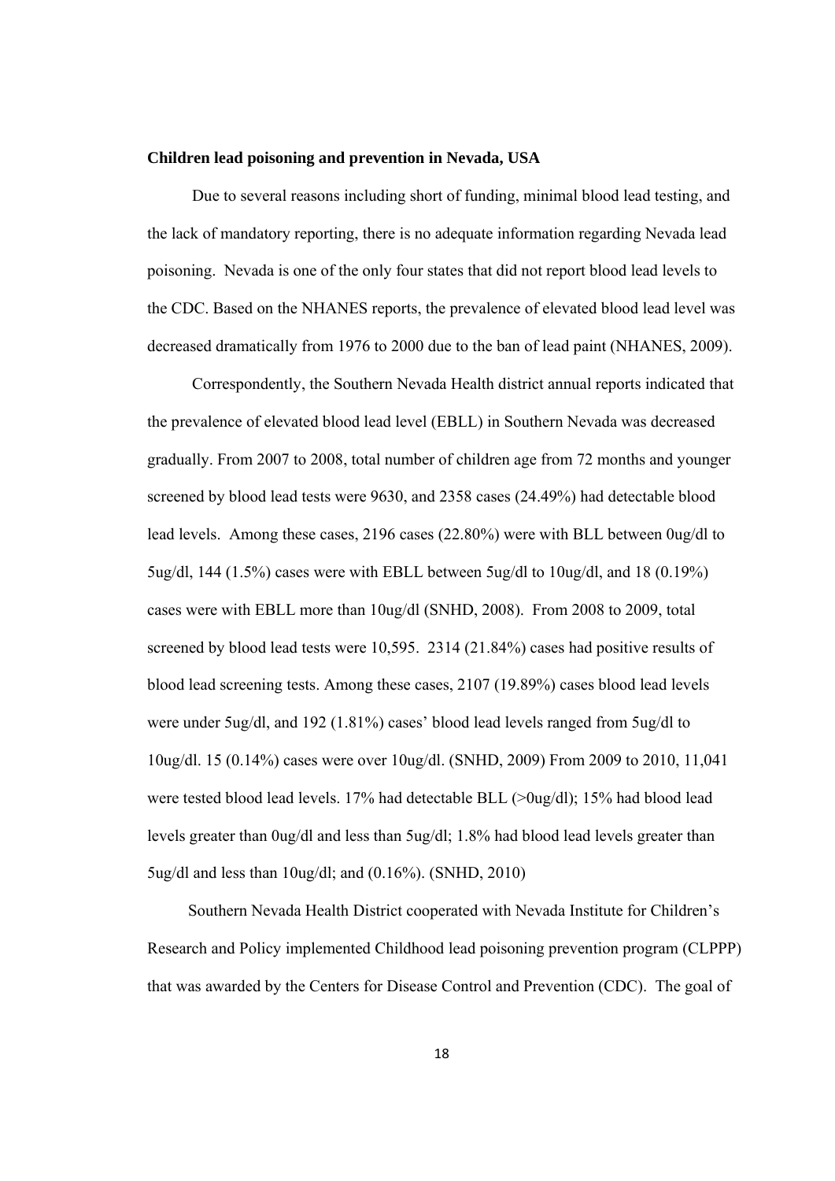**Children lead poisoning and prevention in Nevada, USA**

Due to several reasons including short of funding, minimal blood lead testing, and the lack of mandatory reporting, there is no adequate information regarding Nevada lead poisoning. Nevada is one of the only four states that did not report blood lead levels to the CDC. Based on the NHANES reports, the prevalence of elevated blood lead level was decreased dramatically from 1976 to 2000 due to the ban of lead paint (NHANES, 2009).

Correspondently, the Southern Nevada Health district annual reports indicated that the prevalence of elevated blood lead level (EBLL) in Southern Nevada was decreased gradually. From 2007 to 2008, total number of children age from 72 months and younger screened by blood lead tests were 9630, and 2358 cases (24.49%) had detectable blood lead levels. Among these cases, 2196 cases (22.80%) were with BLL between 0ug/dl to 5ug/dl, 144 (1.5%) cases were with EBLL between 5ug/dl to 10ug/dl, and 18 (0.19%) cases were with EBLL more than 10ug/dl (SNHD, 2008). From 2008 to 2009, total screened by blood lead tests were 10,595. 2314 (21.84%) cases had positive results of blood lead screening tests. Among these cases, 2107 (19.89%) cases blood lead levels were under 5ug/dl, and 192 (1.81%) cases' blood lead levels ranged from 5ug/dl to 10ug/dl. 15 (0.14%) cases were over 10ug/dl. (SNHD, 2009) From 2009 to 2010, 11,041 were tested blood lead levels. 17% had detectable BLL (>0ug/dl); 15% had blood lead levels greater than 0ug/dl and less than 5ug/dl; 1.8% had blood lead levels greater than 5ug/dl and less than 10ug/dl; and (0.16%). (SNHD, 2010)

Southern Nevada Health District cooperated with Nevada Institute for Children's Research and Policy implemented Childhood lead poisoning prevention program (CLPPP) that was awarded by the Centers for Disease Control and Prevention (CDC). The goal of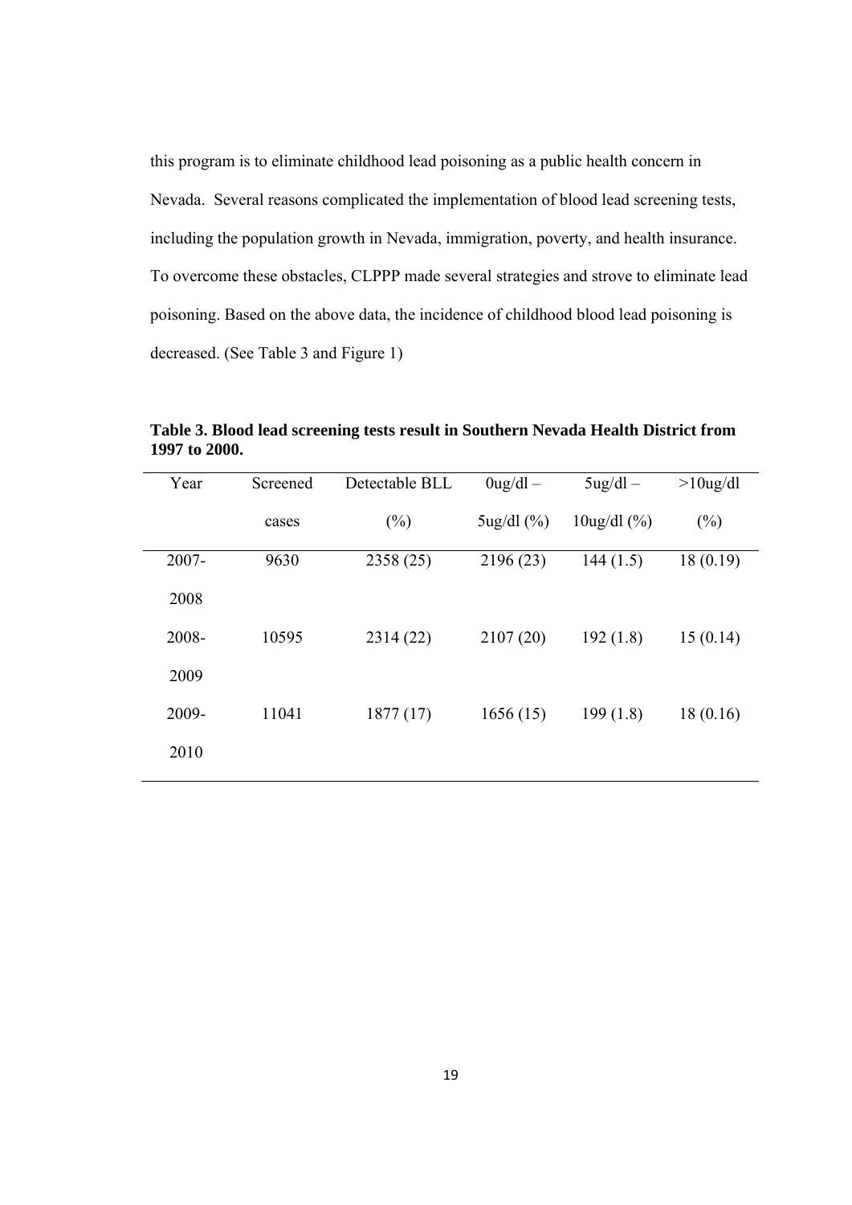this program is to eliminate childhood lead poisoning as a public health concern in Nevada. Several reasons complicated the implementation of blood lead screening tests, including the population growth in Nevada, immigration, poverty, and health insurance. To overcome these obstacles, CLPPP made several strategies and strove to eliminate lead poisoning. Based on the above data, the incidence of childhood blood lead poisoning is decreased. (See Table 3 and Figure 1)

**Table 3. Blood lead screening tests result in Southern Nevada Health District from 1997 to 2000.**

| Year | Screened cases | Detectable BLL (%) | 0ug/dl – 5ug/dl (%) | 5ug/dl – 10ug/dl (%) | >10ug/dl (%) |
|---|---|---|---|---|---|
| 2007-2008 | 9630 | 2358 (25) | 2196 (23) | 144 (1.5) | 18 (0.19) |
| 2008-2009 | 10595 | 2314 (22) | 2107 (20) | 192 (1.8) | 15 (0.14) |
| 2009-2010 | 11041 | 1877 (17) | 1656 (15) | 199 (1.8) | 18 (0.16) |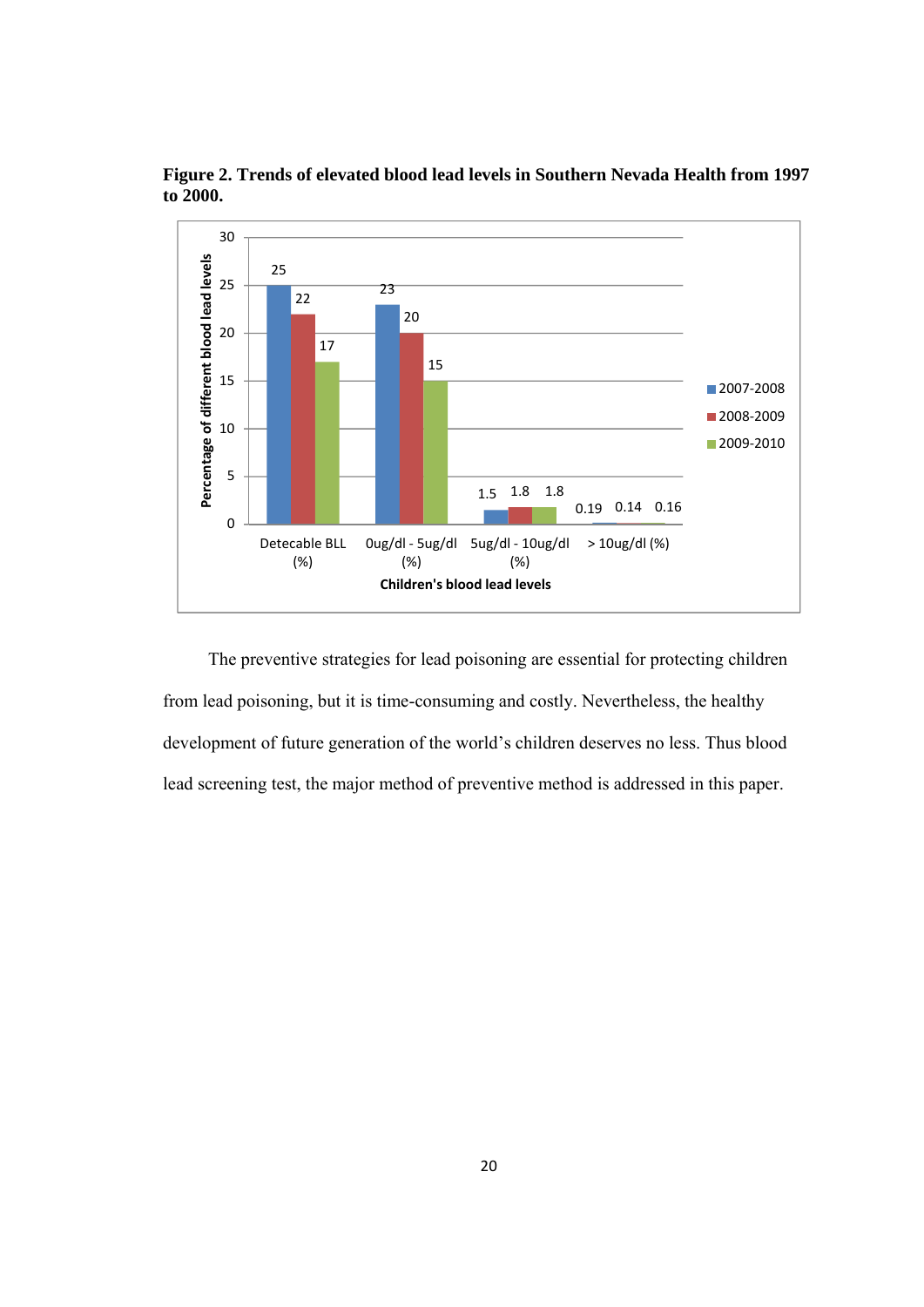**Figure 2. Trends of elevated blood lead levels in Southern Nevada Health from 1997 to 2000.**

| Children's blood lead levels | 2007-2008 | 2008-2009 | 2009-2010 |
|---|---|---|---|
| Detecable BLL (%) | 25 | 22 | 17 |
| 0ug/dl - 5ug/dl (%) | 23 | 20 | 15 |
| 5ug/dl - 10ug/dl (%) | 1.5 | 1.8 | 1.8 |
| > 10ug/dl (%) | 0.19 | 0.14 | 0.16 |

The preventive strategies for lead poisoning are essential for protecting children from lead poisoning, but it is time-consuming and costly. Nevertheless, the healthy development of future generation of the world's children deserves no less. Thus blood lead screening test, the major method of preventive method is addressed in this paper.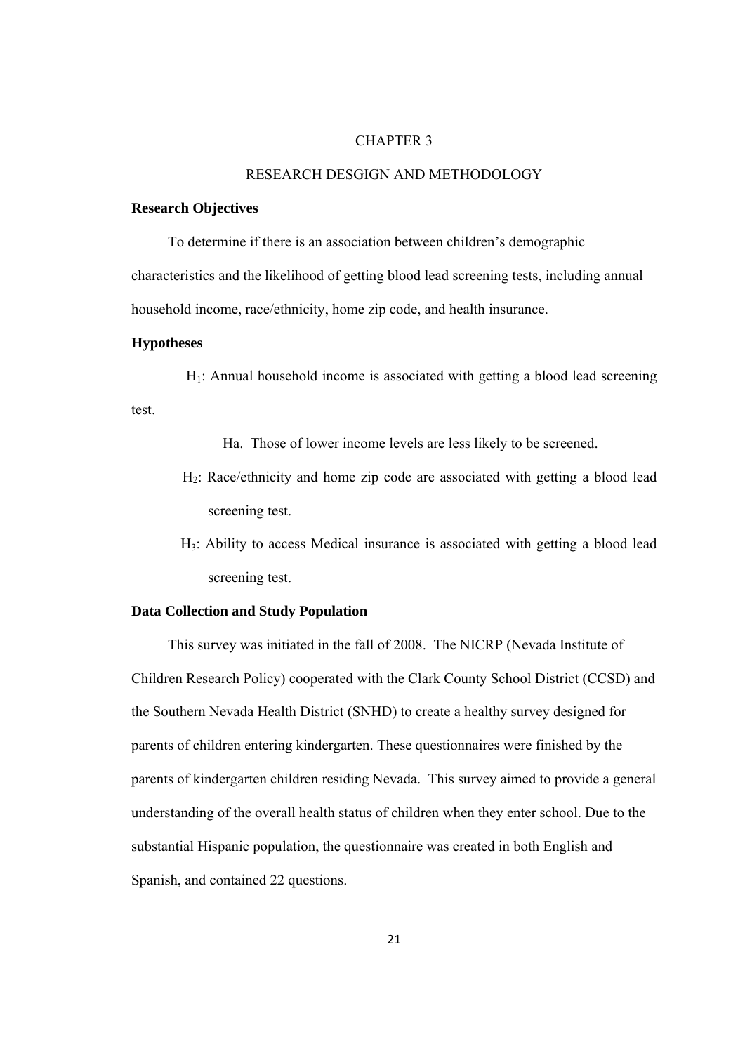# CHAPTER 3

## RESEARCH DESGIGN AND METHODOLOGY

### Research Objectives

To determine if there is an association between children's demographic characteristics and the likelihood of getting blood lead screening tests, including annual household income, race/ethnicity, home zip code, and health insurance.

### Hypotheses

$H_1$: Annual household income is associated with getting a blood lead screening test.

Ha. Those of lower income levels are less likely to be screened.

$H_2$: Race/ethnicity and home zip code are associated with getting a blood lead screening test.

$H_3$: Ability to access Medical insurance is associated with getting a blood lead screening test.

### Data Collection and Study Population

This survey was initiated in the fall of 2008. The NICRP (Nevada Institute of Children Research Policy) cooperated with the Clark County School District (CCSD) and the Southern Nevada Health District (SNHD) to create a healthy survey designed for parents of children entering kindergarten. These questionnaires were finished by the parents of kindergarten children residing Nevada. This survey aimed to provide a general understanding of the overall health status of children when they enter school. Due to the substantial Hispanic population, the questionnaire was created in both English and Spanish, and contained 22 questions.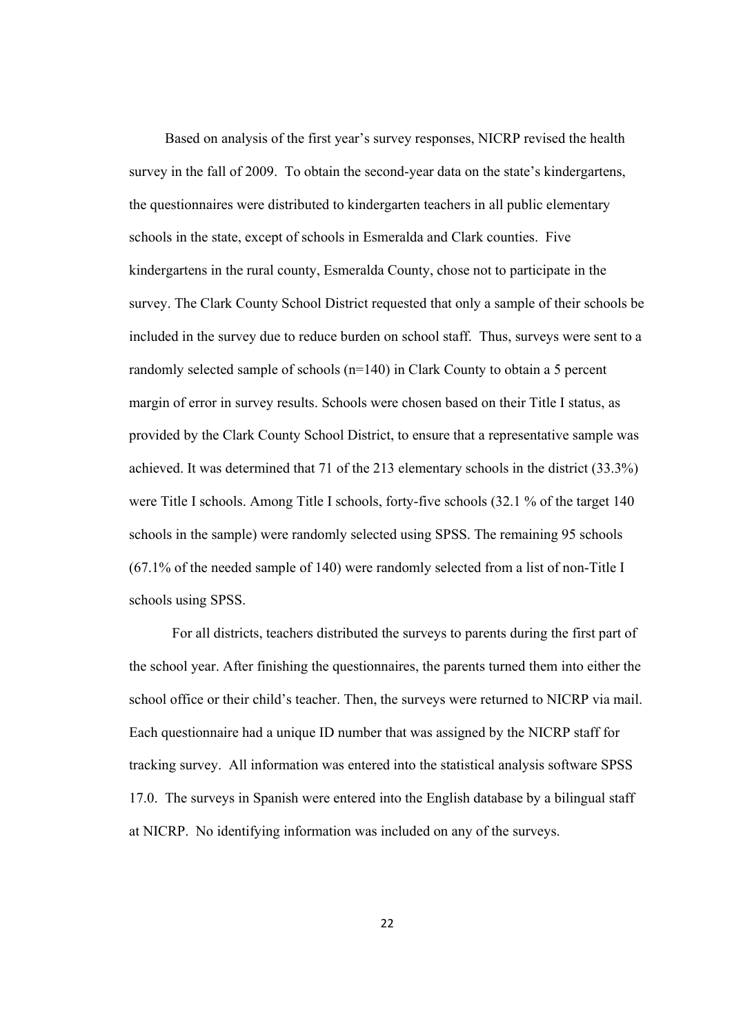Based on analysis of the first year's survey responses, NICRP revised the health survey in the fall of 2009. To obtain the second-year data on the state's kindergartens, the questionnaires were distributed to kindergarten teachers in all public elementary schools in the state, except of schools in Esmeralda and Clark counties. Five kindergartens in the rural county, Esmeralda County, chose not to participate in the survey. The Clark County School District requested that only a sample of their schools be included in the survey due to reduce burden on school staff. Thus, surveys were sent to a randomly selected sample of schools (n=140) in Clark County to obtain a 5 percent margin of error in survey results. Schools were chosen based on their Title I status, as provided by the Clark County School District, to ensure that a representative sample was achieved. It was determined that 71 of the 213 elementary schools in the district (33.3%) were Title I schools. Among Title I schools, forty-five schools (32.1 % of the target 140 schools in the sample) were randomly selected using SPSS. The remaining 95 schools (67.1% of the needed sample of 140) were randomly selected from a list of non-Title I schools using SPSS.

For all districts, teachers distributed the surveys to parents during the first part of the school year. After finishing the questionnaires, the parents turned them into either the school office or their child's teacher. Then, the surveys were returned to NICRP via mail. Each questionnaire had a unique ID number that was assigned by the NICRP staff for tracking survey. All information was entered into the statistical analysis software SPSS 17.0. The surveys in Spanish were entered into the English database by a bilingual staff at NICRP. No identifying information was included on any of the surveys.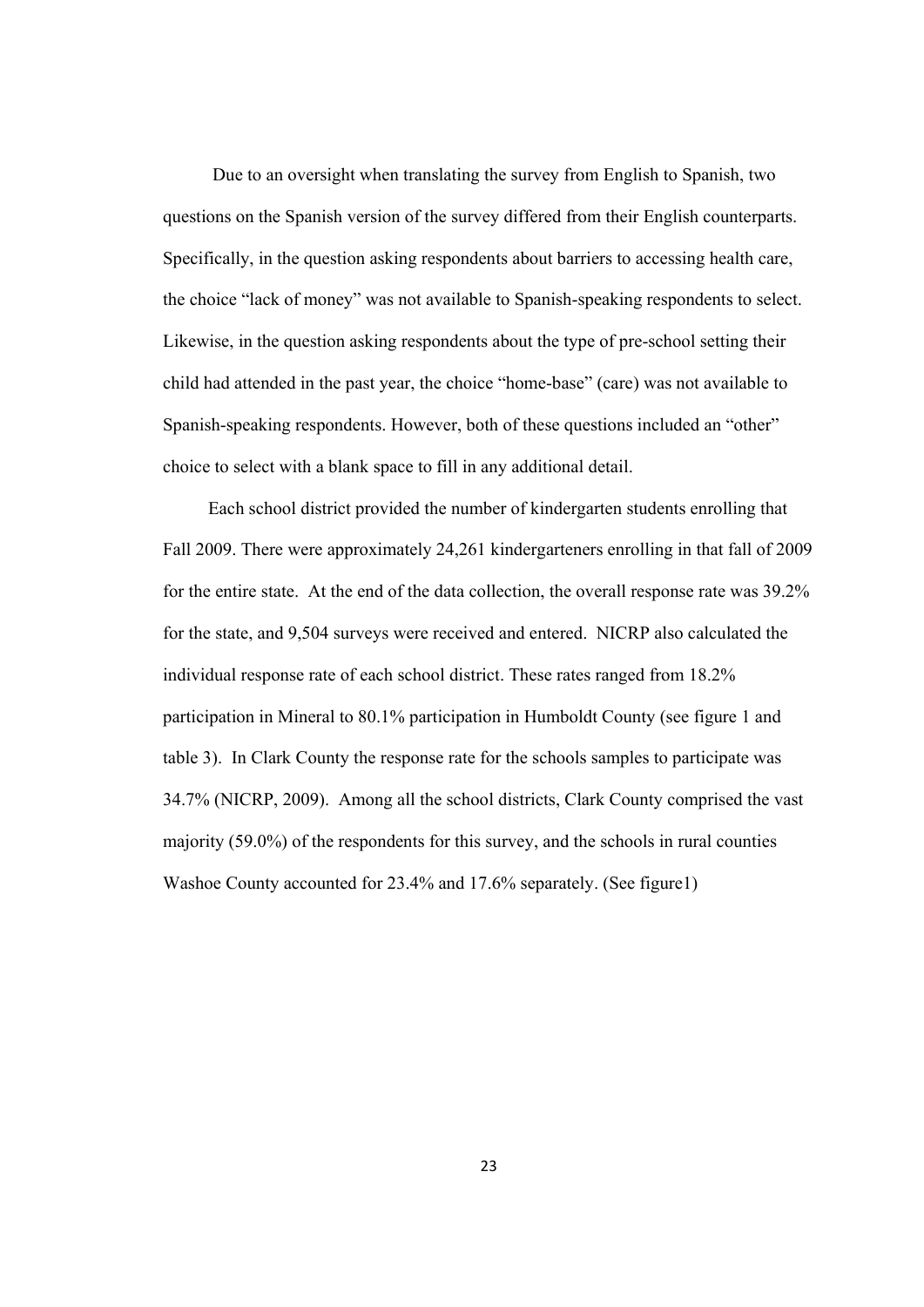Due to an oversight when translating the survey from English to Spanish, two questions on the Spanish version of the survey differed from their English counterparts. Specifically, in the question asking respondents about barriers to accessing health care, the choice "lack of money" was not available to Spanish-speaking respondents to select. Likewise, in the question asking respondents about the type of pre-school setting their child had attended in the past year, the choice "home-base" (care) was not available to Spanish-speaking respondents. However, both of these questions included an "other" choice to select with a blank space to fill in any additional detail.

Each school district provided the number of kindergarten students enrolling that Fall 2009. There were approximately 24,261 kindergarteners enrolling in that fall of 2009 for the entire state. At the end of the data collection, the overall response rate was 39.2% for the state, and 9,504 surveys were received and entered. NICRP also calculated the individual response rate of each school district. These rates ranged from 18.2% participation in Mineral to 80.1% participation in Humboldt County (see figure 1 and table 3). In Clark County the response rate for the schools samples to participate was 34.7% (NICRP, 2009). Among all the school districts, Clark County comprised the vast majority (59.0%) of the respondents for this survey, and the schools in rural counties Washoe County accounted for 23.4% and 17.6% separately. (See figure1)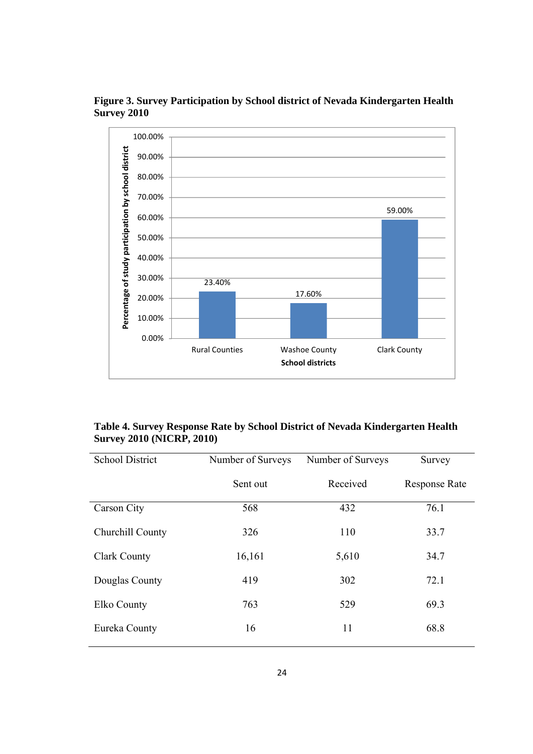**Figure 3. Survey Participation by School district of Nevada Kindergarten Health Survey 2010**

| School districts | Percentage of study participation by school district |
|---|---|
| Rural Counties | 23.40% |
| Washoe County | 17.60% |
| Clark County | 59.00% |

**Table 4. Survey Response Rate by School District of Nevada Kindergarten Health Survey 2010 (NICRP, 2010)**

| School District | Number of Surveys Sent out | Number of Surveys Received | Survey Response Rate |
|---|---|---|---|
| Carson City | 568 | 432 | 76.1 |
| Churchill County | 326 | 110 | 33.7 |
| Clark County | 16,161 | 5,610 | 34.7 |
| Douglas County | 419 | 302 | 72.1 |
| Elko County | 763 | 529 | 69.3 |
| Eureka County | 16 | 11 | 68.8 |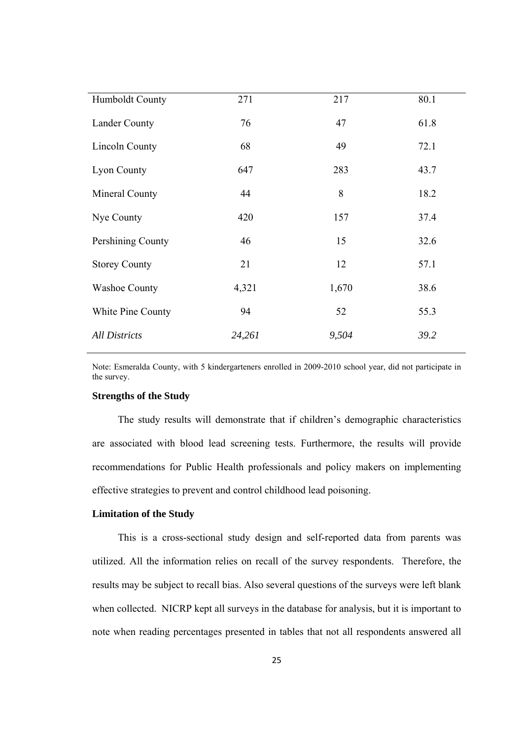| | | | |
|---|---|---|---|
| Humboldt County | 271 | 217 | 80.1 |
| Lander County | 76 | 47 | 61.8 |
| Lincoln County | 68 | 49 | 72.1 |
| Lyon County | 647 | 283 | 43.7 |
| Mineral County | 44 | 8 | 18.2 |
| Nye County | 420 | 157 | 37.4 |
| Pershining County | 46 | 15 | 32.6 |
| Storey County | 21 | 12 | 57.1 |
| Washoe County | 4,321 | 1,670 | 38.6 |
| White Pine County | 94 | 52 | 55.3 |
| *All Districts* | *24,261* | *9,504* | *39.2* |

Note: Esmeralda County, with 5 kindergarteners enrolled in 2009-2010 school year, did not participate in the survey.

**Strengths of the Study**

The study results will demonstrate that if children's demographic characteristics are associated with blood lead screening tests. Furthermore, the results will provide recommendations for Public Health professionals and policy makers on implementing effective strategies to prevent and control childhood lead poisoning.

**Limitation of the Study**

This is a cross-sectional study design and self-reported data from parents was utilized. All the information relies on recall of the survey respondents. Therefore, the results may be subject to recall bias. Also several questions of the surveys were left blank when collected. NICRP kept all surveys in the database for analysis, but it is important to note when reading percentages presented in tables that not all respondents answered all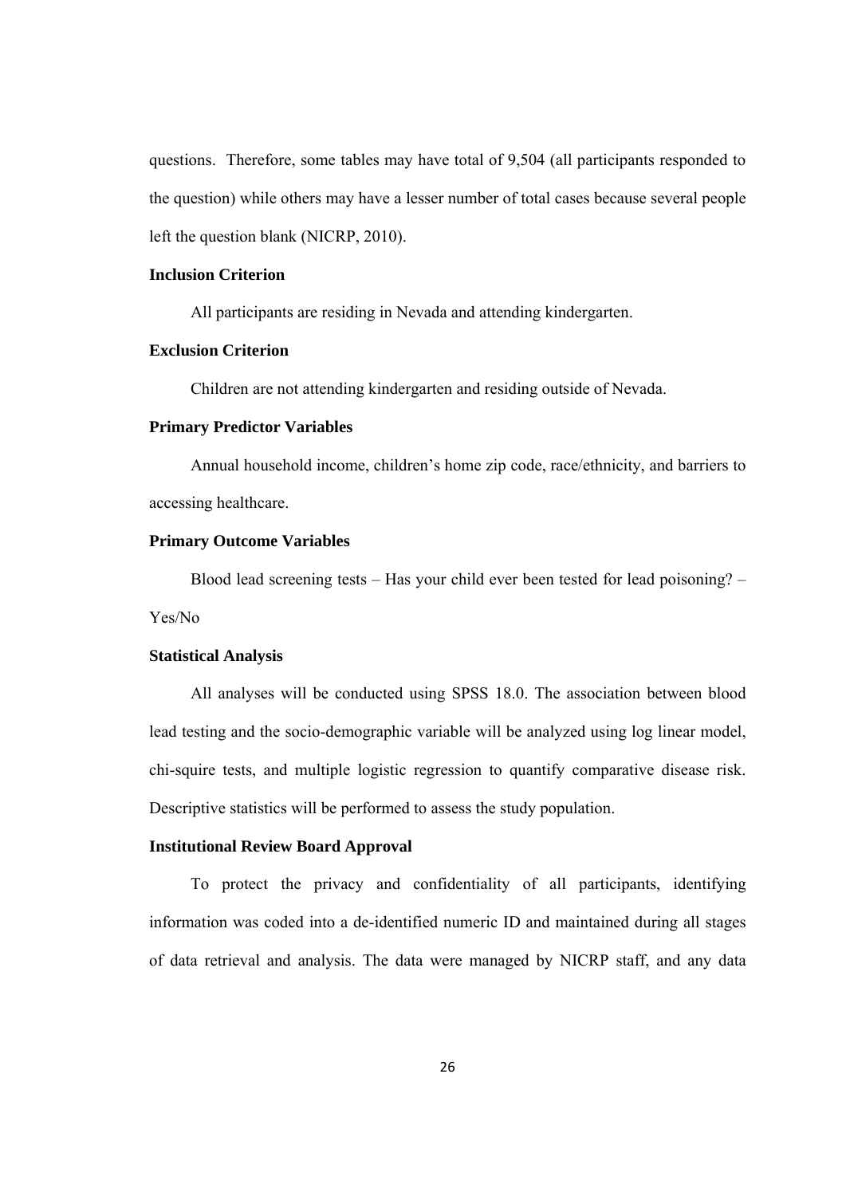questions. Therefore, some tables may have total of 9,504 (all participants responded to the question) while others may have a lesser number of total cases because several people left the question blank (NICRP, 2010).

### Inclusion Criterion

All participants are residing in Nevada and attending kindergarten.

### Exclusion Criterion

Children are not attending kindergarten and residing outside of Nevada.

### Primary Predictor Variables

Annual household income, children's home zip code, race/ethnicity, and barriers to accessing healthcare.

### Primary Outcome Variables

Blood lead screening tests – Has your child ever been tested for lead poisoning? – Yes/No

### Statistical Analysis

All analyses will be conducted using SPSS 18.0. The association between blood lead testing and the socio-demographic variable will be analyzed using log linear model, chi-squire tests, and multiple logistic regression to quantify comparative disease risk. Descriptive statistics will be performed to assess the study population.

### Institutional Review Board Approval

To protect the privacy and confidentiality of all participants, identifying information was coded into a de-identified numeric ID and maintained during all stages of data retrieval and analysis. The data were managed by NICRP staff, and any data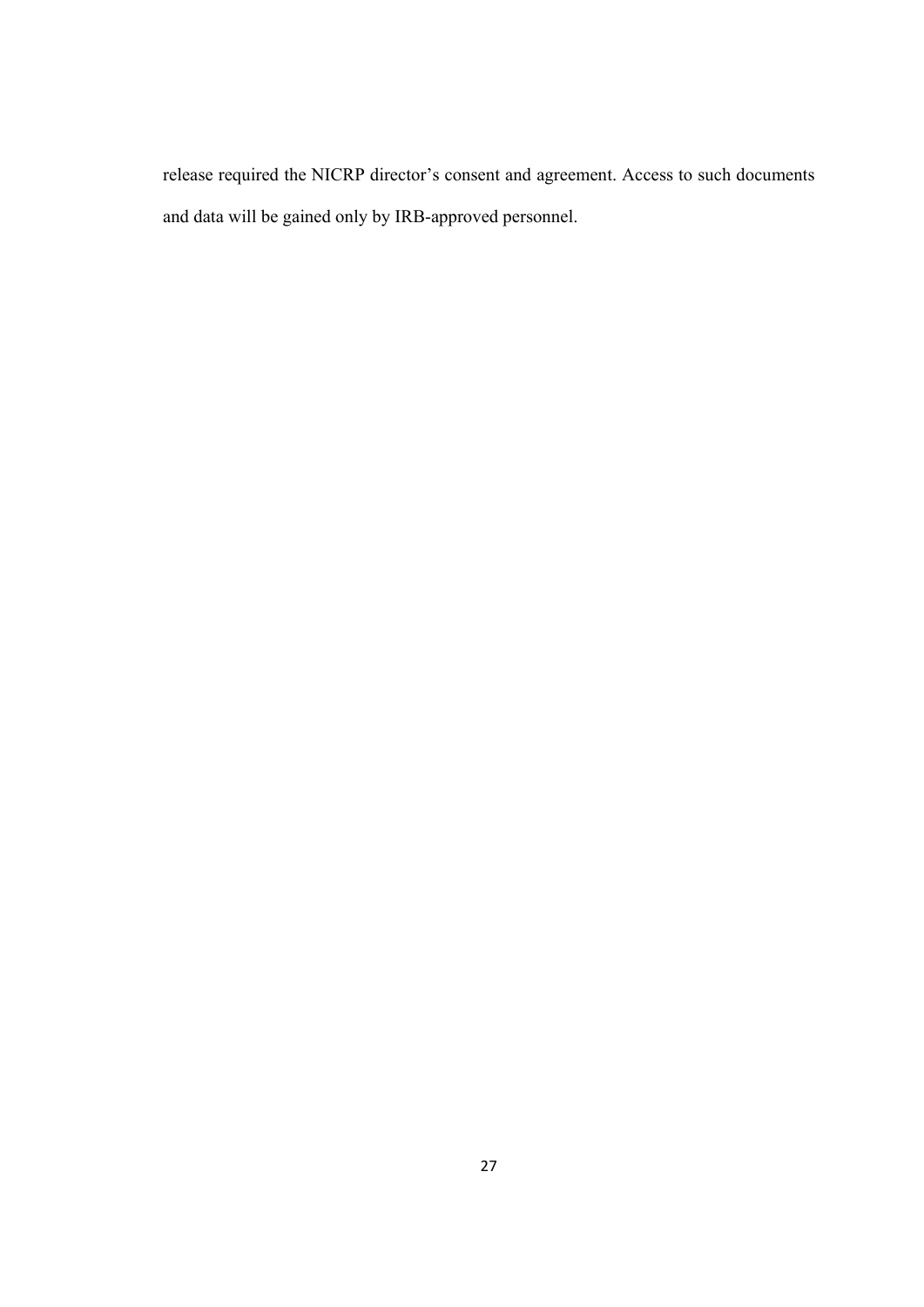release required the NICRP director's consent and agreement. Access to such documents and data will be gained only by IRB-approved personnel.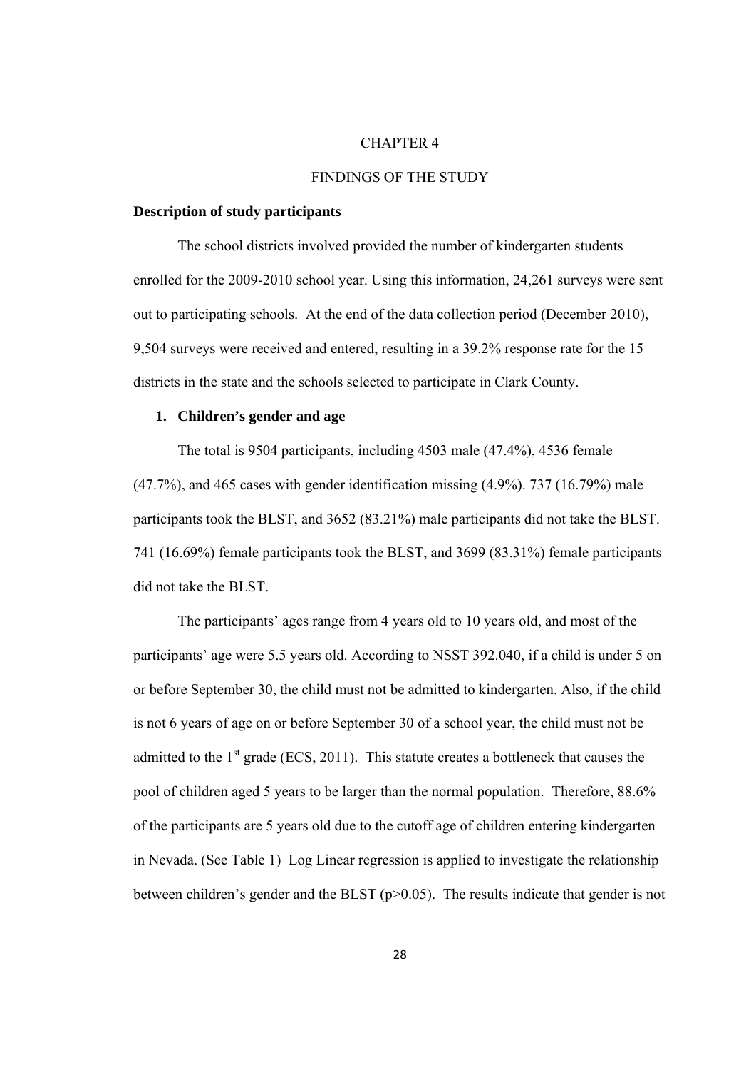# CHAPTER 4

# FINDINGS OF THE STUDY

**Description of study participants**

The school districts involved provided the number of kindergarten students enrolled for the 2009-2010 school year. Using this information, 24,261 surveys were sent out to participating schools. At the end of the data collection period (December 2010), 9,504 surveys were received and entered, resulting in a 39.2% response rate for the 15 districts in the state and the schools selected to participate in Clark County.

**1. Children's gender and age**

The total is 9504 participants, including 4503 male (47.4%), 4536 female (47.7%), and 465 cases with gender identification missing (4.9%). 737 (16.79%) male participants took the BLST, and 3652 (83.21%) male participants did not take the BLST. 741 (16.69%) female participants took the BLST, and 3699 (83.31%) female participants did not take the BLST.

The participants' ages range from 4 years old to 10 years old, and most of the participants' age were 5.5 years old. According to NSST 392.040, if a child is under 5 on or before September 30, the child must not be admitted to kindergarten. Also, if the child is not 6 years of age on or before September 30 of a school year, the child must not be admitted to the 1st grade (ECS, 2011). This statute creates a bottleneck that causes the pool of children aged 5 years to be larger than the normal population. Therefore, 88.6% of the participants are 5 years old due to the cutoff age of children entering kindergarten in Nevada. (See Table 1) Log Linear regression is applied to investigate the relationship between children's gender and the BLST ($p>0.05$). The results indicate that gender is not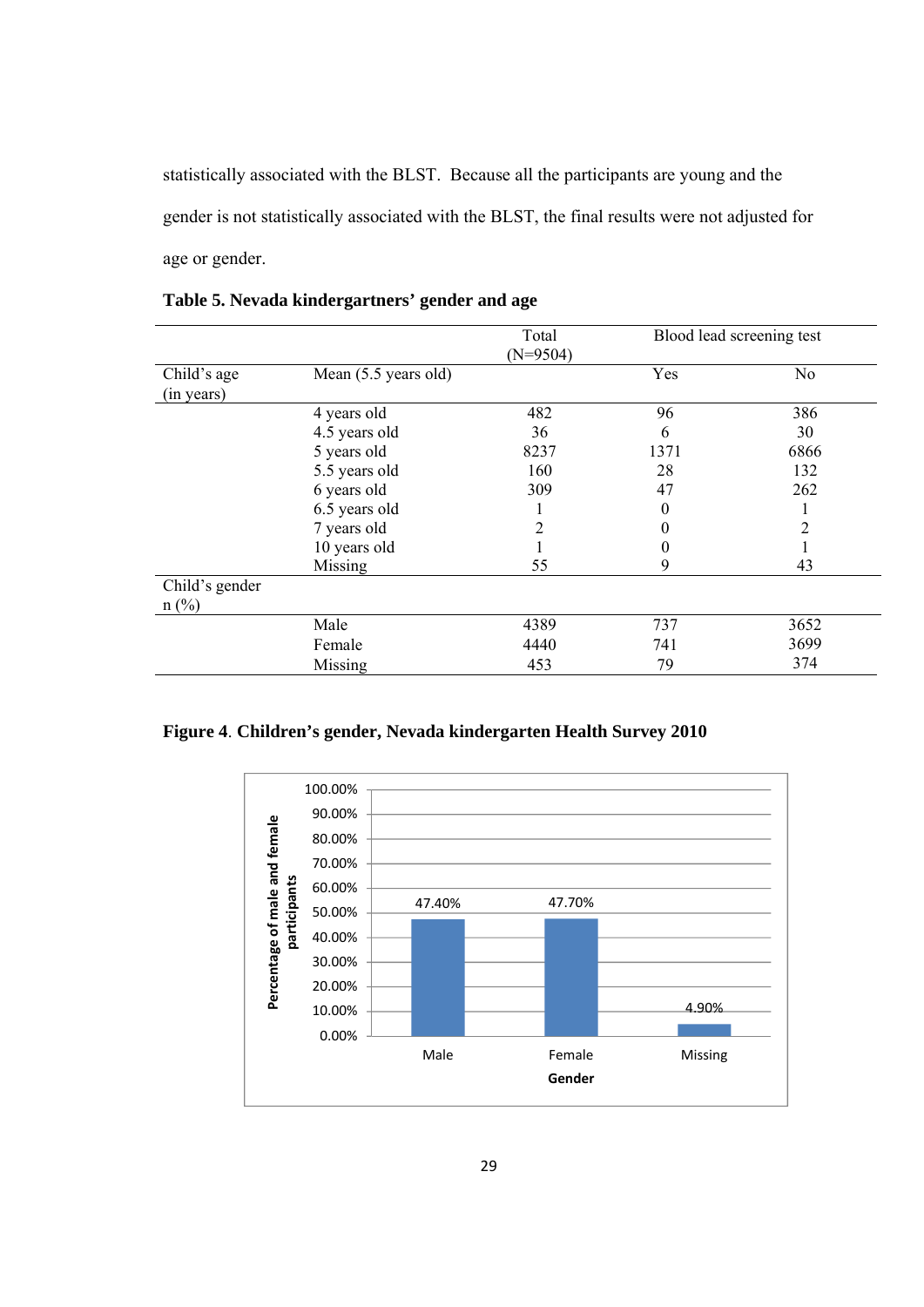statistically associated with the BLST. Because all the participants are young and the gender is not statistically associated with the BLST, the final results were not adjusted for age or gender.

**Table 5. Nevada kindergartners' gender and age**

| | | Total (N=9504) | Blood lead screening test | |
|---|---|---|---|---|
| Child's age (in years) | Mean (5.5 years old) | | Yes | No |
| | 4 years old | 482 | 96 | 386 |
| | 4.5 years old | 36 | 6 | 30 |
| | 5 years old | 8237 | 1371 | 6866 |
| | 5.5 years old | 160 | 28 | 132 |
| | 6 years old | 309 | 47 | 262 |
| | 6.5 years old | 1 | 0 | 1 |
| | 7 years old | 2 | 0 | 2 |
| | 10 years old | 1 | 0 | 1 |
| | Missing | 55 | 9 | 43 |
| Child's gender n (%) | | | | |
| | Male | 4389 | 737 | 3652 |
| | Female | 4440 | 741 | 3699 |
| | Missing | 453 | 79 | 374 |

**Figure 4. Children's gender, Nevada kindergarten Health Survey 2010**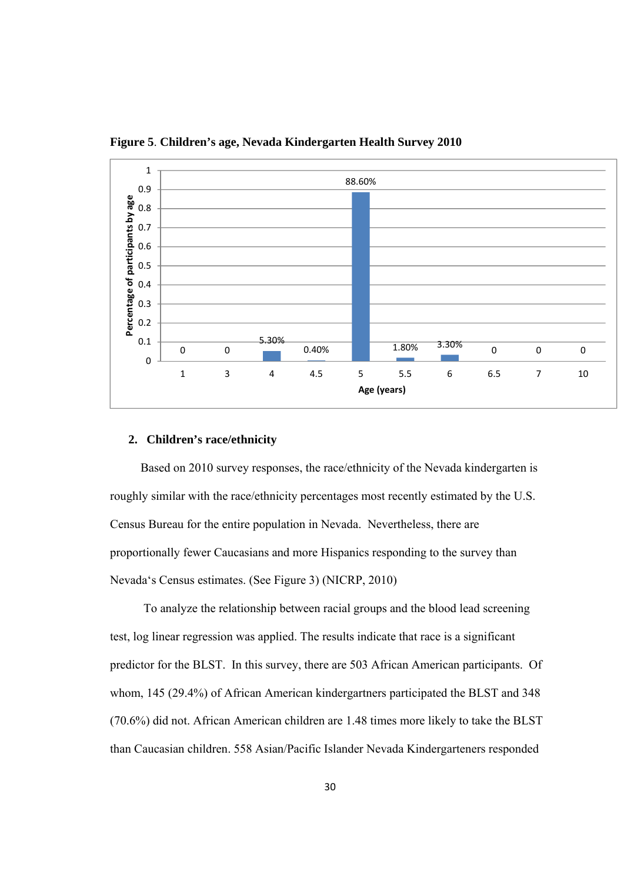**Figure 5**. **Children's age, Nevada Kindergarten Health Survey 2010**

| Age (years) | Percentage of participants by age |
|---|---|
| 1 | 0 |
| 3 | 0 |
| 4 | 5.30% |
| 4.5 | 0.40% |
| 5 | 88.60% |
| 5.5 | 1.80% |
| 6 | 3.30% |
| 6.5 | 0 |
| 7 | 0 |
| 10 | 0 |

## 2. Children's race/ethnicity

Based on 2010 survey responses, the race/ethnicity of the Nevada kindergarten is roughly similar with the race/ethnicity percentages most recently estimated by the U.S. Census Bureau for the entire population in Nevada. Nevertheless, there are proportionally fewer Caucasians and more Hispanics responding to the survey than Nevada's Census estimates. (See Figure 3) (NICRP, 2010)

To analyze the relationship between racial groups and the blood lead screening test, log linear regression was applied. The results indicate that race is a significant predictor for the BLST. In this survey, there are 503 African American participants. Of whom, 145 (29.4%) of African American kindergartners participated the BLST and 348 (70.6%) did not. African American children are 1.48 times more likely to take the BLST than Caucasian children. 558 Asian/Pacific Islander Nevada Kindergarteners responded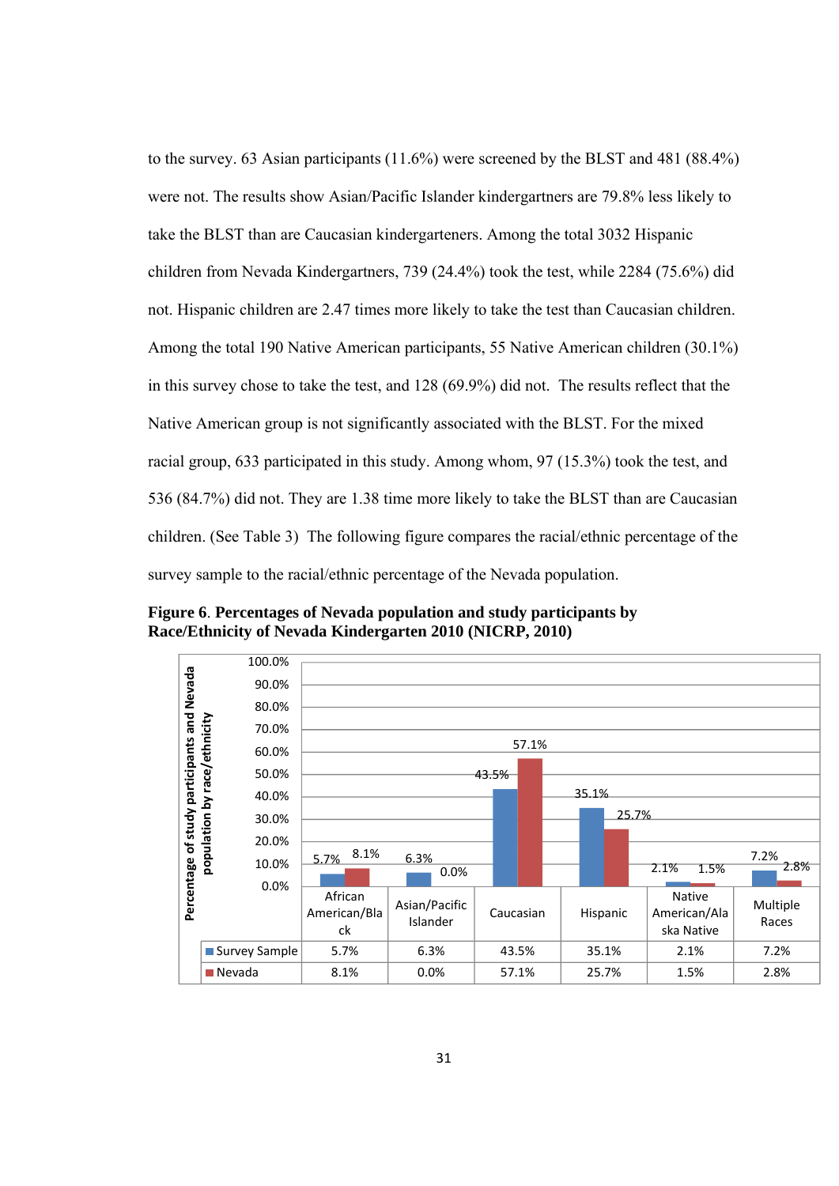to the survey. 63 Asian participants (11.6%) were screened by the BLST and 481 (88.4%) were not. The results show Asian/Pacific Islander kindergartners are 79.8% less likely to take the BLST than are Caucasian kindergarteners. Among the total 3032 Hispanic children from Nevada Kindergartners, 739 (24.4%) took the test, while 2284 (75.6%) did not. Hispanic children are 2.47 times more likely to take the test than Caucasian children. Among the total 190 Native American participants, 55 Native American children (30.1%) in this survey chose to take the test, and 128 (69.9%) did not. The results reflect that the Native American group is not significantly associated with the BLST. For the mixed racial group, 633 participated in this study. Among whom, 97 (15.3%) took the test, and 536 (84.7%) did not. They are 1.38 time more likely to take the BLST than are Caucasian children. (See Table 3) The following figure compares the racial/ethnic percentage of the survey sample to the racial/ethnic percentage of the Nevada population.

**Figure 6**. **Percentages of Nevada population and study participants by Race/Ethnicity of Nevada Kindergarten 2010 (NICRP, 2010)**

| | African American/Black | Asian/Pacific Islander | Caucasian | Hispanic | Native American/Alaska Native | Multiple Races |
|---|---|---|---|---|---|---|
| Survey Sample | 5.7% | 6.3% | 43.5% | 35.1% | 2.1% | 7.2% |
| Nevada | 8.1% | 0.0% | 57.1% | 25.7% | 1.5% | 2.8% |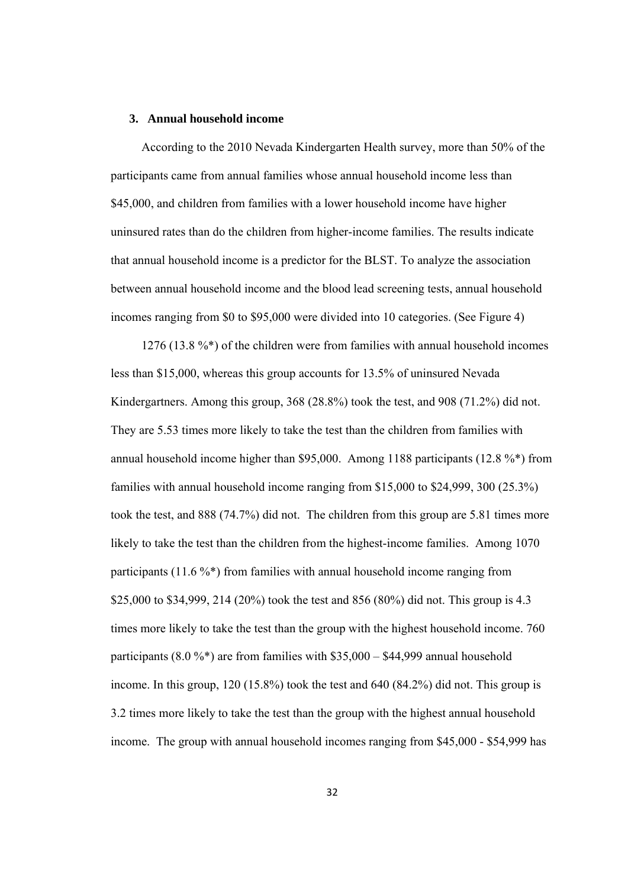### 3. Annual household income

According to the 2010 Nevada Kindergarten Health survey, more than 50% of the participants came from annual families whose annual household income less than \$45,000, and children from families with a lower household income have higher uninsured rates than do the children from higher-income families. The results indicate that annual household income is a predictor for the BLST. To analyze the association between annual household income and the blood lead screening tests, annual household incomes ranging from \$0 to \$95,000 were divided into 10 categories. (See Figure 4)

1276 (13.8 %*) of the children were from families with annual household incomes less than \$15,000, whereas this group accounts for 13.5% of uninsured Nevada Kindergartners. Among this group, 368 (28.8%) took the test, and 908 (71.2%) did not. They are 5.53 times more likely to take the test than the children from families with annual household income higher than \$95,000. Among 1188 participants (12.8 %*) from families with annual household income ranging from \$15,000 to \$24,999, 300 (25.3%) took the test, and 888 (74.7%) did not. The children from this group are 5.81 times more likely to take the test than the children from the highest-income families. Among 1070 participants (11.6 %*) from families with annual household income ranging from \$25,000 to \$34,999, 214 (20%) took the test and 856 (80%) did not. This group is 4.3 times more likely to take the test than the group with the highest household income. 760 participants (8.0 %*) are from families with \$35,000 – \$44,999 annual household income. In this group, 120 (15.8%) took the test and 640 (84.2%) did not. This group is 3.2 times more likely to take the test than the group with the highest annual household income. The group with annual household incomes ranging from \$45,000 - \$54,999 has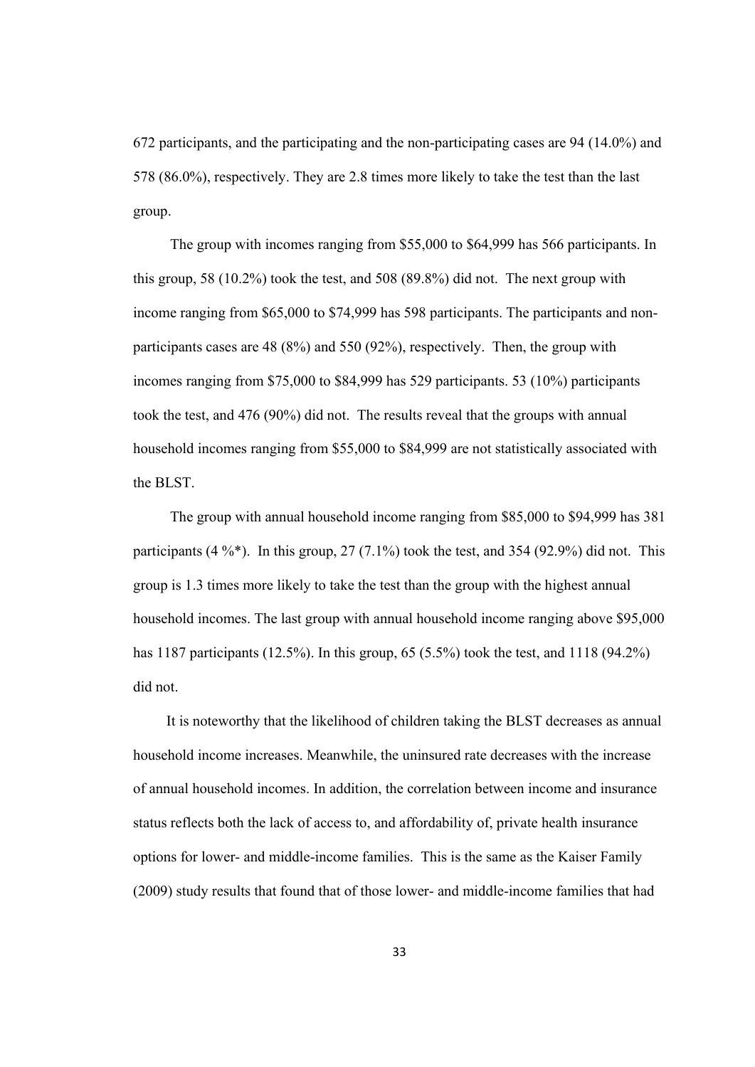672 participants, and the participating and the non-participating cases are 94 (14.0%) and 578 (86.0%), respectively. They are 2.8 times more likely to take the test than the last group.

The group with incomes ranging from $55,000 to $64,999 has 566 participants. In this group, 58 (10.2%) took the test, and 508 (89.8%) did not. The next group with income ranging from $65,000 to $74,999 has 598 participants. The participants and non-participants cases are 48 (8%) and 550 (92%), respectively. Then, the group with incomes ranging from $75,000 to $84,999 has 529 participants. 53 (10%) participants took the test, and 476 (90%) did not. The results reveal that the groups with annual household incomes ranging from $55,000 to $84,999 are not statistically associated with the BLST.

The group with annual household income ranging from $85,000 to $94,999 has 381 participants (4 %*). In this group, 27 (7.1%) took the test, and 354 (92.9%) did not. This group is 1.3 times more likely to take the test than the group with the highest annual household incomes. The last group with annual household income ranging above $95,000 has 1187 participants (12.5%). In this group, 65 (5.5%) took the test, and 1118 (94.2%) did not.

It is noteworthy that the likelihood of children taking the BLST decreases as annual household income increases. Meanwhile, the uninsured rate decreases with the increase of annual household incomes. In addition, the correlation between income and insurance status reflects both the lack of access to, and affordability of, private health insurance options for lower- and middle-income families. This is the same as the Kaiser Family (2009) study results that found that of those lower- and middle-income families that had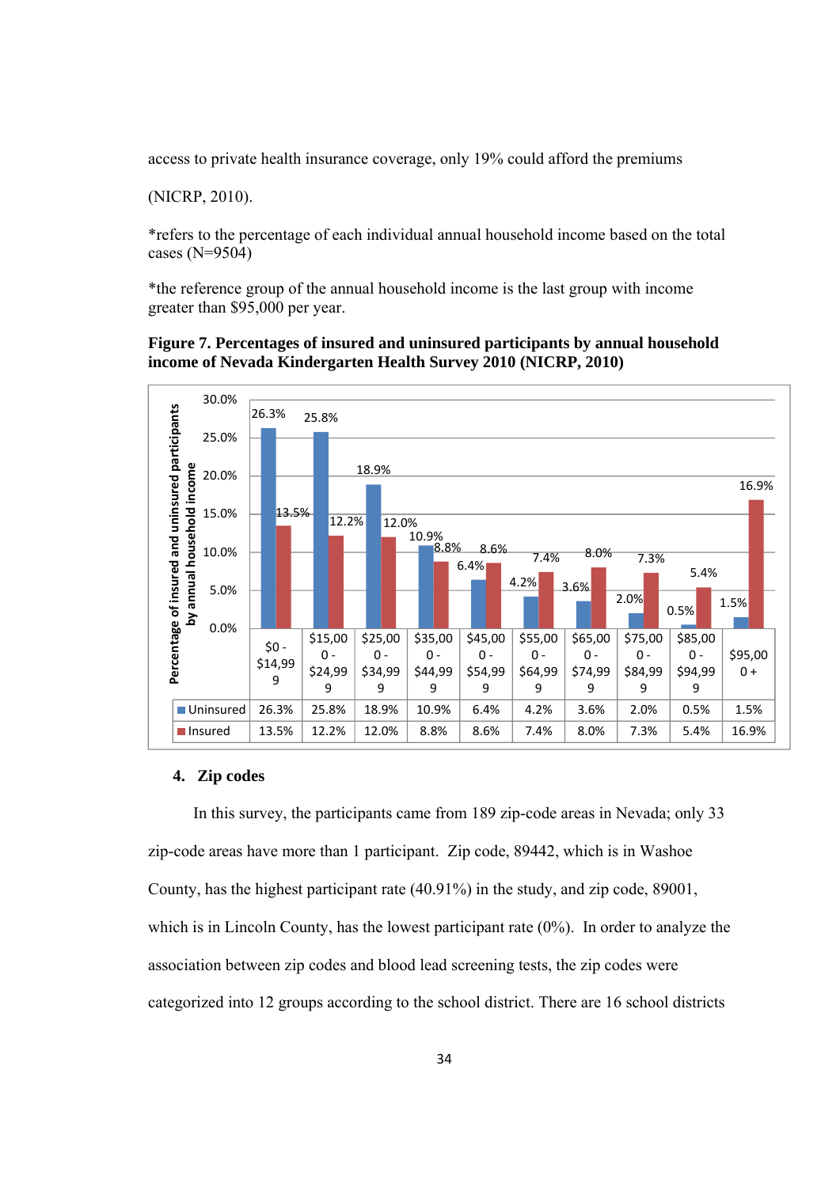access to private health insurance coverage, only 19% could afford the premiums (NICRP, 2010).

*refers to the percentage of each individual annual household income based on the total cases (N=9504)

*the reference group of the annual household income is the last group with income greater than $95,000 per year.

**Figure 7. Percentages of insured and uninsured participants by annual household income of Nevada Kindergarten Health Survey 2010 (NICRP, 2010)**

| | $0 - $14,999 | $15,000 - $24,999 | $25,000 - $34,999 | $35,000 - $44,999 | $45,000 - $54,999 | $55,000 - $64,999 | $65,000 - $74,999 | $75,000 - $84,999 | $85,000 - $94,999 | $95,000 + |
|---|---|---|---|---|---|---|---|---|---|---|
| Uninsured | 26.3% | 25.8% | 18.9% | 10.9% | 6.4% | 4.2% | 3.6% | 2.0% | 0.5% | 1.5% |
| Insured | 13.5% | 12.2% | 12.0% | 8.8% | 8.6% | 7.4% | 8.0% | 7.3% | 5.4% | 16.9% |

## 4. Zip codes

In this survey, the participants came from 189 zip-code areas in Nevada; only 33 zip-code areas have more than 1 participant. Zip code, 89442, which is in Washoe County, has the highest participant rate (40.91%) in the study, and zip code, 89001, which is in Lincoln County, has the lowest participant rate (0%). In order to analyze the association between zip codes and blood lead screening tests, the zip codes were categorized into 12 groups according to the school district. There are 16 school districts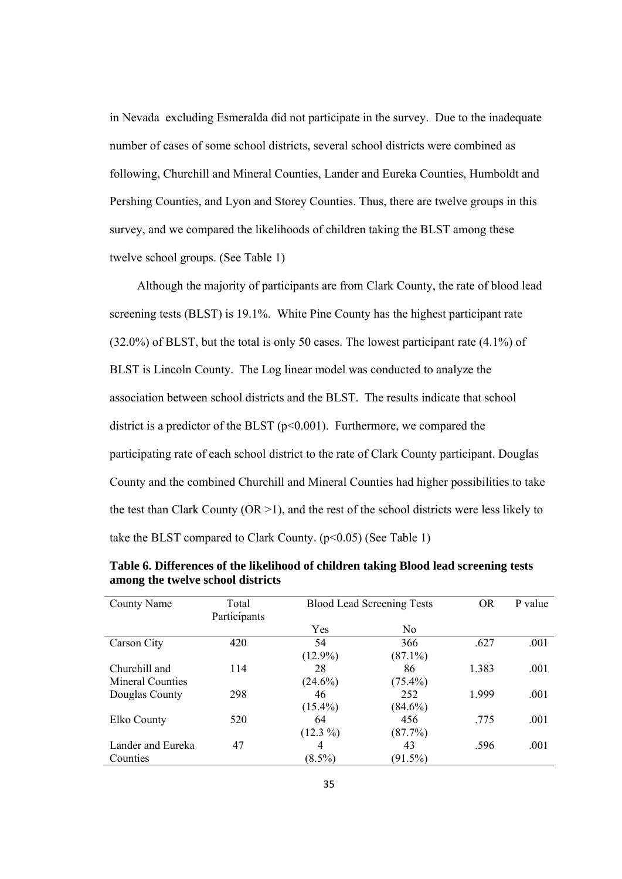in Nevada excluding Esmeralda did not participate in the survey. Due to the inadequate number of cases of some school districts, several school districts were combined as following, Churchill and Mineral Counties, Lander and Eureka Counties, Humboldt and Pershing Counties, and Lyon and Storey Counties. Thus, there are twelve groups in this survey, and we compared the likelihoods of children taking the BLST among these twelve school groups. (See Table 1)

Although the majority of participants are from Clark County, the rate of blood lead screening tests (BLST) is 19.1%. White Pine County has the highest participant rate (32.0%) of BLST, but the total is only 50 cases. The lowest participant rate (4.1%) of BLST is Lincoln County. The Log linear model was conducted to analyze the association between school districts and the BLST. The results indicate that school district is a predictor of the BLST ($p<0.001$). Furthermore, we compared the participating rate of each school district to the rate of Clark County participant. Douglas County and the combined Churchill and Mineral Counties had higher possibilities to take the test than Clark County (OR >1), and the rest of the school districts were less likely to take the BLST compared to Clark County. ($p<0.05$) (See Table 1)

**Table 6. Differences of the likelihood of children taking Blood lead screening tests among the twelve school districts**

| County Name | Total Participants | Blood Lead Screening Tests | | OR | P value |
|---|---|---|---|---|---|
| | | Yes | No | | |
| Carson City | 420 | 54 (12.9%) | 366 (87.1%) | .627 | .001 |
| Churchill and Mineral Counties | 114 | 28 (24.6%) | 86 (75.4%) | 1.383 | .001 |
| Douglas County | 298 | 46 (15.4%) | 252 (84.6%) | 1.999 | .001 |
| Elko County | 520 | 64 (12.3 %) | 456 (87.7%) | .775 | .001 |
| Lander and Eureka Counties | 47 | 4 (8.5%) | 43 (91.5%) | .596 | .001 |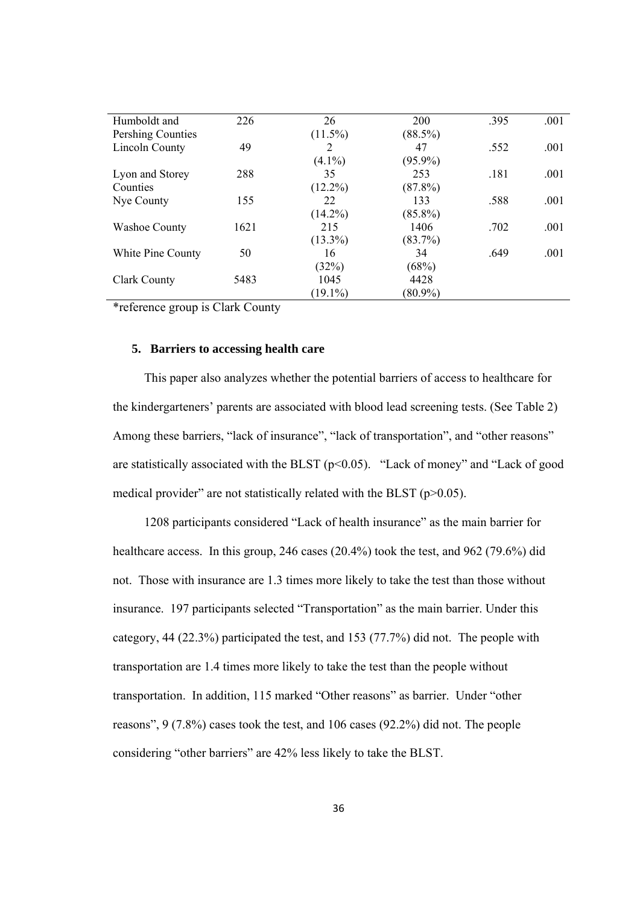| | | | | | |
|---|---|---|---|---|---|
| Humboldt and Pershing Counties | 226 | 26 (11.5%) | 200 (88.5%) | .395 | .001 |
| Lincoln County | 49 | 2 (4.1%) | 47 (95.9%) | .552 | .001 |
| Lyon and Storey Counties | 288 | 35 (12.2%) | 253 (87.8%) | .181 | .001 |
| Nye County | 155 | 22 (14.2%) | 133 (85.8%) | .588 | .001 |
| Washoe County | 1621 | 215 (13.3%) | 1406 (83.7%) | .702 | .001 |
| White Pine County | 50 | 16 (32%) | 34 (68%) | .649 | .001 |
| Clark County | 5483 | 1045 (19.1%) | 4428 (80.9%) | | |

*reference group is Clark County

### 5. Barriers to accessing health care

This paper also analyzes whether the potential barriers of access to healthcare for the kindergarteners' parents are associated with blood lead screening tests. (See Table 2) Among these barriers, "lack of insurance", "lack of transportation", and "other reasons" are statistically associated with the BLST ($p<0.05$). "Lack of money" and "Lack of good medical provider" are not statistically related with the BLST ($p>0.05$).

1208 participants considered "Lack of health insurance" as the main barrier for healthcare access. In this group, 246 cases (20.4%) took the test, and 962 (79.6%) did not. Those with insurance are 1.3 times more likely to take the test than those without insurance. 197 participants selected "Transportation" as the main barrier. Under this category, 44 (22.3%) participated the test, and 153 (77.7%) did not. The people with transportation are 1.4 times more likely to take the test than the people without transportation. In addition, 115 marked "Other reasons" as barrier. Under "other reasons", 9 (7.8%) cases took the test, and 106 cases (92.2%) did not. The people considering "other barriers" are 42% less likely to take the BLST.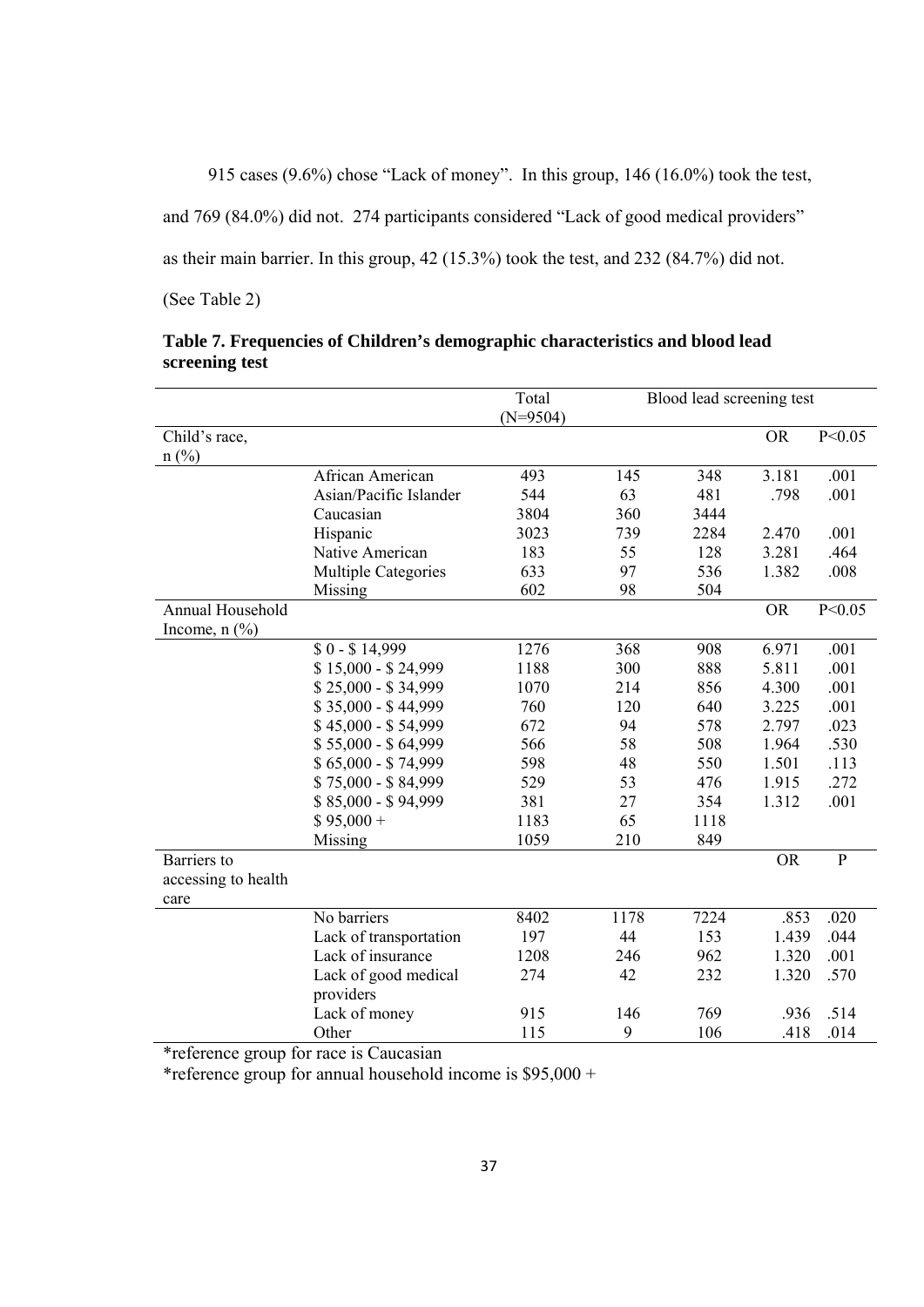915 cases (9.6%) chose "Lack of money". In this group, 146 (16.0%) took the test, and 769 (84.0%) did not. 274 participants considered "Lack of good medical providers" as their main barrier. In this group, 42 (15.3%) took the test, and 232 (84.7%) did not. (See Table 2)

**Table 7. Frequencies of Children's demographic characteristics and blood lead screening test**

| | | Total (N=9504) | Blood lead screening test | | | |
|---|---|---|---|---|---|---|
| Child's race, n (%) | | | | | OR | P<0.05 |
| | African American | 493 | 145 | 348 | 3.181 | .001 |
| | Asian/Pacific Islander | 544 | 63 | 481 | .798 | .001 |
| | Caucasian | 3804 | 360 | 3444 | | |
| | Hispanic | 3023 | 739 | 2284 | 2.470 | .001 |
| | Native American | 183 | 55 | 128 | 3.281 | .464 |
| | Multiple Categories | 633 | 97 | 536 | 1.382 | .008 |
| | Missing | 602 | 98 | 504 | | |
| Annual Household Income, n (%) | | | | | OR | P<0.05 |
| | $ 0 - $ 14,999 | 1276 | 368 | 908 | 6.971 | .001 |
| | $ 15,000 - $ 24,999 | 1188 | 300 | 888 | 5.811 | .001 |
| | $ 25,000 - $ 34,999 | 1070 | 214 | 856 | 4.300 | .001 |
| | $ 35,000 - $ 44,999 | 760 | 120 | 640 | 3.225 | .001 |
| | $ 45,000 - $ 54,999 | 672 | 94 | 578 | 2.797 | .023 |
| | $ 55,000 - $ 64,999 | 566 | 58 | 508 | 1.964 | .530 |
| | $ 65,000 - $ 74,999 | 598 | 48 | 550 | 1.501 | .113 |
| | $ 75,000 - $ 84,999 | 529 | 53 | 476 | 1.915 | .272 |
| | $ 85,000 - $ 94,999 | 381 | 27 | 354 | 1.312 | .001 |
| | $ 95,000 + | 1183 | 65 | 1118 | | |
| | Missing | 1059 | 210 | 849 | | |
| Barriers to accessing to health care | | | | | OR | P |
| | No barriers | 8402 | 1178 | 7224 | .853 | .020 |
| | Lack of transportation | 197 | 44 | 153 | 1.439 | .044 |
| | Lack of insurance | 1208 | 246 | 962 | 1.320 | .001 |
| | Lack of good medical providers | 274 | 42 | 232 | 1.320 | .570 |
| | Lack of money | 915 | 146 | 769 | .936 | .514 |
| | Other | 115 | 9 | 106 | .418 | .014 |

*reference group for race is Caucasian

*reference group for annual household income is $95,000 +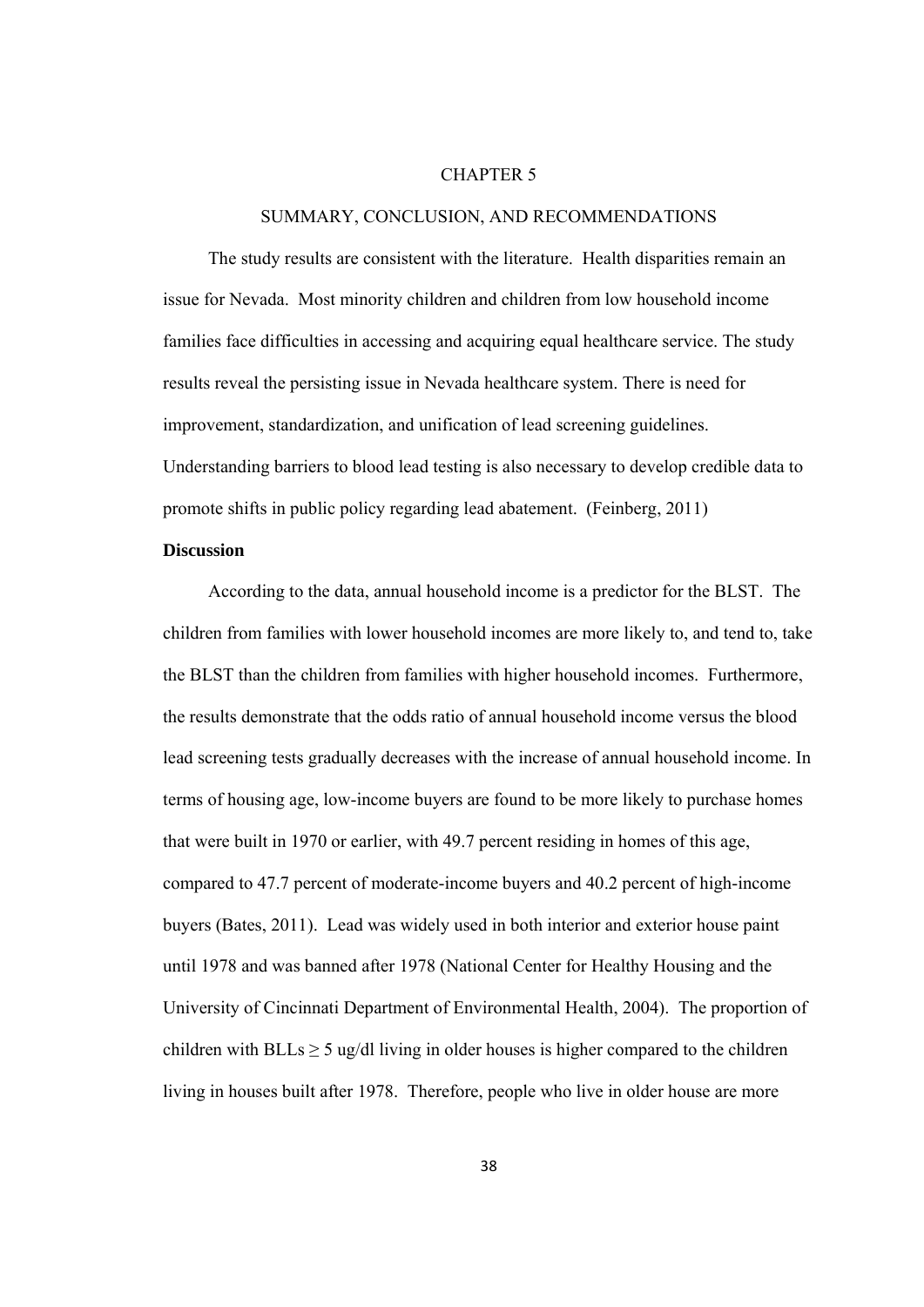# CHAPTER 5

## SUMMARY, CONCLUSION, AND RECOMMENDATIONS

The study results are consistent with the literature. Health disparities remain an issue for Nevada. Most minority children and children from low household income families face difficulties in accessing and acquiring equal healthcare service. The study results reveal the persisting issue in Nevada healthcare system. There is need for improvement, standardization, and unification of lead screening guidelines. Understanding barriers to blood lead testing is also necessary to develop credible data to promote shifts in public policy regarding lead abatement. (Feinberg, 2011)

### Discussion

According to the data, annual household income is a predictor for the BLST. The children from families with lower household incomes are more likely to, and tend to, take the BLST than the children from families with higher household incomes. Furthermore, the results demonstrate that the odds ratio of annual household income versus the blood lead screening tests gradually decreases with the increase of annual household income. In terms of housing age, low-income buyers are found to be more likely to purchase homes that were built in 1970 or earlier, with 49.7 percent residing in homes of this age, compared to 47.7 percent of moderate-income buyers and 40.2 percent of high-income buyers (Bates, 2011). Lead was widely used in both interior and exterior house paint until 1978 and was banned after 1978 (National Center for Healthy Housing and the University of Cincinnati Department of Environmental Health, 2004). The proportion of children with BLLs $\geq 5$ ug/dl living in older houses is higher compared to the children living in houses built after 1978. Therefore, people who live in older house are more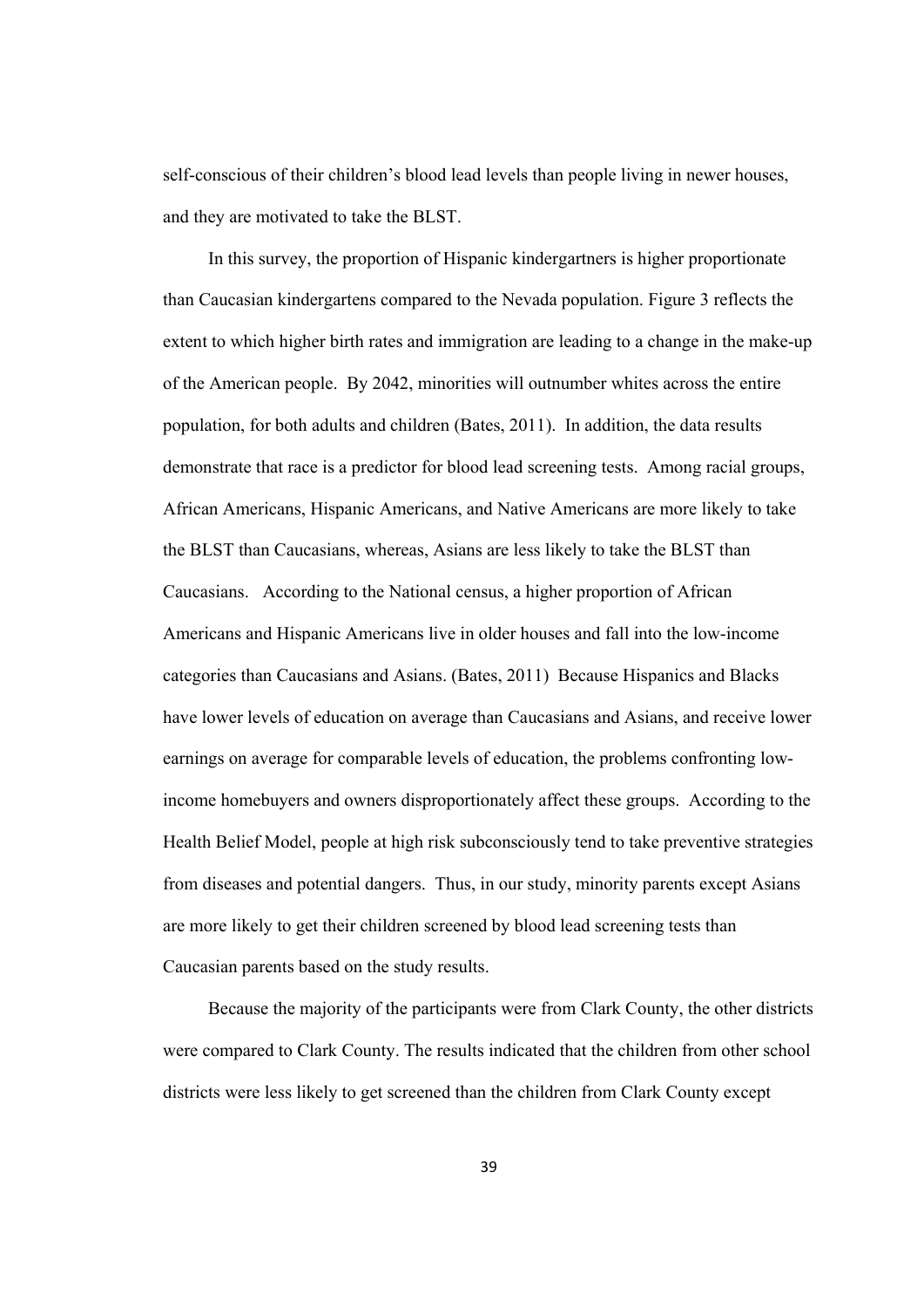self-conscious of their children's blood lead levels than people living in newer houses, and they are motivated to take the BLST.

In this survey, the proportion of Hispanic kindergartners is higher proportionate than Caucasian kindergartens compared to the Nevada population. Figure 3 reflects the extent to which higher birth rates and immigration are leading to a change in the make-up of the American people. By 2042, minorities will outnumber whites across the entire population, for both adults and children (Bates, 2011). In addition, the data results demonstrate that race is a predictor for blood lead screening tests. Among racial groups, African Americans, Hispanic Americans, and Native Americans are more likely to take the BLST than Caucasians, whereas, Asians are less likely to take the BLST than Caucasians. According to the National census, a higher proportion of African Americans and Hispanic Americans live in older houses and fall into the low-income categories than Caucasians and Asians. (Bates, 2011) Because Hispanics and Blacks have lower levels of education on average than Caucasians and Asians, and receive lower earnings on average for comparable levels of education, the problems confronting low-income homebuyers and owners disproportionately affect these groups. According to the Health Belief Model, people at high risk subconsciously tend to take preventive strategies from diseases and potential dangers. Thus, in our study, minority parents except Asians are more likely to get their children screened by blood lead screening tests than Caucasian parents based on the study results.

Because the majority of the participants were from Clark County, the other districts were compared to Clark County. The results indicated that the children from other school districts were less likely to get screened than the children from Clark County except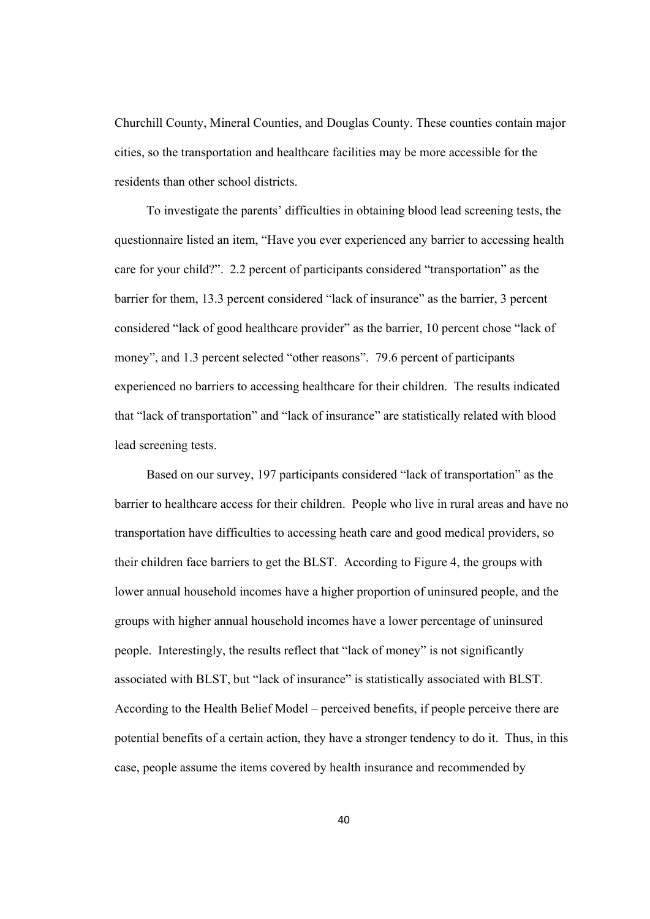Churchill County, Mineral Counties, and Douglas County. These counties contain major cities, so the transportation and healthcare facilities may be more accessible for the residents than other school districts.

To investigate the parents' difficulties in obtaining blood lead screening tests, the questionnaire listed an item, "Have you ever experienced any barrier to accessing health care for your child?". 2.2 percent of participants considered "transportation" as the barrier for them, 13.3 percent considered "lack of insurance" as the barrier, 3 percent considered "lack of good healthcare provider" as the barrier, 10 percent chose "lack of money", and 1.3 percent selected "other reasons". 79.6 percent of participants experienced no barriers to accessing healthcare for their children. The results indicated that "lack of transportation" and "lack of insurance" are statistically related with blood lead screening tests.

Based on our survey, 197 participants considered "lack of transportation" as the barrier to healthcare access for their children. People who live in rural areas and have no transportation have difficulties to accessing heath care and good medical providers, so their children face barriers to get the BLST. According to Figure 4, the groups with lower annual household incomes have a higher proportion of uninsured people, and the groups with higher annual household incomes have a lower percentage of uninsured people. Interestingly, the results reflect that "lack of money" is not significantly associated with BLST, but "lack of insurance" is statistically associated with BLST. According to the Health Belief Model – perceived benefits, if people perceive there are potential benefits of a certain action, they have a stronger tendency to do it. Thus, in this case, people assume the items covered by health insurance and recommended by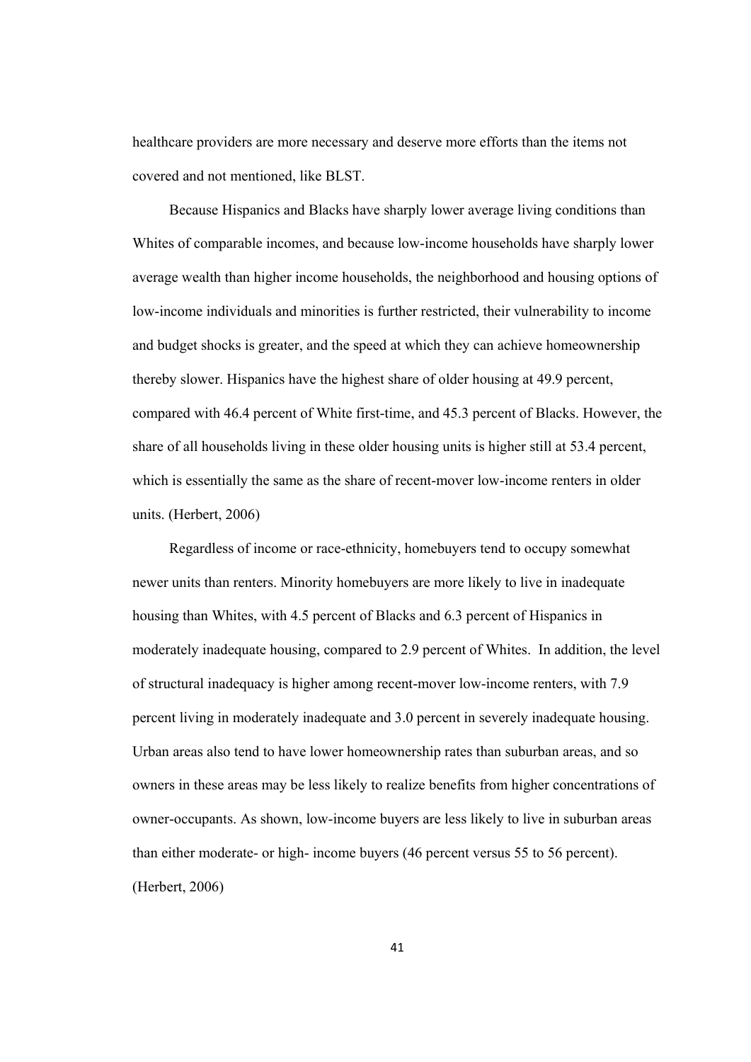healthcare providers are more necessary and deserve more efforts than the items not covered and not mentioned, like BLST.

Because Hispanics and Blacks have sharply lower average living conditions than Whites of comparable incomes, and because low-income households have sharply lower average wealth than higher income households, the neighborhood and housing options of low-income individuals and minorities is further restricted, their vulnerability to income and budget shocks is greater, and the speed at which they can achieve homeownership thereby slower. Hispanics have the highest share of older housing at 49.9 percent, compared with 46.4 percent of White first-time, and 45.3 percent of Blacks. However, the share of all households living in these older housing units is higher still at 53.4 percent, which is essentially the same as the share of recent-mover low-income renters in older units. (Herbert, 2006)

Regardless of income or race-ethnicity, homebuyers tend to occupy somewhat newer units than renters. Minority homebuyers are more likely to live in inadequate housing than Whites, with 4.5 percent of Blacks and 6.3 percent of Hispanics in moderately inadequate housing, compared to 2.9 percent of Whites. In addition, the level of structural inadequacy is higher among recent-mover low-income renters, with 7.9 percent living in moderately inadequate and 3.0 percent in severely inadequate housing. Urban areas also tend to have lower homeownership rates than suburban areas, and so owners in these areas may be less likely to realize benefits from higher concentrations of owner-occupants. As shown, low-income buyers are less likely to live in suburban areas than either moderate- or high- income buyers (46 percent versus 55 to 56 percent). (Herbert, 2006)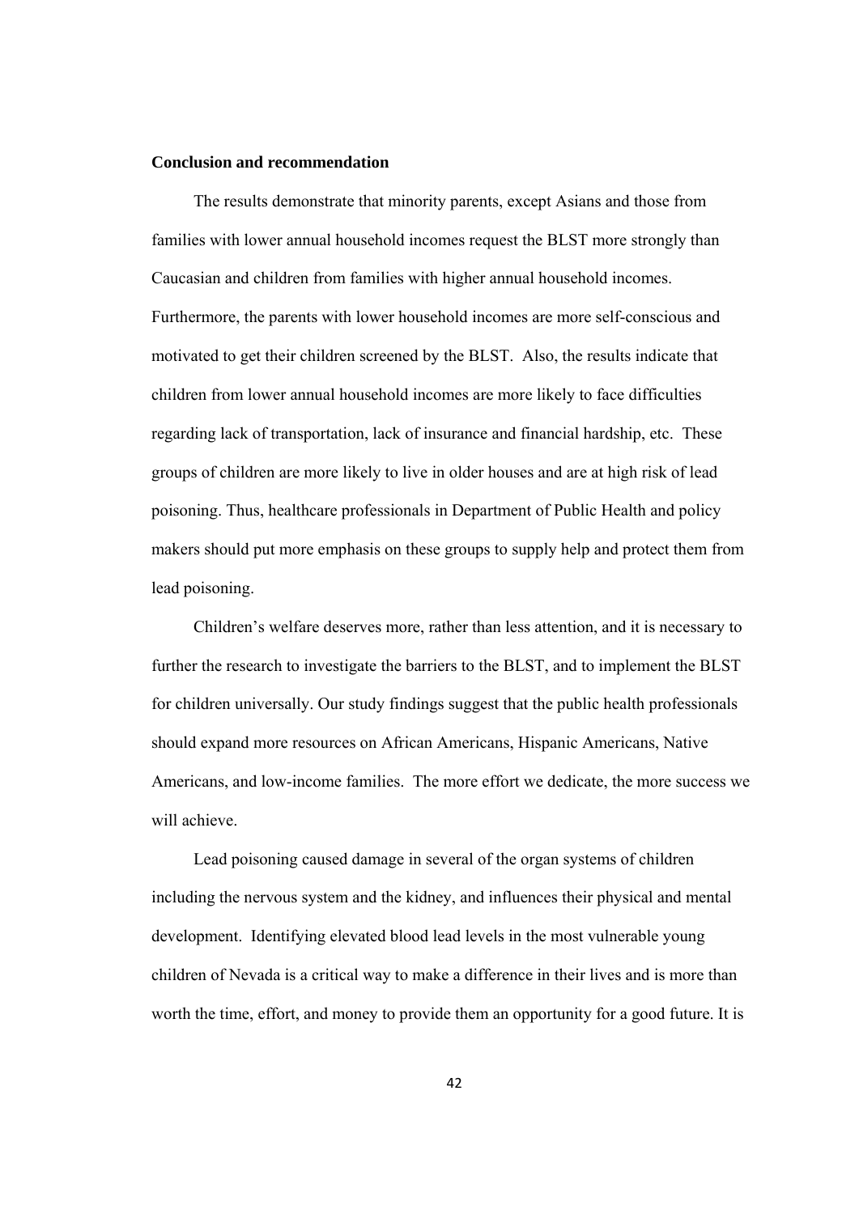**Conclusion and recommendation**

The results demonstrate that minority parents, except Asians and those from families with lower annual household incomes request the BLST more strongly than Caucasian and children from families with higher annual household incomes. Furthermore, the parents with lower household incomes are more self-conscious and motivated to get their children screened by the BLST. Also, the results indicate that children from lower annual household incomes are more likely to face difficulties regarding lack of transportation, lack of insurance and financial hardship, etc. These groups of children are more likely to live in older houses and are at high risk of lead poisoning. Thus, healthcare professionals in Department of Public Health and policy makers should put more emphasis on these groups to supply help and protect them from lead poisoning.

Children's welfare deserves more, rather than less attention, and it is necessary to further the research to investigate the barriers to the BLST, and to implement the BLST for children universally. Our study findings suggest that the public health professionals should expand more resources on African Americans, Hispanic Americans, Native Americans, and low-income families. The more effort we dedicate, the more success we will achieve.

Lead poisoning caused damage in several of the organ systems of children including the nervous system and the kidney, and influences their physical and mental development. Identifying elevated blood lead levels in the most vulnerable young children of Nevada is a critical way to make a difference in their lives and is more than worth the time, effort, and money to provide them an opportunity for a good future. It is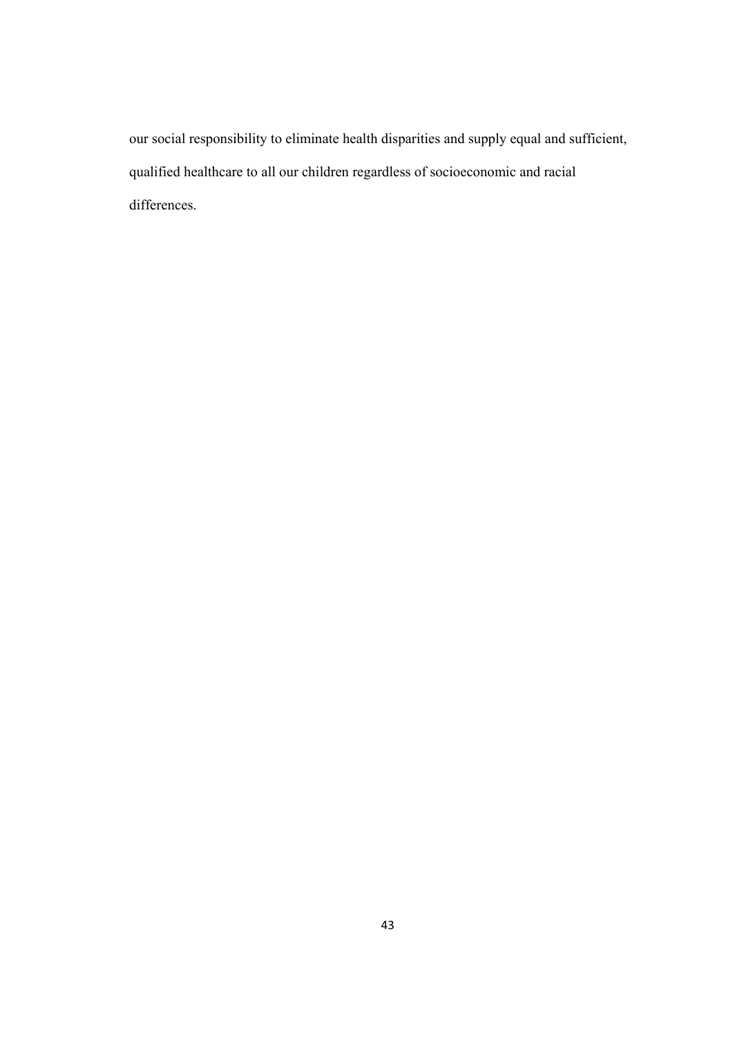our social responsibility to eliminate health disparities and supply equal and sufficient, qualified healthcare to all our children regardless of socioeconomic and racial differences.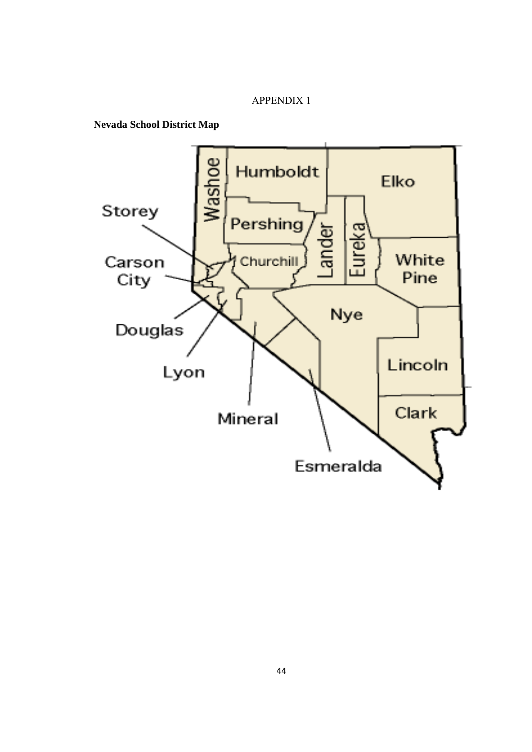APPENDIX 1

**Nevada School District Map**

Washoe
Humboldt
Elko
Storey
Pershing
Lander
Eureka
Carson City
Churchill
White Pine
Nye
Douglas
Lyon
Lincoln
Mineral
Clark
Esmeralda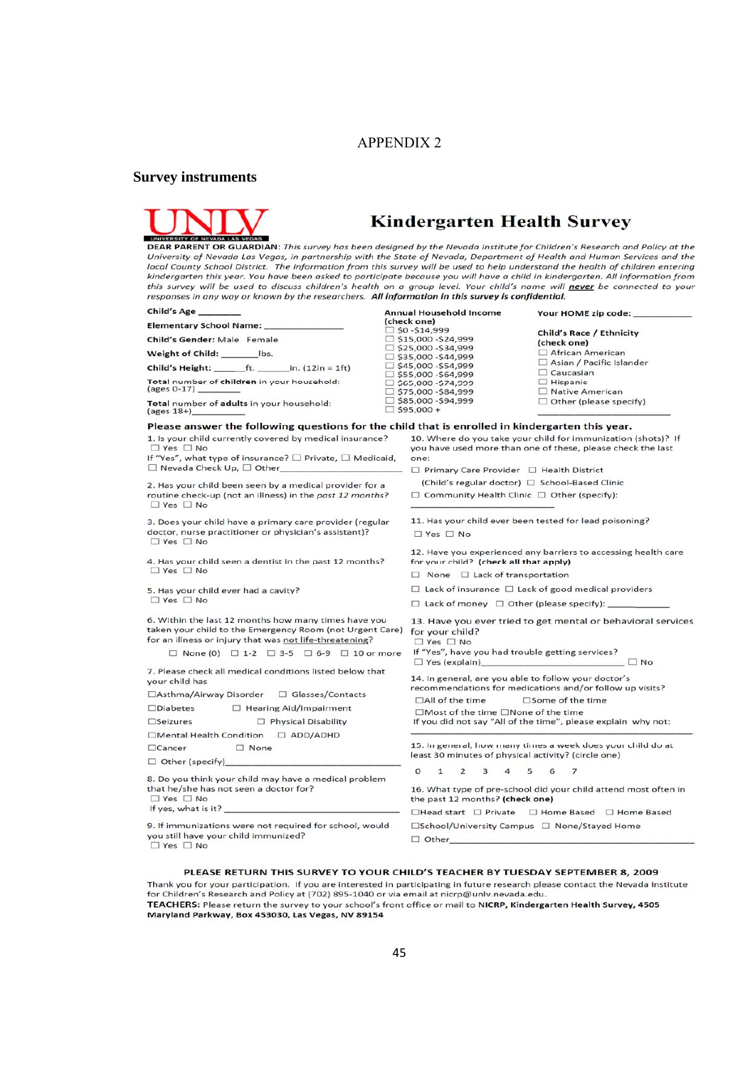# APPENDIX 2

## Survey instruments

UNLV — UNIVERSITY OF NEVADA LAS VEGAS

# Kindergarten Health Survey

**DEAR PARENT OR GUARDIAN**: *This survey has been designed by the Nevada Institute for Children's Research and Policy at the University of Nevada Las Vegas, in partnership with the State of Nevada, Department of Health and Human Services and the local County School District. The information from this survey will be used to help understand the health of children entering kindergarten this year. You have been asked to participate because you will have a child in kindergarten. All information from this survey will be used to discuss children's health on a group level. Your child's name will **never** be connected to your responses in any way or known by the researchers.* ***All information in this survey is confidential.***

**Child's Age** ________

**Elementary School Name:** ________________

**Child's Gender:** Male Female

**Weight of Child:** ________lbs.

**Child's Height:** ______ft. _______in. (12in = 1ft)

**Total** number of **children** in your household: (ages 0-17) ________

**Total** number of **adults** in your household: (ages 18+)________

**Annual Household Income (check one)**
- ☐ $0 -$14,999
- ☐ $15,000 -$24,999
- ☐ $25,000 -$34,999
- ☐ $35,000 -$44,999
- ☐ $45,000 -$54,999
- ☐ $55,000 -$64,999
- ☐ $65,000 -$74,999
- ☐ $75,000 -$84,999
- ☐ $85,000 -$94,999
- ☐ $95,000 +

**Your HOME zip code:** ____________

**Child's Race / Ethnicity (check one)**
- ☐ African American
- ☐ Asian / Pacific Islander
- ☐ Caucasian
- ☐ Hispanic
- ☐ Native American
- ☐ Other (please specify)

________________________

**Please answer the following questions for the child that is enrolled in kindergarten this year.**

1. Is your child currently covered by medical insurance?
   ☐ Yes ☐ No
   If "Yes", what type of insurance? ☐ Private, ☐ Medicaid, ☐ Nevada Check Up, ☐ Other________

2. Has your child been seen by a medical provider for a routine check-up (not an illness) in the *past 12 months*?
   ☐ Yes ☐ No

3. Does your child have a primary care provider (regular doctor, nurse practitioner or physician's assistant)?
   ☐ Yes ☐ No

4. Has your child seen a dentist in the past 12 months?
   ☐ Yes ☐ No

5. Has your child ever had a cavity?
   ☐ Yes ☐ No

6. Within the last 12 months how many times have you taken your child to the Emergency Room (not Urgent Care) for an illness or injury that was not life-threatening?
   ☐ None (0) ☐ 1-2 ☐ 3-5 ☐ 6-9 ☐ 10 or more

7. Please check all medical conditions listed below that your child has
   ☐Asthma/Airway Disorder ☐ Glasses/Contacts
   ☐Diabetes ☐ Hearing Aid/Impairment
   ☐Seizures ☐ Physical Disability
   ☐Mental Health Condition ☐ ADD/ADHD
   ☐Cancer ☐ None
   ☐ Other (specify)________________________

8. Do you think your child may have a medical problem that he/she has not seen a doctor for?
   ☐ Yes ☐ No
   If yes, what is it? ________________________

9. If immunizations were not required for school, would you still have your child immunized?
   ☐ Yes ☐ No

10. Where do you take your child for immunization (shots)? If you have used more than one of these, please check the last one:
    ☐ Primary Care Provider (Child's regular doctor) ☐ Health District ☐ School-Based Clinic
    ☐ Community Health Clinic ☐ Other (specify):
    ________________________

11. Has your child ever been tested for lead poisoning?
    ☐ Yes ☐ No

12. Have you experienced any barriers to accessing health care for your child? **(check all that apply)**
    ☐ None ☐ Lack of transportation
    ☐ Lack of insurance ☐ Lack of good medical providers
    ☐ Lack of money ☐ Other (please specify): __________

13. Have you ever tried to get mental or behavioral services for your child?
    ☐ Yes ☐ No
    If "Yes", have you had trouble getting services?
    ☐ Yes (explain)________________________ ☐ No

14. In general, are you able to follow your doctor's recommendations for medications and/or follow up visits?
    ☐All of the time ☐Some of the time
    ☐Most of the time ☐None of the time
    If you did not say "All of the time", please explain why not:
    ________________________

15. In general, how many times a week does your child do at least 30 minutes of physical activity? (circle one)
    0 1 2 3 4 5 6 7

16. What type of pre-school did your child attend most often in the past 12 months? **(check one)**
    ☐Head start ☐ Private ☐ Home Based ☐ Home Based
    ☐School/University Campus ☐ None/Stayed Home
    ☐ Other________________________

**PLEASE RETURN THIS SURVEY TO YOUR CHILD'S TEACHER BY TUESDAY SEPTEMBER 8, 2009**

Thank you for your participation. If you are interested in participating in future research please contact the Nevada Institute for Children's Research and Policy at (702) 895-1040 or via email at nicrp@unlv.nevada.edu.

**TEACHERS:** Please return the survey to your school's front office or mail to **NICRP, Kindergarten Health Survey, 4505 Maryland Parkway, Box 453030, Las Vegas, NV 89154**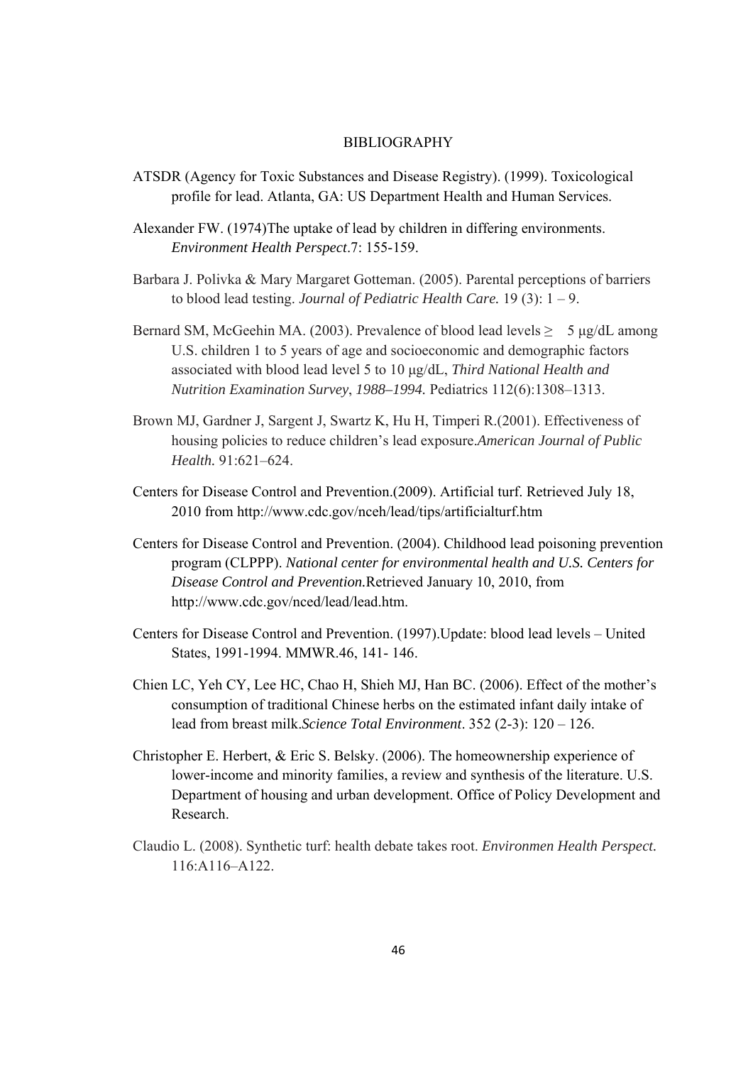# BIBLIOGRAPHY

ATSDR (Agency for Toxic Substances and Disease Registry). (1999). Toxicological profile for lead. Atlanta, GA: US Department Health and Human Services.

Alexander FW. (1974)The uptake of lead by children in differing environments. *Environment Health Perspect*.7: 155-159.

Barbara J. Polivka & Mary Margaret Gotteman. (2005). Parental perceptions of barriers to blood lead testing. *Journal of Pediatric Health Care.* 19 (3): 1 – 9.

Bernard SM, McGeehin MA. (2003). Prevalence of blood lead levels ≥ 5 µg/dL among U.S. children 1 to 5 years of age and socioeconomic and demographic factors associated with blood lead level 5 to 10 µg/dL, *Third National Health and Nutrition Examination Survey*, *1988–1994.* Pediatrics 112(6):1308–1313.

Brown MJ, Gardner J, Sargent J, Swartz K, Hu H, Timperi R.(2001). Effectiveness of housing policies to reduce children's lead exposure.*American Journal of Public Health.* 91:621–624.

Centers for Disease Control and Prevention.(2009). Artificial turf. Retrieved July 18, 2010 from http://www.cdc.gov/nceh/lead/tips/artificialturf.htm

Centers for Disease Control and Prevention. (2004). Childhood lead poisoning prevention program (CLPPP). *National center for environmental health and U.S. Centers for Disease Control and Prevention.*Retrieved January 10, 2010, from http://www.cdc.gov/nced/lead/lead.htm.

Centers for Disease Control and Prevention. (1997).Update: blood lead levels – United States, 1991-1994. MMWR.46, 141- 146.

Chien LC, Yeh CY, Lee HC, Chao H, Shieh MJ, Han BC. (2006). Effect of the mother's consumption of traditional Chinese herbs on the estimated infant daily intake of lead from breast milk.*Science Total Environment*. 352 (2-3): 120 – 126.

Christopher E. Herbert, & Eric S. Belsky. (2006). The homeownership experience of lower-income and minority families, a review and synthesis of the literature. U.S. Department of housing and urban development. Office of Policy Development and Research.

Claudio L. (2008). Synthetic turf: health debate takes root. *Environmen Health Perspect.* 116:A116–A122.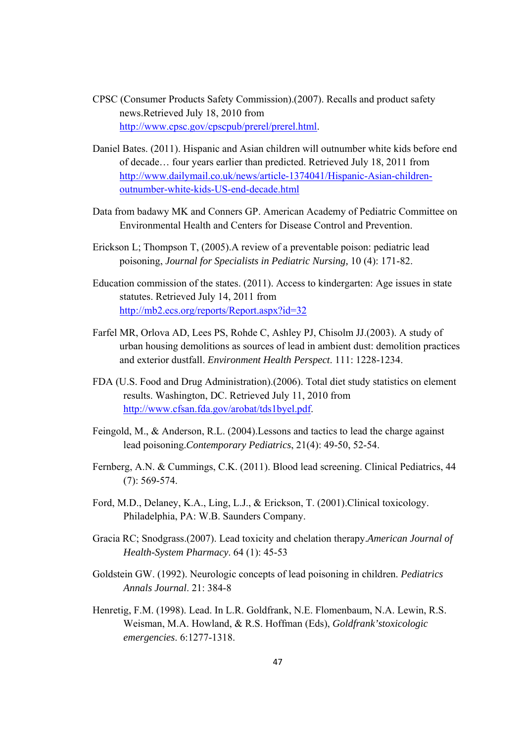CPSC (Consumer Products Safety Commission).(2007). Recalls and product safety news.Retrieved July 18, 2010 from http://www.cpsc.gov/cpscpub/prerel/prerel.html.

Daniel Bates. (2011). Hispanic and Asian children will outnumber white kids before end of decade… four years earlier than predicted. Retrieved July 18, 2011 from http://www.dailymail.co.uk/news/article-1374041/Hispanic-Asian-children-outnumber-white-kids-US-end-decade.html

Data from badawy MK and Conners GP. American Academy of Pediatric Committee on Environmental Health and Centers for Disease Control and Prevention.

Erickson L; Thompson T, (2005).A review of a preventable poison: pediatric lead poisoning, *Journal for Specialists in Pediatric Nursing,* 10 (4): 171-82.

Education commission of the states. (2011). Access to kindergarten: Age issues in state statutes. Retrieved July 14, 2011 from http://mb2.ecs.org/reports/Report.aspx?id=32

Farfel MR, Orlova AD, Lees PS, Rohde C, Ashley PJ, Chisolm JJ.(2003). A study of urban housing demolitions as sources of lead in ambient dust: demolition practices and exterior dustfall. *Environment Health Perspect*. 111: 1228-1234.

FDA (U.S. Food and Drug Administration).(2006). Total diet study statistics on element results. Washington, DC. Retrieved July 11, 2010 from http://www.cfsan.fda.gov/arobat/tds1byel.pdf.

Feingold, M., & Anderson, R.L. (2004).Lessons and tactics to lead the charge against lead poisoning.*Contemporary Pediatrics*, 21(4): 49-50, 52-54.

Fernberg, A.N. & Cummings, C.K. (2011). Blood lead screening. Clinical Pediatrics, 44 (7): 569-574.

Ford, M.D., Delaney, K.A., Ling, L.J., & Erickson, T. (2001).Clinical toxicology. Philadelphia, PA: W.B. Saunders Company.

Gracia RC; Snodgrass.(2007). Lead toxicity and chelation therapy.*American Journal of Health-System Pharmacy*. 64 (1): 45-53

Goldstein GW. (1992). Neurologic concepts of lead poisoning in children. *Pediatrics Annals Journal*. 21: 384-8

Henretig, F.M. (1998). Lead. In L.R. Goldfrank, N.E. Flomenbaum, N.A. Lewin, R.S. Weisman, M.A. Howland, & R.S. Hoffman (Eds), *Goldfrank'stoxicologic emergencies*. 6:1277-1318.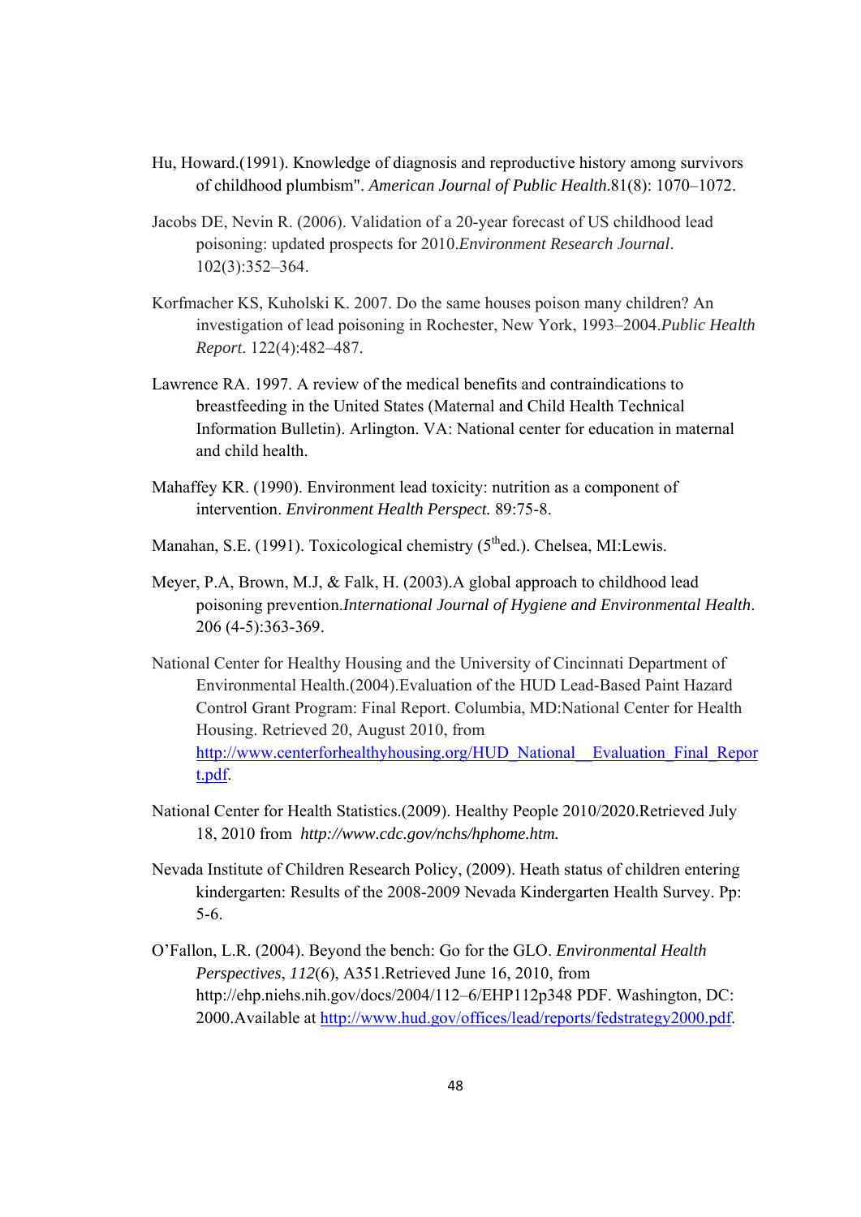Hu, Howard.(1991). Knowledge of diagnosis and reproductive history among survivors of childhood plumbism". *American Journal of Public Health*.81(8): 1070–1072.

Jacobs DE, Nevin R. (2006). Validation of a 20-year forecast of US childhood lead poisoning: updated prospects for 2010.*Environment Research Journal*. 102(3):352–364.

Korfmacher KS, Kuholski K. 2007. Do the same houses poison many children? An investigation of lead poisoning in Rochester, New York, 1993–2004.*Public Health Report*. 122(4):482–487.

Lawrence RA. 1997. A review of the medical benefits and contraindications to breastfeeding in the United States (Maternal and Child Health Technical Information Bulletin). Arlington. VA: National center for education in maternal and child health.

Mahaffey KR. (1990). Environment lead toxicity: nutrition as a component of intervention. *Environment Health Perspect.* 89:75-8.

Manahan, S.E. (1991). Toxicological chemistry ($5^{th}$ed.). Chelsea, MI:Lewis.

Meyer, P.A, Brown, M.J, & Falk, H. (2003).A global approach to childhood lead poisoning prevention.*International Journal of Hygiene and Environmental Health*. 206 (4-5):363-369.

National Center for Healthy Housing and the University of Cincinnati Department of Environmental Health.(2004).Evaluation of the HUD Lead-Based Paint Hazard Control Grant Program: Final Report. Columbia, MD:National Center for Health Housing. Retrieved 20, August 2010, from http://www.centerforhealthyhousing.org/HUD_National__Evaluation_Final_Report.pdf.

National Center for Health Statistics.(2009). Healthy People 2010/2020.Retrieved July 18, 2010 from *http://www.cdc.gov/nchs/hphome.htm.*

Nevada Institute of Children Research Policy, (2009). Heath status of children entering kindergarten: Results of the 2008-2009 Nevada Kindergarten Health Survey. Pp: 5-6.

O'Fallon, L.R. (2004). Beyond the bench: Go for the GLO. *Environmental Health Perspectives*, *112*(6), A351.Retrieved June 16, 2010, from http://ehp.niehs.nih.gov/docs/2004/112–6/EHP112p348 PDF. Washington, DC: 2000.Available at http://www.hud.gov/offices/lead/reports/fedstrategy2000.pdf.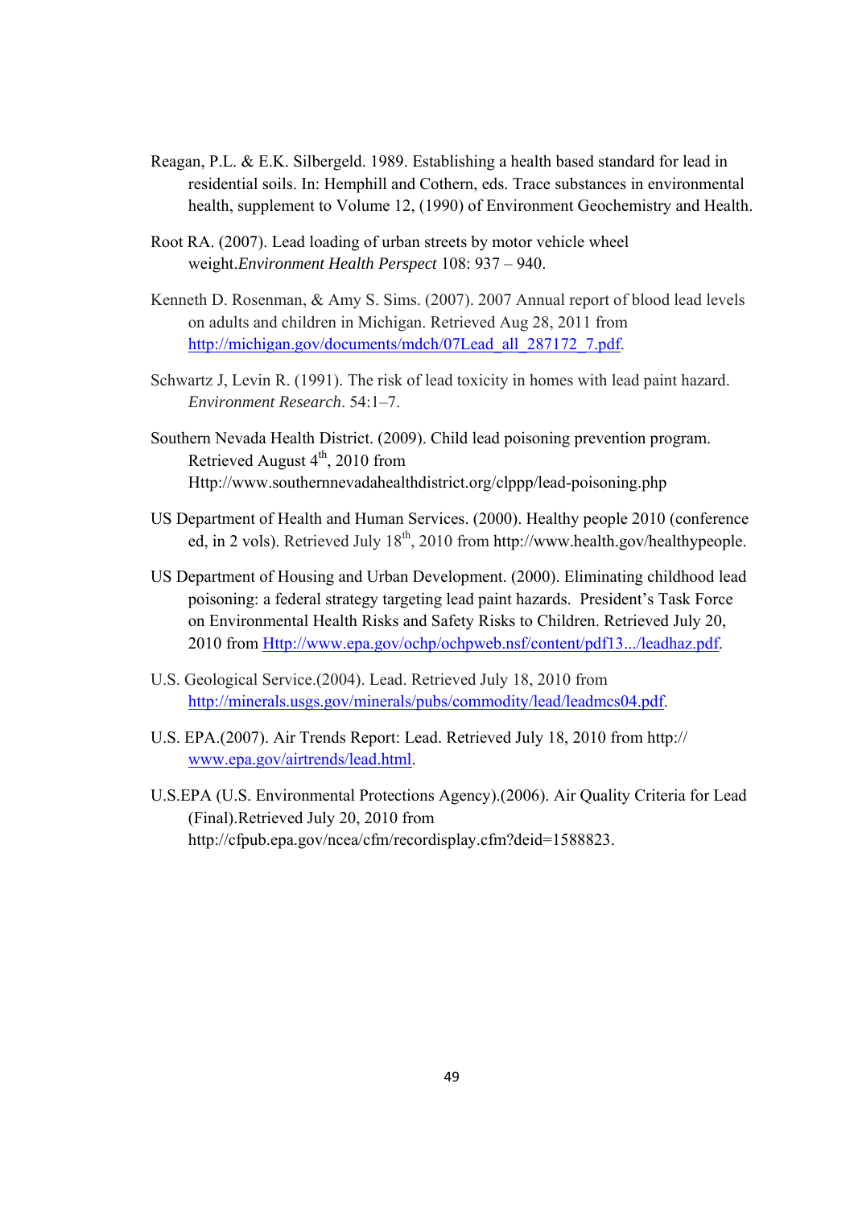Reagan, P.L. & E.K. Silbergeld. 1989. Establishing a health based standard for lead in residential soils. In: Hemphill and Cothern, eds. Trace substances in environmental health, supplement to Volume 12, (1990) of Environment Geochemistry and Health.

Root RA. (2007). Lead loading of urban streets by motor vehicle wheel weight.*Environment Health Perspect* 108: 937 – 940.

Kenneth D. Rosenman, & Amy S. Sims. (2007). 2007 Annual report of blood lead levels on adults and children in Michigan. Retrieved Aug 28, 2011 from http://michigan.gov/documents/mdch/07Lead_all_287172_7.pdf.

Schwartz J, Levin R. (1991). The risk of lead toxicity in homes with lead paint hazard. *Environment Research*. 54:1–7.

Southern Nevada Health District. (2009). Child lead poisoning prevention program. Retrieved August 4th, 2010 from Http://www.southernnevadahealthdistrict.org/clppp/lead-poisoning.php

US Department of Health and Human Services. (2000). Healthy people 2010 (conference ed, in 2 vols). Retrieved July 18th, 2010 from http://www.health.gov/healthypeople.

US Department of Housing and Urban Development. (2000). Eliminating childhood lead poisoning: a federal strategy targeting lead paint hazards. President's Task Force on Environmental Health Risks and Safety Risks to Children. Retrieved July 20, 2010 from Http://www.epa.gov/ochp/ochpweb.nsf/content/pdf13.../leadhaz.pdf.

U.S. Geological Service.(2004). Lead. Retrieved July 18, 2010 from http://minerals.usgs.gov/minerals/pubs/commodity/lead/leadmcs04.pdf.

U.S. EPA.(2007). Air Trends Report: Lead. Retrieved July 18, 2010 from http:// www.epa.gov/airtrends/lead.html.

U.S.EPA (U.S. Environmental Protections Agency).(2006). Air Quality Criteria for Lead (Final).Retrieved July 20, 2010 from http://cfpub.epa.gov/ncea/cfm/recordisplay.cfm?deid=1588823.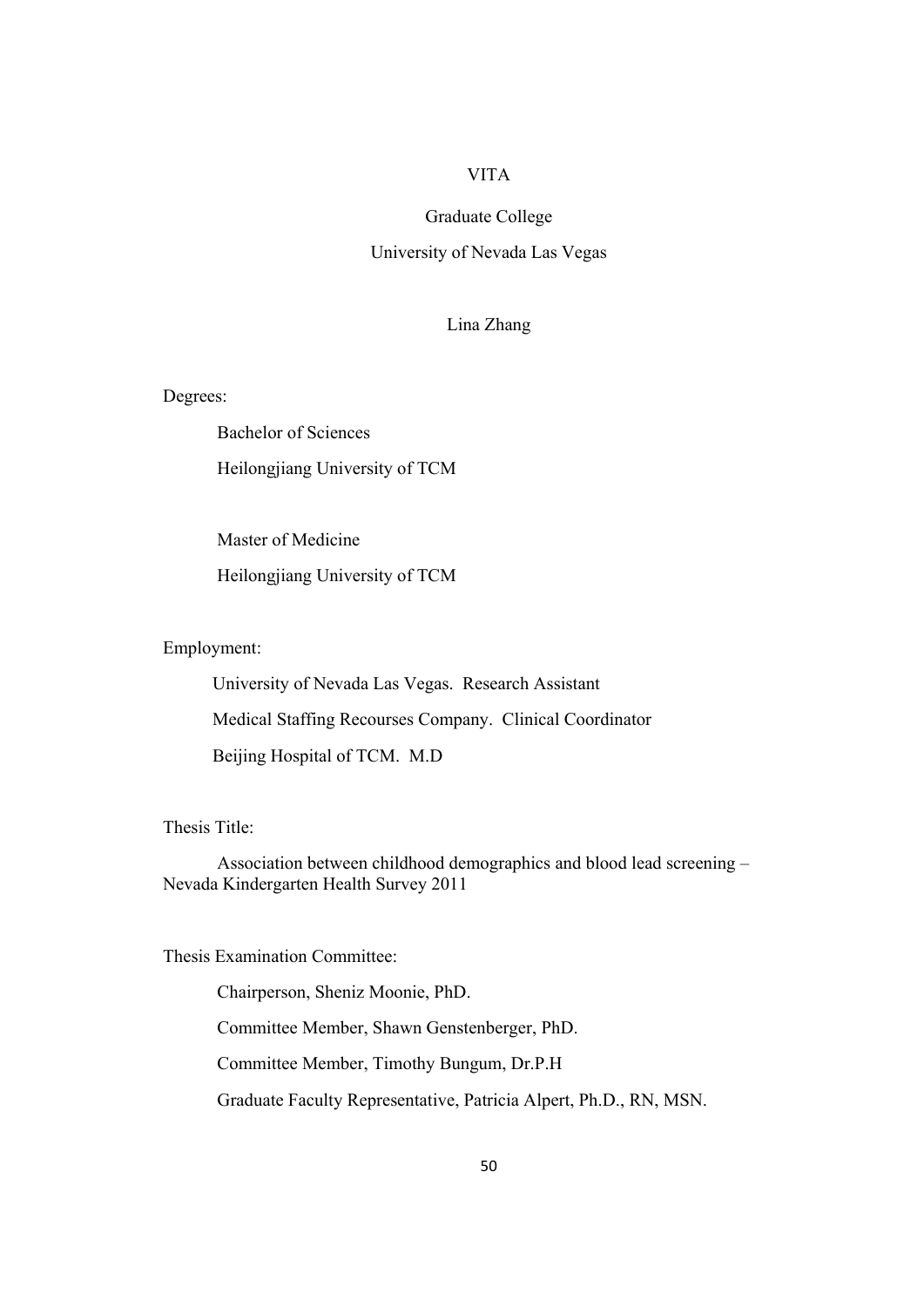# VITA

Graduate College

University of Nevada Las Vegas

Lina Zhang

Degrees:

Bachelor of Sciences

Heilongjiang University of TCM

Master of Medicine

Heilongjiang University of TCM

Employment:

University of Nevada Las Vegas. Research Assistant

Medical Staffing Recourses Company. Clinical Coordinator

Beijing Hospital of TCM. M.D

Thesis Title:

Association between childhood demographics and blood lead screening – Nevada Kindergarten Health Survey 2011

Thesis Examination Committee:

Chairperson, Sheniz Moonie, PhD.

Committee Member, Shawn Genstenberger, PhD.

Committee Member, Timothy Bungum, Dr.P.H

Graduate Faculty Representative, Patricia Alpert, Ph.D., RN, MSN.